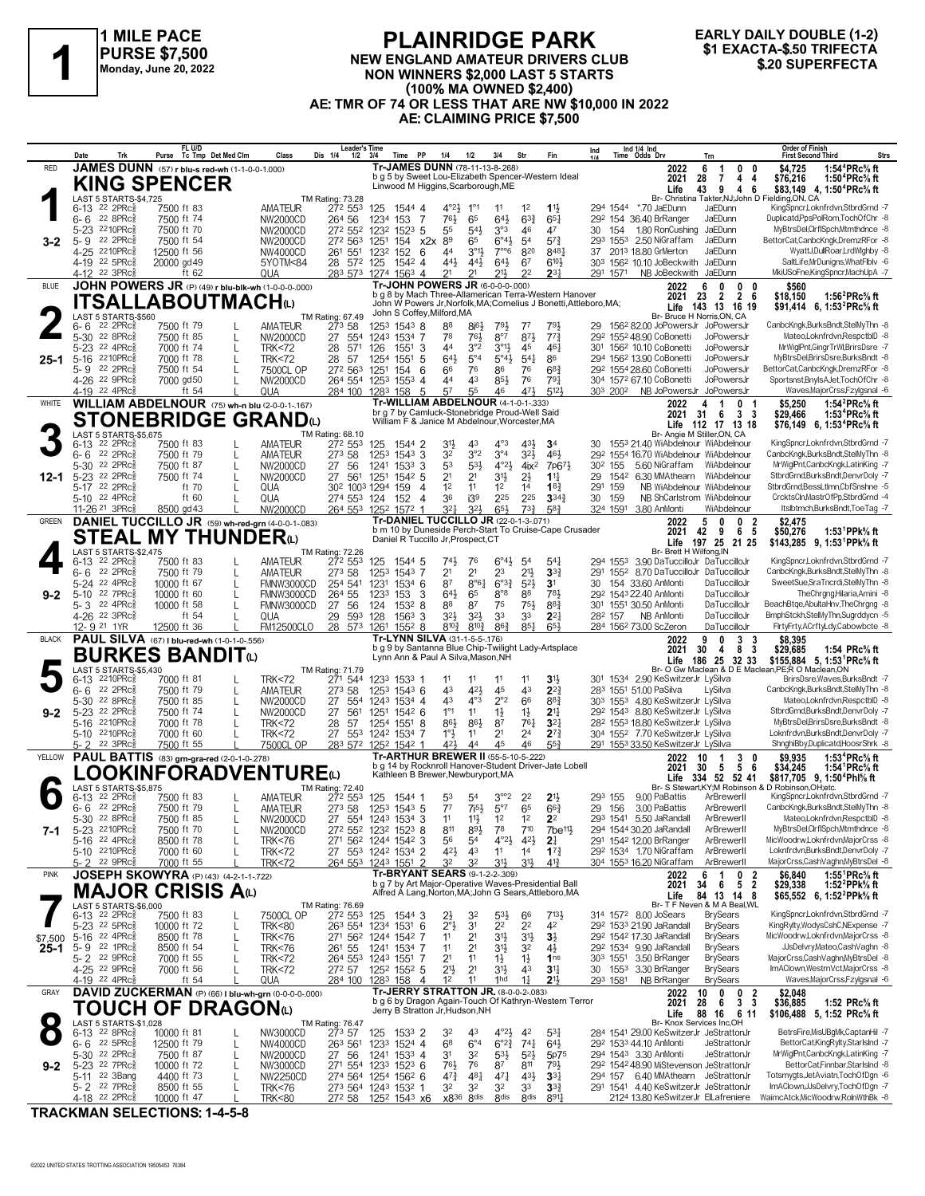# 1 MILE PACE

**PURSE $7,500**
Monday, June 20, 2022

## PLAINRIDGE PARK

**NEW ENGLAND AMATEUR DRIVERS CLUB**
**NON WINNERS $2,000 LAST 5 STARTS**
**(100% MA OWNED $2,400)**
**AE: TMR OF 74 OR LESS THAT ARE NW $10,000 IN 2022**
**AE: CLAIMING PRICE $7,500**

**EARLY DAILY DOUBLE (1-2)**
**$1 EXACTA-$.50 TRIFECTA**
**$.20 SUPERFECTA**

---

### 1 — RED — KING SPENCER — 3-2

**JAMES DUNN** (57) r blu-s red-wh (1-1-0-0-1.000)

Tr-JAMES DUNN (78-11-13-8-.268)
b g 5 by Sweet Lou-Elizabeth Spencer-Western Ideal
Linwood M Higgins,Scarborough,ME
Br- Christina Takter,NJ;John D Fielding,ON,CA

| | Starts | W | P | S | Earnings | Mark |
|---|---|---|---|---|---|---|
| 2022 | 6 | 1 | 0 | 0 | $4,725 | 1:54³PRc⅝ ft |
| 2021 | 28 | 7 | 4 | 4 | $76,216 | 1:50⁴PRc⅝ ft |
| Life | 43 | 9 | 4 | 6 | $83,149 | 4, 1:50⁴PRc⅝ ft |

LAST 5 STARTS-$4,725 — TM Rating: 73.28

| Date | Race | Purse | Cond | Class | Fractions | Final/PP | 1/4 | 1/2 | 3/4 | Str | Fin | Ind Time / Odds / Drv | Trn | Order of Finish |
|---|---|---|---|---|---|---|---|---|---|---|---|---|---|---|
| 6-13 22 2PRc⅝ | | 7500 | ft 83 | AMATEUR | 27² 55³ 125 | 1544 4 | 4°2½ | 1°1 | 11 | 12 | 11½ | 294 1544 *.70 JaEDunn | JaEDunn | KingSpncr,Loknfrdvn,StbrdGrnd -7 |
| 6-6 22 8PRc⅝ | | 7500 | ft 74 | NW2000CD | 264 56 1234 | 153 7 | 76½ | 65 | 64½ | 63¾ | 65¼ | 292 154 36.40 BrRanger | JaEDunn | Duplicatd,PpsPolRom,TochOfChr -8 |
| 5-23 2210PRc⅝ | | 7500 | ft 70 | NW2000CD | 27² 55² 123² | 1523 5 | 55 | 54½ | 3°3 | 46 | 47 | 30 154 1.80 RonCushing | JaEDunn | MyBtrsDel,ClrflSpch,Mtmthdnce -8 |
| 5-9 22 2PRc⅝ | | 7500 | ft 54 | NW2000CD | 27² 56³ 1251 | 154 x2x | 89 | 65 | 6°4¼ | 54 | 57¾ | 293 1553 2.50 NiGraffam | JaEDunn | BettorCat,CanbcKngk,DremzRFor -8 |
| 4-25 2210PRc⅝ | | 12500 | ft 56 | NW4000CD | 261 55¹ 123² | 152 6 | 44 | 3°1½ | 7°°6 | 820 | 848¼ | 37 2013 18.80 GrMerton | JaEDunn | WyattJ,DullRoar,LrdWghby -8 |
| 4-19 22 5PRc⅝ | | 20000 | gd 49 | 5YOTM<84 | 28 57² 125 | 1542 4 | 44½ | 44½ | 64¾ | 67 | 610½ | 303 1562 10.10 JoBeckwith | JaEDunn | SaltLife,MrDunigns,WhatFlblv -6 |
| 4-12 22 3PRc⅝ | | | ft 62 | QUA | 28³ 57³ 1274 | 1563 4 | 21 | 21 | 21½ | 22 | 23¼ | 291 1571 NB JoBeckwith | JaEDunn | MkiUSoFne,KingSpncr,MachUpA -7 |

---

### 2 — BLUE — ITSALLABOUTMACH(L) — 25-1

**JOHN POWERS JR** (P) (49) r blu-blk-wh (1-0-0-0-.000)

Tr-JOHN POWERS JR (6-0-0-0-.000)
b g 8 by Mach Three-Allamerican Terra-Western Hanover
John W Powers Jr,Norfolk,MA;Cornelius J Bonetti,Attleboro,MA;
John S Coffey,Milford,MA
Br- Bruce H Norris,ON, CA

| | Starts | W | P | S | Earnings | Mark |
|---|---|---|---|---|---|---|
| 2022 | 6 | 0 | 0 | 0 | $560 | |
| 2021 | 23 | 2 | 2 | 6 | $18,150 | 1:56²PRc⅝ ft |
| Life | 143 | 13 | 16 | 19 | $91,414 | 6, 1:53²PRc⅝ ft |

LAST 5 STARTS-$560 — TM Rating: 67.49

| Date | Race | Purse | Cond | Class | Fractions | Final/PP | 1/4 | 1/2 | 3/4 | Str | Fin | Ind Time / Odds / Drv | Trn | Order of Finish |
|---|---|---|---|---|---|---|---|---|---|---|---|---|---|---|
| 6-6 22 2PRc⅝ | | 7500 | ft 79 | L AMATEUR | 27³ 58 1253 | 1543 8 | 88 | 8i6½ | 79½ | 77 | 79½ | 29 1562 82.00 JoPowersJr | JoPowersJr | CanbcKngk,BurksBndt,StelMyThn -8 |
| 5-30 22 8PRc⅝ | | 7500 | ft 85 | L NW2000CD | 27 554 1243 | 1534 7 | 78 | 76½ | 8°7 | 87½ | 77¾ | 292 1552 48.90 CoBonetti | JoPowersJr | Mateo,Loknfrdvn,RespctblD -8 |
| 5-23 22 4PRc⅝ | | 7000 | ft 74 | L TRK<72 | 28 571 126 | 1551 3 | 44 | 3°2 | 3°1½ | 45 | 46¼ | 301 1562 10.10 CoBonetti | JoPowersJr | MrWiglPnt,GingrTrWl,BrirsDsre -7 |
| 5-16 2210PRc⅝ | | 7000 | ft 78 | L TRK<72 | 28 57 1254 | 1551 5 | 64½ | 5°4 | 5°4½ | 54¼ | 86 | 294 1562 13.90 CoBonetti | JoPowersJr | MyBtrsDel,BrirsDsre,BurksBndt -8 |
| 5-9 22 2PRc⅝ | | 7500 | ft 54 | L 7500CL OP | 27² 56³ 1251 | 154 6 | 66 | 76 | 86 | 76 | 68¾ | 292 1554 28.60 CoBonetti | JoPowersJr | BettorCat,CanbcKngk,DremzRFor -8 |
| 4-26 22 9PRc⅝ | | 7000 | gd 50 | L NW2000CD | 264 554 1253 | 1553 4 | 44 | 43 | 85¼ | 76 | 79¼ | 304 1572 67.10 CoBonetti | JoPowersJr | Sportsnst,BnyIsAJet,TochOfChr -8 |
| 4-19 22 4PRc⅝ | | | ft 54 | QUA | 284 100 1283 | 158 5 | 57 | 55 | 46 | 47¼ | 512¼ | 303 2002 NB JoPowersJr | JoPowersJr | WavesMajor,MajorCrss,Fzylgsnal -6 |

---

### 3 — WHITE — STONEBRIDGE GRAND(L) — 12-1

**WILLIAM ABDELNOUR** (75) wh-n blu (2-0-0-1-.167)

Tr-WILLIAM ABDELNOUR (4-1-0-1-.333)
br g 7 by Camluck-Stonebridge Proud-Well Said
William F & Janice M Abdelnour,Worcester,MA
Br- Angie M Stiller,ON, CA

| | Starts | W | P | S | Earnings | Mark |
|---|---|---|---|---|---|---|
| 2022 | 4 | 1 | 0 | 1 | $5,250 | 1:54²PRc⅝ ft |
| 2021 | 31 | 6 | 3 | 3 | $29,466 | 1:53⁴PRc⅝ ft |
| Life | 112 | 17 | 13 | 18 | $76,149 | 6, 1:53⁴PRc⅝ ft |

LAST 5 STARTS-$5,675 — TM Rating: 68.10

| Date | Race | Purse | Cond | Class | Fractions | Final/PP | 1/4 | 1/2 | 3/4 | Str | Fin | Ind Time / Odds / Drv | Trn | Order of Finish |
|---|---|---|---|---|---|---|---|---|---|---|---|---|---|---|
| 6-13 22 2PRc⅝ | | 7500 | ft 83 | L AMATEUR | 27² 55³ 125 | 1544 2 | 31½ | 43 | 4°3 | 43¼ | 34 | 30 1553 21.40 WiAbdelnour | WiAbdelnour | KingSpncr,Loknfrdvn,StbrdGrnd -7 |
| 6-6 22 2PRc⅝ | | 7500 | ft 79 | L AMATEUR | 27³ 58 1253 | 1543 3 | 32 | 3°2 | 3°4 | 32¼ | 46½ | 292 1554 16.70 WiAbdelnour | WiAbdelnour | CanbcKngk,BurksBndt,StelMyThn -8 |
| 5-30 22 2PRc⅝ | | 7500 | ft 87 | L NW2000CD | 27 56 1241 | 1533 3 | 53 | 53½ | 4°2½ | 4ix2 | 7p67¼ | 30² 155 5.60 NiGraffam | WiAbdelnour | MrWiglPnt,CanbcKngk,LatinKing -7 |
| 5-23 22 2PRc⅝ | | 7500 | ft 74 | L NW2000CD | 27 561 1251 | 1542 5 | 21 | 21 | 31½ | 2½ | 11¼ | 29 1542 6.30 MMAthearn | WiAbdelnour | StbrdGrnd,BurksBndt,DenvrDoly -7 |
| 5-17 22 2PRc⅝ | | | ft 70 | QUA | 30² 100³ 1294 | 159 4 | 12 | 11 | 12 | 14 | 18¾ | 291 159 NB WiAbdelnour | WiAbdelnour | StbrdGrnd,BessLtlmn,CbfSnshne -5 |
| 5-10 22 4PRc⅝ | | | ft 60 | QUA | 274 553 124 | 152 4 | 36 | i39 | 225 | 225 | 3343 | 30 159 NB ShCarlstrom | WiAbdelnour | CrcktsCln,MastrOfPp,StbrdGrnd -4 |
| 11-26 21 3PRc⅝ | | 8500 | gd 43 | NW2000CD | 264 553 1252 | 1572 1 | 32¾ | 32½ | 65½ | 73¾ | 58¾ | 324 1591 3.80 AnMonti | WiAbdelnour | Itslbtmch,BurksBndt,ToeTag -7 |

---

### 4 — GREEN — STEAL MY THUNDER(L) — 9-2

**DANIEL TUCCILLO JR** (59) wh-red-grn (4-0-0-1-.083)

Tr-DANIEL TUCCILLO JR (22-0-1-3-.071)
b m 10 by Duneside Perch-Start To Cruise-Cape Crusader
Daniel R Tuccillo Jr,Prospect,CT
Br- Brett H Wilfong,IN

| | Starts | W | P | S | Earnings | Mark |
|---|---|---|---|---|---|---|
| 2022 | 5 | 0 | 0 | 2 | $2,475 | |
| 2021 | 42 | 9 | 6 | 5 | $50,276 | 1:53¹PPk⅝ ft |
| Life | 197 | 25 | 21 | 25 | $143,285 | 9, 1:53¹PPk⅝ ft |

LAST 5 STARTS-$2,475 — TM Rating: 72.26

| Date | Race | Purse | Cond | Class | Fractions | Final/PP | 1/4 | 1/2 | 3/4 | Str | Fin | Ind Time / Odds / Drv | Trn | Order of Finish |
|---|---|---|---|---|---|---|---|---|---|---|---|---|---|---|
| 6-13 22 2PRc⅝ | | 7500 | ft 83 | L AMATEUR | 27² 55³ 125 | 1544 5 | 74½ | 76 | 6°4½ | 54 | 54¼ | 294 1553 3.90 DaTuccilloJr | DaTuccilloJr | KingSpncr,Loknfrdvn,StbrdGrnd -7 |
| 6-6 22 2PRc⅝ | | 7500 | ft 79 | L AMATEUR | 27³ 58 1253 | 1543 7 | 21 | 21 | 23 | 21½ | 33¾ | 291 1552 8.70 DaTuccilloJr | DaTuccilloJr | CanbcKngk,BurksBndt,StelMyThn -8 |
| 5-24 22 4PRc⅝ | | 10000 | ft 67 | L FMNW3000CD | 254 541 1231 | 1534 6 | 87 | 8°6¼ | 6°3¾ | 52½ | 31 | 30 154 33.60 AnMonti | DaTuccilloJr | SweetSue,SraTncrdi,StelMyThn -8 |
| 5-10 22 7PRc⅝ | | 10000 | ft 60 | L FMNW3000CD | 264 55 1233 | 153 3 | 64½ | 65 | 8°8 | 88 | 78½ | 292 1543 22.40 AnMonti | DaTuccilloJr | TheChrgng,Hillaria,Amini -8 |
| 5-3 22 4PRc⅝ | | 10000 | ft 58 | L FMNW3000CD | 27 56 124 | 1532 8 | 88 | 87 | 75 | 75½ | 88¾ | 301 1551 30.50 AnMonti | DaTuccilloJr | BeachBtqe,AbultaHnv,TheChrgng -8 |
| 4-26 22 3PRc⅝ | | | ft 54 | L QUA | 29 59³ 128 | 1563 3 | 32½ | 32½ | 33 | 33 | 22¼ | 28² 157 NB AnMonti | DaTuccilloJr | BmphStckh,StelMyThn,Sugrddycn -5 |
| 12-9 21 1YR | | 12500 | ft 36 | FM12500CLO | 28 57³ 1261 | 1552 8 | 810¾ | 810¾ | 86¾ | 85¼ | 65½ | 284 1562 73.00 ScZeron | DaTuccilloJr | FlrtyFrty,ACrftyLdy,Cabowbcte -8 |

---

### 5 — BLACK — BURKES BANDIT(L) — 9-2

**PAUL SILVA** (67) l blu-red-wh (1-0-1-0-.556)

Tr-LYNN SILVA (31-1-5-5-.176)
b g 9 by Santanna Blue Chip-Twilight Lady-Artsplace
Lynn Ann & Paul A Silva,Mason,NH
Br- O Gw Maclean & D E Maclean,PE;R O Maclean,ON

| | Starts | W | P | S | Earnings | Mark |
|---|---|---|---|---|---|---|
| 2022 | 9 | 0 | 3 | 3 | $8,395 | |
| 2021 | 30 | 4 | 8 | 3 | $29,685 | 1:54 PRc⅝ ft |
| Life | 186 | 25 | 32 | 33 | $155,884 | 5, 1:53¹PRc⅝ ft |

LAST 5 STARTS-$5,430 — TM Rating: 71.79

| Date | Race | Purse | Cond | Class | Fractions | Final/PP | 1/4 | 1/2 | 3/4 | Str | Fin | Ind Time / Odds / Drv | Trn | Order of Finish |
|---|---|---|---|---|---|---|---|---|---|---|---|---|---|---|
| 6-13 2210PRc⅝ | | 7000 | ft 81 | L TRK<72 | 271 544 1233 | 1533 1 | 11 | 11 | 11 | 11 | 31½ | 301 1534 2.90 KeSwitzerJr | LySilva | BrirsDsre,Waves,BurksBndt -7 |
| 6-6 22 2PRc⅝ | | 7500 | ft 79 | L AMATEUR | 27³ 58 1253 | 1543 6 | 43 | 42½ | 45 | 43 | 22¾ | 283 1551 51.00 PaSilva | LySilva | CanbcKngk,BurksBndt,StelMyThn -8 |
| 5-30 22 8PRc⅝ | | 7500 | ft 85 | L NW2000CD | 27 554 1243 | 1534 4 | 43 | 4°3 | 2°°2 | 66 | 88¾ | 303 1553 4.80 KeSwitzerJr | LySilva | Mateo,Loknfrdvn,RespctblD -8 |
| 5-23 22 2PRc⅝ | | 7500 | ft 74 | L NW2000CD | 27 561 1251 | 1542 6 | 1°1 | 11 | 1½ | 1½ | 21¼ | 292 1543 8.80 KeSwitzerJr | LySilva | StbrdGrnd,BurksBndt,DenvrDoly -7 |
| 5-16 2210PRc⅝ | | 7000 | ft 78 | L TRK<72 | 28 57 1254 | 1551 8 | 86½ | 86½ | 87 | 76¼ | 32¼ | 282 1553 18.80 KeSwitzerJr | LySilva | MyBtrsDel,BrirsDsre,BurksBndt -8 |
| 5-10 2210PRc⅝ | | 7000 | ft 60 | L TRK<72 | 27 553 1242 | 1534 7 | 1°½ | 11 | 21 | 24 | 27¾ | 304 1552 7.70 KeSwitzerJr | LySilva | Loknfrdvn,BurksBndt,DenvrDoly -7 |
| 5-2 22 3PRc⅝ | | 7500 | ft 55 | L 7500CL OP | 28³ 57² 1252 | 1542 1 | 42¾ | 44 | 45 | 46 | 55¾ | 291 1553 33.50 KeSwitzerJr | LySilva | ShnghiBby,Duplicatd,HoosrShrk -8 |

---

### 6 — YELLOW — LOOKINFORADVENTURE(L) — 7-1

**PAUL BATTIS** (83) grn-gra-red (2-0-1-0-.278)

Tr-ARTHUR BREWER II (55-5-10-5-.222)
b g 14 by Rocknroll Hanover-Student Driver-Jate Lobell
Kathleen B Brewer,Newburyport,MA
Br- S Stewart,KY;M Robinson & D Robinson,OH;etc.

| | Starts | W | P | S | Earnings | Mark |
|---|---|---|---|---|---|---|
| 2022 | 10 | 1 | 3 | 0 | $9,935 | 1:53⁴PRc⅝ ft |
| 2021 | 30 | 5 | 5 | 6 | $34,245 | 1:54¹PRc⅝ ft |
| Life | 334 | 52 | 52 | 41 | $817,705 | 9, 1:50⁴Phl⅝ ft |

LAST 5 STARTS-$5,875 — TM Rating: 72.40

| Date | Race | Purse | Cond | Class | Fractions | Final/PP | 1/4 | 1/2 | 3/4 | Str | Fin | Ind Time / Odds / Drv | Trn | Order of Finish |
|---|---|---|---|---|---|---|---|---|---|---|---|---|---|---|
| 6-13 22 2PRc⅝ | | 7500 | ft 83 | L AMATEUR | 27² 55³ 125 | 1544 1 | 53 | 54 | 3°°2 | 22 | 21½ | 293 155 9.00 PaBattis | ArBrewerII | KingSpncr,Loknfrdvn,StbrdGrnd -7 |
| 6-6 22 2PRc⅝ | | 7500 | ft 79 | L AMATEUR | 27³ 58 1253 | 1543 5 | 77 | 7i5½ | 5°7 | 65 | 66¾ | 29 156 3.00 PaBattis | ArBrewerII | CanbcKngk,BurksBndt,StelMyThn -8 |
| 5-30 22 8PRc⅝ | | 7500 | ft 85 | L NW2000CD | 27 554 1243 | 1534 3 | 11 | 11½ | 12 | 12 | 2½ | 293 1541 5.50 JaRandall | ArBrewerII | Mateo,Loknfrdvn,RespctblD -8 |
| 5-23 2210PRc⅝ | | 7500 | ft 70 | L NW2000CD | 27² 55² 123² | 1523 8 | 811 | 89½ | 78 | 710 | 7be11½ | 294 1544 30.20 JaRandall | ArBrewerII | MyBtrsDel,ClrflSpch,Mtmthdnce -8 |
| 5-16 22 4PRc⅝ | | 8500 | ft 78 | L TRK<76 | 271 56² 1244 | 1542 3 | 56 | 54 | 4°2½ | 42½ | 2¾ | 291 1542 12.00 BrRanger | ArBrewerII | MicWoodrw,Loknfrdvn,MajorCrss -8 |
| 5-10 2210PRc⅝ | | 7000 | ft 60 | L TRK<72 | 27 553 1242 | 1534 2 | 42½ | 43 | 11 | 14 | 17¾ | 292 1534 1.70 NiGraffam | ArBrewerII | Loknfrdvn,BurksBndt,DenvrDoly -7 |
| 5-2 22 9PRc⅝ | | 7000 | ft 55 | L TRK<72 | 264 553 1243 | 1551 2 | 32 | 32 | 31½ | 31½ | 41¾ | 304 1553 16.20 NiGraffam | ArBrewerII | MajorCrss,CashVaghn,MyBtrsDel -8 |

---

### 7 — PINK — MAJOR CRISIS A(L) — 25-1

**JOSEPH SKOWYRA** (P) (43) (4-2-1-1-.722)

Tr-BRYANT SEARS (9-1-2-2-.309)
b g 7 by Art Major-Operative Waves-Presidential Ball
Alfred A Lang,Norton,MA;John G Sears,Attleboro,MA
Br- T F Neven & M A Beal,WL

CL: $7,500

| | Starts | W | P | S | Earnings | Mark |
|---|---|---|---|---|---|---|
| 2022 | 6 | 1 | 0 | 2 | $6,840 | 1:55¹PRc⅝ ft |
| 2021 | 34 | 6 | 5 | 2 | $29,338 | 1:52²PPk⅝ ft |
| Life | 84 | 13 | 14 | 8 | $65,552 | 6, 1:52²PPk⅝ ft |

LAST 5 STARTS-$6,000 — TM Rating: 76.69

| Date | Race | Purse | Cond | Class | Fractions | Final/PP | 1/4 | 1/2 | 3/4 | Str | Fin | Ind Time / Odds / Drv | Trn | Order of Finish |
|---|---|---|---|---|---|---|---|---|---|---|---|---|---|---|
| 6-13 22 2PRc⅝ | | 7500 | ft 83 | L 7500CL OP | 27² 55³ 125 | 1544 3 | 2½ | 32 | 53¼ | 66 | 713½ | 314 1572 8.00 JoSears | BrySears | KingSpncr,Loknfrdvn,StbrdGrnd -7 |
| 5-23 22 5PRc⅝ | | 10000 | ft 72 | L TRK<80 | 263 554 1234 | 1531 6 | 2°½ | 31 | 22 | 22 | 42 | 292 1533 21.90 JaRandall | BrySears | KingRylty,WodysCshC,NExpense -7 |
| 5-16 22 4PRc⅝ | | 8500 | ft 78 | L TRK<76 | 271 56² 1244 | 1542 7 | 11 | 21 | 31½ | 31½ | 3¾ | 292 1542 17.30 JaRandall | BrySears | MicWoodrw,Loknfrdvn,MajorCrss -8 |
| 5-9 22 1PRc⅝ | | 8500 | ft 54 | L TRK<76 | 261 55 1241 | 1534 7 | 11 | 21 | 31½ | 32 | 4½ | 292 1534 9.90 JaRandall | BrySears | JJsDelvry,Mateo,CashVaghn -8 |
| 5-2 22 9PRc⅝ | | 7000 | ft 55 | L TRK<72 | 264 553 1243 | 1551 7 | 21 | 11 | 1½ | 1½ | 1ns | 303 1551 3.50 BrRanger | BrySears | MajorCrss,CashVaghn,MyBtrsDel -8 |
| 4-25 22 9PRc⅝ | | 7000 | ft 56 | L TRK<72 | 27² 57 1252 | 1552 5 | 21½ | 21 | 31½ | 43 | 31¾ | 30 1553 3.30 BrRanger | BrySears | ImAClown,WestrnVct,MajorCrss -8 |
| 4-19 22 4PRc⅝ | | | ft 54 | QUA | 284 100 1283 | 158 4 | 12 | 11 | 1hd | 1¾ | 21¼ | 293 1581 NB BrRanger | BrySears | WavesMajor,MajorCrss,Fzylgsnal -6 |

---

### 8 — GRAY — TOUCH OF DRAGON(L) — 9-2

**DAVID ZUCKERMAN** (P) (66) l blu-wh-grn (0-0-0-0-.000)

Tr-JERRY STRATTON JR. (8-0-0-2-.083)
b g 6 by Dragon Again-Touch Of Kathryn-Western Terror
Jerry B Stratton Jr,Hudson,NH
Br- Knox Services Inc,OH

| | Starts | W | P | S | Earnings | Mark |
|---|---|---|---|---|---|---|
| 2022 | 10 | 0 | 0 | 2 | $2,048 | |
| 2021 | 28 | 6 | 3 | 3 | $36,885 | 1:52 PRc⅝ ft |
| Life | 88 | 16 | 6 | 11 | $106,488 | 5, 1:52 PRc⅝ ft |

LAST 5 STARTS-$1,028 — TM Rating: 76.47

| Date | Race | Purse | Cond | Class | Fractions | Final/PP | 1/4 | 1/2 | 3/4 | Str | Fin | Ind Time / Odds / Drv | Trn | Order of Finish |
|---|---|---|---|---|---|---|---|---|---|---|---|---|---|---|
| 6-13 22 8PRc⅝ | | 10000 | ft 81 | L NW3000CD | 27³ 57 125 | 1533 2 | 32 | 43 | 4°2½ | 42 | 53¼ | 284 1541 29.00 KeSwitzerJr | JeStrattonJr | BetrsFire,MisUBgMk,CaptanHil -7 |
| 6-6 22 5PRc⅝ | | 12500 | ft 79 | L NW4000CD | 263 561 1233 | 1524 4 | 68 | 6°4 | 6°2¾ | 74¼ | 64½ | 292 1533 44.10 AnMonti | JeStrattonJr | BettorCat,KingRylty,StarIsInd -7 |
| 5-30 22 2PRc⅝ | | 7500 | ft 87 | L NW2000CD | 27 56 1241 | 1533 4 | 31 | 32 | 53½ | 52½ | 5p75 | 294 1543 3.30 AnMonti | JeStrattonJr | MrWiglPnt,CanbcKngk,LatinKing -7 |
| 5-23 22 7PRc⅝ | | 10000 | ft 72 | L NW3000CD | 271 554 1233 | 1523 6 | 76½ | 76 | 87 | 811 | 79½ | 292 1542 48.90 MiStevenson | JeStrattonJr | BettorCat,Finnbar,StarIsInd -8 |
| 5-11 22 3Bang | | 4400 | ft 73 | L NW2250CD | 274 564 1254 | 1562 6 | 47¾ | 48¼ | 47¼ | 43¼ | 33¼ | 294 157 6.40 MMAthearn | JeStrattonJr | Totsmygts,JetAviatn,TochOfDgn -6 |
| 5-2 22 7PRc⅝ | | 8500 | ft 55 | L TRK<76 | 273 564 1243 | 1532 1 | 32 | 32 | 32 | 33 | 33¾ | 291 1541 4.40 KeSwitzerJr | JeStrattonJr | ImAClown,JJsDelvry,TochOfDgn -7 |
| 4-18 22 2PRc⅝ | | 10000 | ft 47 | L TRK<80 | 27² 58 1252 | 1543 x6 | x836 | 8dis | 8dis | 8dis | 891¼ | 2124 13.80 KeSwitzerJr | ElLafreniere | WaimcAtck,MicWoodrw,RolnWthBk -8 |

---

**TRACKMAN SELECTIONS: 1-4-5-8**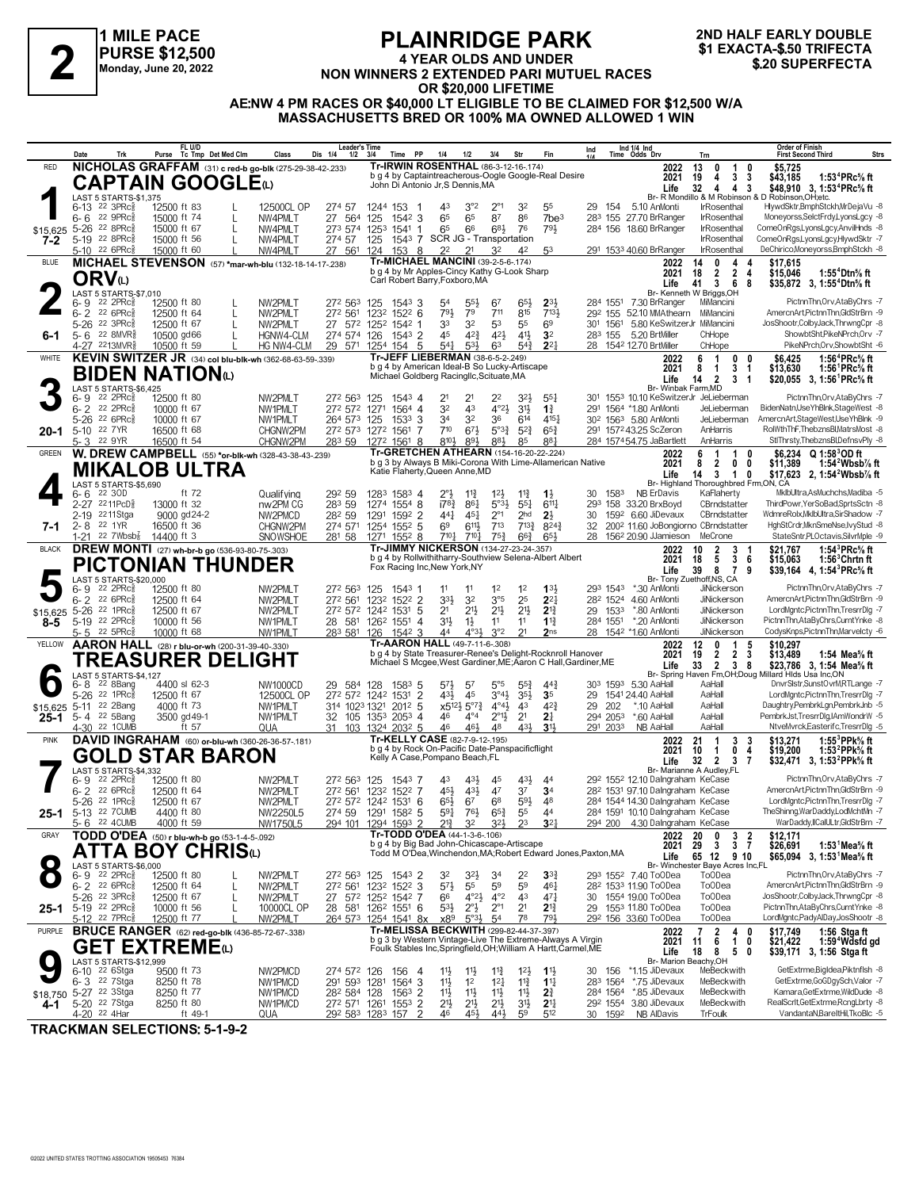# 2

**1 MILE PACE**
**PURSE $12,500**
**Monday, June 20, 2022**

## PLAINRIDGE PARK

**4 YEAR OLDS AND UNDER**
**NON WINNERS 2 EXTENDED PARI MUTUEL RACES OR $20,000 LIFETIME**
**AE:NW 4 PM RACES OR $40,000 LT ELIGIBLE TO BE CLAIMED FOR $12,500 W/A MASSACHUSETTS BRED OR 100% MA OWNED ALLOWED 1 WIN**

**2ND HALF EARLY DOUBLE**
**$1 EXACTA-$.50 TRIFECTA**
**$.20 SUPERFECTA**

---

### 1 — RED — 7-2
**NICHOLAS GRAFFAM** (31) c red-b go-blk (275-29-38-42-.233)
**CAPTAIN GOOGLE(L)**
Tr-IRWIN ROSENTHAL (86-3-12-16-.174)
b g 4 by Captaintreacherous-Oogle Google-Real Desire
John Di Antonio Jr,S Dennis,MA
Br- R Mondillo & M Robinson & D Robinson,OH;etc.

| Year | Starts | W | P | S | Earnings | Record |
|---|---|---|---|---|---|---|
| 2022 | 13 | 0 | 1 | 0 | $5,725 | |
| 2021 | 19 | 4 | 3 | 3 | $43,185 | 1:53⁴PRc⅝ ft |
| Life | 32 | 4 | 4 | 3 | $48,910 | 3, 1:53⁴PRc⅝ ft |

LAST 5 STARTS-$1,375 — $15,625

| Date | Trk | Purse | Cond | Class | 1/4 | 1/2 | 3/4 | Time | PP | 1/4 | 1/2 | 3/4 | Str | Fin | Ind | Odds Drv | Trn | Order of Finish |
|---|---|---|---|---|---|---|---|---|---|---|---|---|---|---|---|---|---|---|
| 6-13 22 3PRc⅝ | | 12500 | ft 83 L | 12500CL OP | 27⁴ | 57 | 124⁴ | 153 | 1 | 4³ | 3°² | 2°¹ | 3² | 5⁵ | 29 154 | 5.10 AnMonti | IrRosenthal | HlywdSktr,BmphStckh,MrDejaVu -8 |
| 6-6 22 9PRc⅝ | | 15000 | ft 74 L | NW4PMLT | 27 | 56⁴ | 125 | 154² | 3 | 6⁵ | 6⁵ | 8⁷ | 8⁶ | 7be³ | 28³ 155 | 27.70 BrRanger | IrRosenthal | Moneyorss,SelctFrdy,LyonsLgcy -8 |
| 5-26 22 8PRc⅝ | | 15000 | ft 67 L | NW4PMLT | 27³ | 57⁴ | 125³ | 154¹ | 1 | 6⁵ | 6⁶ | 6⁸½ | 7⁶ | 7⁹½ | 28⁴ 156 | 18.60 BrRanger | IrRosenthal | ComeOnRgs,LyonsLgcy,AnvillHnds -8 |
| 5-19 22 8PRc⅝ | | 15000 | ft 56 L | NW4PMLT | 27⁴ | 57 | 125 | 154³ | 7 | SCR JG - Transportation | | | | | | | IrRosenthal | ComeOnRgs,LyonsLgcy,HlywdSktr -7 |
| 5-10 22 6PRc⅝ | | 15000 | ft 60 | NW4PMLT | 27 | 56¹ | 124 | 153 | 8 | 2² | 2¹ | 3² | 4² | 5³ | 29¹ 153³ | 40.60 BrRanger | IrRosenthal | DeChirico,Moneyorss,BmphStckh -8 |

### 2 — BLUE — 6-1
**MICHAEL STEVENSON** (57) *mar-wh-blu (132-18-14-17-.238)
**ORV(L)**
Tr-MICHAEL MANCINI (39-2-5-6-.174)
b g 4 by My Apples-Cincy Kathy G-Look Sharp
Carl Robert Barry,Foxboro,MA
Br- Kenneth W Briggs,OH

| Year | Starts | W | P | S | Earnings | Record |
|---|---|---|---|---|---|---|
| 2022 | 14 | 0 | 4 | 4 | $17,615 | |
| 2021 | 18 | 2 | 2 | 4 | $15,046 | 1:55⁴Dtn⅝ ft |
| Life | 41 | 3 | 6 | 8 | $35,872 | 3, 1:55⁴Dtn⅝ ft |

LAST 5 STARTS-$7,010

| Date | Trk | Purse | Cond | Class | 1/4 | 1/2 | 3/4 | Time | PP | 1/4 | 1/2 | 3/4 | Str | Fin | Ind | Odds Drv | Trn | Order of Finish |
|---|---|---|---|---|---|---|---|---|---|---|---|---|---|---|---|---|---|---|
| 6-9 22 2PRc⅝ | | 12500 | ft 80 L | NW2PMLT | 27² | 56³ | 125 | 154³ | 3 | 5⁴ | 5⁵½ | 6⁷ | 6⁵½ | 2³½ | 28⁴ 155¹ | 7.30 BrRanger | MiMancini | PictnnThn,Orv,AtaByChrs -7 |
| 6-2 22 6PRc⅝ | | 12500 | ft 64 L | NW2PMLT | 27² | 56¹ | 123² | 152² | 6 | 7⁹½ | 7⁹ | 7¹¹ | 8¹⁵ | 7¹³½ | 29² 155 | 52.10 MMAthearn | MiMancini | AmercnArt,PictnnThn,GldStrBrn -9 |
| 5-26 22 3PRc⅝ | | 12500 | ft 67 L | NW2PMLT | 27 | 57² | 125² | 154² | 1 | 3³ | 3² | 5³ | 5⁵ | 6⁹ | 30¹ 156¹ | 5.80 KeSwitzerJr | MiMancini | JosShootr,ColbyJack,ThrwngCpr -8 |
| 5-6 22 8MVR⅝ | | 10500 | gd66 L | HGNW4-CLM | 27⁴ | 57⁴ | 126 | 154³ | 2 | 4⁵ | 4²³ | 4²½ | 4¹½ | 3² | 28³ 155 | 5.20 BrtMiller | ChHope | ShowbtSht,PikeNPrch,Orv -7 |
| 4-27 22 13MVR⅝ | | 10500 | ft 59 | HG NW4-CLM | 29 | 57¹ | 125⁴ | 154 | 5 | 5⁴½ | 5³½ | 6³ | 5⁴½ | 2²½ | 28 154² | 12.70 BrtMiller | ChHope | PikeNPrch,Orv,ShowbtSht -6 |

### 3 — WHITE — 20-1
**KEVIN SWITZER JR** (34) col blu-blk-wh (362-68-63-59-.339)
**BIDEN NATION(L)**
Tr-JEFF LIEBERMAN (38-6-5-2-.249)
b g 4 by American Ideal-B So Lucky-Artiscape
Michael Goldberg Racingllc,Scituate,MA
Br- Winbak Farm,MD

| Year | Starts | W | P | S | Earnings | Record |
|---|---|---|---|---|---|---|
| 2022 | 6 | 1 | 0 | 0 | $6,425 | 1:56⁴PRc⅝ ft |
| 2021 | 8 | 1 | 3 | 1 | $13,630 | 1:56¹PRc⅝ ft |
| Life | 14 | 2 | 3 | 1 | $20,055 | 3, 1:56¹PRc⅝ ft |

LAST 5 STARTS-$6,425

| Date | Trk | Purse | Cond | Class | 1/4 | 1/2 | 3/4 | Time | PP | 1/4 | 1/2 | 3/4 | Str | Fin | Ind | Odds Drv | Trn | Order of Finish |
|---|---|---|---|---|---|---|---|---|---|---|---|---|---|---|---|---|---|---|
| 6-9 22 2PRc⅝ | | 12500 | ft 80 | NW2PMLT | 27² | 56³ | 125 | 154³ | 4 | 2¹ | 2¹ | 2² | 3²½ | 5⁵½ | 30¹ 155³ | 10.10 KeSwitzerJr | JeLieberman | PictnnThn,Orv,AtaByChrs -7 |
| 6-2 22 2PRc⅝ | | 10000 | ft 67 | NW1PMLT | 27² | 57² | 127¹ | 156⁴ | 4 | 3² | 4³ | 4°²½ | 3¹½ | 1¾ | 29¹ 156⁴ | *1.80 AnMonti | JeLieberman | BidenNatn,UseYhBlnk,StageWest -8 |
| 5-26 22 6PRc⅝ | | 10000 | ft 67 | NW1PMLT | 26⁴ | 57³ | 125 | 153³ | 3 | 3⁴ | 3² | 3⁶ | 6¹⁴ | 4¹⁵½ | 30² 156³ | 5.80 AnMonti | JeLieberman | AmercnArt,StageWest,UseYhBlnk -9 |
| 5-10 22 7YR | | 16500 | ft 68 | CHGNW2PM | 27² | 57³ | 127² | 156¹ | 7 | 7¹⁰ | 6⁷½ | 5°³¾ | 5²¾ | 6⁵¾ | 29¹ 157² | 43.25 ScZeron | AnHarris | RolWthThF,ThebznsBl,MatrsMost -8 |
| 5-3 22 9YR | | 16500 | ft 54 | CHGNW2PM | 28³ | 59 | 127² | 156¹ | 8 | 8¹⁰½ | 8⁹½ | 8⁸½ | 8⁵ | 8⁸½ | 28⁴ 157⁴ | 54.75 JaBartlett | AnHarris | StlThrsty,ThebznsBl,DefnsvPly -8 |

### 4 — GREEN — 7-1
**W. DREW CAMPBELL** (55) *or-blk-wh (328-43-38-43-.239)
**MIKALOB ULTRA**
Tr-GRETCHEN ATHEARN (154-16-20-22-.224)
b g 3 by Always B Miki-Corona With Lime-Allamerican Native
Katie Flaherty,Queen Anne,MD
Br- Highland Thoroughbred Frm,ON, CA

| Year | Starts | W | P | S | Earnings | Record |
|---|---|---|---|---|---|---|
| 2022 | 6 | 1 | 1 | 0 | $6,234 | Q 1:58³OD ft |
| 2021 | 8 | 2 | 0 | 0 | $11,389 | 1:54²Wbsb⅞ ft |
| Life | 14 | 3 | 1 | 0 | $17,623 | 2, 1:54²Wbsb⅞ ft |

LAST 5 STARTS-$5,690

| Date | Trk | Purse | Cond | Class | 1/4 | 1/2 | 3/4 | Time | PP | 1/4 | 1/2 | 3/4 | Str | Fin | Ind | Odds Drv | Trn | Order of Finish |
|---|---|---|---|---|---|---|---|---|---|---|---|---|---|---|---|---|---|---|
| 6-6 22 3OD | | | ft 72 | Qualifying | 29² | 59 | 128³ | 158³ | 4 | 2°½ | 1¹¾ | 1²½ | 1¹¾ | 1½ | 30 158³ | NB ErDavis | KaFlaherty | MklbUltra,AsMuchchs,Madiba -5 |
| 2-27 22 11PcD⅝ | | 13000 | ft 32 | nw2PM CG | 28³ | 59 | 127⁴ | 155⁴ | 8 | i7⁸¾ | 8⁶¼ | 5°³½ | 5⁵½ | 6¹¹½ | 29³ 158 | 33.20 BrxBoyd | CBrndstatter | ThirdPowr,YerSoBad,SprtsSctn -8 |
| 2-19 22 11Stga | | 9000 | gd24-2 | NW2PMCD | 28² | 59 | 129¹ | 159² | 2 | 4⁴½ | 4⁵¼ | 2°¹ | 2hd | 2½ | 30 159² | 6.60 JiDevaux | CBrndstatter | WdmreRolx,MklbUltra,SirShadow -7 |
| 2-8 22 1YR | | 16500 | ft 36 | CHGNW2PM | 27⁴ | 57¹ | 125⁴ | 155² | 5 | 6⁹ | 6¹¹½ | 7¹³ | 7¹³¾ | 8²⁴¾ | 32 200² | 11.60 JoBongiorno | CBrndstatter | HghStCrdr,MknSmeNse,IvyStud -8 |
| 1-21 22 7Wbsb⅞ | | 14400 | ft 3 | SNOWSHOE | 28¹ | 58 | 127¹ | 155² | 8 | 7¹⁰½ | 7¹⁰½ | 7⁵¾ | 6⁶¾ | 6⁵½ | 28 156² | 20.90 JJamieson | MeCrone | StateSntr,PLOctavis,SilvrMple -9 |

### 5 — BLACK — 8-5
**DREW MONTI** (27) wh-br-b go (536-93-80-75-.303)
**PICTONIAN THUNDER**
Tr-JIMMY NICKERSON (134-27-23-24-.357)
b g 4 by Rollwithitharry-Southview Selena-Albert Albert
Fox Racing Inc,New York,NY
Br- Tony Zuethoff,NS, CA

| Year | Starts | W | P | S | Earnings | Record |
|---|---|---|---|---|---|---|
| 2022 | 10 | 2 | 3 | 1 | $21,767 | 1:54³PRc⅝ ft |
| 2021 | 18 | 5 | 3 | 6 | $15,063 | 1:56³Chrtn ft |
| Life | 39 | 8 | 7 | 9 | $39,164 | 4, 1:54³PRc⅝ ft |

LAST 5 STARTS-$20,000 — $15,625

| Date | Trk | Purse | Cond | Class | 1/4 | 1/2 | 3/4 | Time | PP | 1/4 | 1/2 | 3/4 | Str | Fin | Ind | Odds Drv | Trn | Order of Finish |
|---|---|---|---|---|---|---|---|---|---|---|---|---|---|---|---|---|---|---|
| 6-9 22 2PRc⅝ | | 12500 | ft 80 | NW2PMLT | 27² | 56³ | 125 | 154³ | 1 | 1¹ | 1¹ | 1² | 1² | 1³½ | 29³ 154³ | *.30 AnMonti | JiNickerson | PictnnThn,Orv,AtaByChrs -7 |
| 6-2 22 6PRc⅝ | | 12500 | ft 64 | NW2PMLT | 27² | 56¹ | 123² | 152² | 2 | 3³½ | 3² | 3°⁵ | 2⁵ | 2²½ | 28² 152⁴ | 4.60 AnMonti | JiNickerson | AmercnArt,PictnnThn,GldStrBrn -9 |
| 5-26 22 1PRc⅝ | | 12500 | ft 67 | NW2PMLT | 27² | 57² | 124² | 153¹ | 5 | 2¹ | 2¹½ | 2¹½ | 2¹½ | 2¹¾ | 29 153³ | *.80 AnMonti | JiNickerson | LordMgntc,PictnnThn,TresrrDlg -7 |
| 5-19 22 2PRc⅝ | | 10000 | ft 56 | NW1PMLT | 28 | 58¹ | 126² | 155¹ | 4 | 3¹½ | 1½ | 1¹ | 1¹ | 1¹¾ | 28⁴ 155¹ | *.20 AnMonti | JiNickerson | PictnnThn,AtaByChrs,CurntYnke -8 |
| 5-5 22 5PRc⅝ | | 10000 | ft 68 | NW1PMLT | 28³ | 58¹ | 126 | 154² | 3 | 4⁴ | 4°³½ | 3°² | 2¹ | 2ns | 28 154² | *1.60 AnMonti | JiNickerson | CodysKnps,PictnnThn,Marvelcty -6 |

### 6 — YELLOW — 25-1
**AARON HALL** (28) r blu-or-wh (200-31-39-40-.300)
**TREASURER DELIGHT**
Tr-AARON HALL (49-7-11-6-.308)
b g 4 by State Treasurer-Renee's Delight-Rocknroll Hanover
Michael S Mcgee,West Gardiner,ME;Aaron C Hall,Gardiner,ME
Br- Spring Haven Fm,OH;Doug Millard Hlds Usa Inc,ON

| Year | Starts | W | P | S | Earnings | Record |
|---|---|---|---|---|---|---|
| 2022 | 12 | 0 | 1 | 5 | $10,297 | |
| 2021 | 19 | 2 | 2 | 3 | $13,489 | 1:54 Mea⅝ ft |
| Life | 33 | 2 | 3 | 8 | $23,786 | 3, 1:54 Mea⅝ ft |

LAST 5 STARTS-$4,127 — $15,625

| Date | Trk | Purse | Cond | Class | 1/4 | 1/2 | 3/4 | Time | PP | 1/4 | 1/2 | 3/4 | Str | Fin | Ind | Odds Drv | Trn | Order of Finish |
|---|---|---|---|---|---|---|---|---|---|---|---|---|---|---|---|---|---|---|
| 6-8 22 8Bang | | 4400 | sl 62-3 | NW1000CD | 29 | 58⁴ | 128 | 158³ | 5 | 5⁷½ | 5⁷ | 5°⁵ | 5⁵¾ | 4⁴¾ | 30³ 159³ | 5.30 AaHall | AaHall | DnvrSlstr,SunstOvrM,RTLange -7 |
| 5-26 22 1PRc⅝ | | 12500 | ft 67 | 12500CL OP | 27² | 57² | 124² | 153¹ | 2 | 4³½ | 4⁵ | 3°⁴½ | 3⁵½ | 3⁵ | 29 154¹ | 24.40 AaHall | AaHall | LordMgntc,PictnnThn,TresrrDlg -7 |
| 5-11 22 2Bang | | 4000 | ft 73 | NW1PMLT | 31⁴ | 102³ | 132¹ | 201² | 5 | x5¹²½ | 5°⁷¾ | 4°⁴½ | 4³ | 4²¾ | 29 202 | *.10 AaHall | AaHall | Daughtry,PembrkLgn,PembrkJnb -5 |
| 5-4 22 5Bang | | 3500 | gd49-1 | NW1PMLT | 32 | 105 | 135³ | 205³ | 4 | 4⁶ | 4°⁴ | 2°¹½ | 2¹ | 2½ | 29⁴ 205³ | *.60 AaHall | AaHall | PembrkJst,TresrrDlg,IAmWondrW -5 |
| 4-30 22 1CUMB | | | ft 57 | QUA | 31 | 103 | 132⁴ | 203² | 5 | 4⁶ | 4⁶½ | 4⁸ | 4³½ | 3¹½ | 29¹ 203³ | NB AaHall | AaHall | NtveMvrck,Easterifc,TresrrDlg -5 |

### 7 — PINK — 25-1
**DAVID INGRAHAM** (60) or-blu-wh (360-26-36-57-.181)
**GOLD STAR BARON**
Tr-KELLY CASE (82-7-9-12-.195)
b g 4 by Rock On-Pacific Date-Panspacificflight
Kelly A Case,Pompano Beach,FL
Br- Marianne A Audley,FL

| Year | Starts | W | P | S | Earnings | Record |
|---|---|---|---|---|---|---|
| 2022 | 21 | 1 | 3 | 3 | $13,271 | 1:55³PPk⅝ ft |
| 2021 | 10 | 1 | 0 | 4 | $19,200 | 1:53²PPk⅝ ft |
| Life | 32 | 2 | 3 | 7 | $32,471 | 3, 1:53²PPk⅝ ft |

LAST 5 STARTS-$4,332

| Date | Trk | Purse | Cond | Class | 1/4 | 1/2 | 3/4 | Time | PP | 1/4 | 1/2 | 3/4 | Str | Fin | Ind | Odds Drv | Trn | Order of Finish |
|---|---|---|---|---|---|---|---|---|---|---|---|---|---|---|---|---|---|---|
| 6-9 22 2PRc⅝ | | 12500 | ft 80 | NW2PMLT | 27² | 56³ | 125 | 154³ | 7 | 4³ | 4³½ | 4⁵ | 4³½ | 4⁴ | 29² 155² | 12.10 DaIngraham | KeCase | PictnnThn,Orv,AtaByChrs -7 |
| 6-2 22 6PRc⅝ | | 12500 | ft 64 | NW2PMLT | 27² | 56¹ | 123² | 152² | 7 | 4⁵½ | 4³½ | 4⁷ | 3⁷ | 3⁴ | 28² 153¹ | 97.10 DaIngraham | KeCase | AmercnArt,PictnnThn,GldStrBrn -9 |
| 5-26 22 1PRc⅝ | | 12500 | ft 67 | NW2PMLT | 27² | 57² | 124² | 153¹ | 6 | 6⁵½ | 6⁷ | 6⁸ | 5⁹½ | 4⁸ | 28⁴ 154⁴ | 14.30 DaIngraham | KeCase | LordMgntc,PictnnThn,TresrrDlg -7 |
| 5-13 22 7CUMB | | 4400 | ft 80 | NW2250L5 | 27⁴ | 59 | 129¹ | 158² | 5 | 5⁹½ | 7⁶½ | 6⁵¾ | 5⁵ | 4⁴ | 28⁴ 159¹ | 10.10 DaIngraham | KeCase | TheShining,WarDaddy,LodMchtMn -7 |
| 5-6 22 4CUMB | | 4000 | ft 59 | NW1750L5 | 29⁴ | 101 | 129⁴ | 159³ | 2 | 2¹¾ | 3² | 3²½ | 2³ | 3²¼ | 29⁴ 200 | 4.30 DaIngraham | KeCase | WarDaddy,IlCalULtr,GldStrBrn -7 |

### 8 — GRAY — 25-1
**TODD O'DEA** (50) r blu-wh-b go (53-1-4-5-.092)
**ATTA BOY CHRIS(L)**
Tr-TODD O'DEA (44-1-3-6-.106)
b g 4 by Big Bad John-Chicascape-Artiscape
Todd M O'Dea,Winchendon,MA;Robert Edward Jones,Paxton,MA
Br- Winchester Baye Acres Inc,FL

| Year | Starts | W | P | S | Earnings | Record |
|---|---|---|---|---|---|---|
| 2022 | 20 | 0 | 3 | 2 | $12,171 | |
| 2021 | 29 | 3 | 3 | 7 | $26,691 | 1:53¹Mea⅝ ft |
| Life | 65 | 12 | 9 | 10 | $65,094 | 3, 1:53¹Mea⅝ ft |

LAST 5 STARTS-$6,000

| Date | Trk | Purse | Cond | Class | 1/4 | 1/2 | 3/4 | Time | PP | 1/4 | 1/2 | 3/4 | Str | Fin | Ind | Odds Drv | Trn | Order of Finish |
|---|---|---|---|---|---|---|---|---|---|---|---|---|---|---|---|---|---|---|
| 6-9 22 2PRc⅝ | | 12500 | ft 80 L | NW2PMLT | 27² | 56³ | 125 | 154³ | 2 | 3² | 3²½ | 3⁴ | 2² | 3³¾ | 29³ 155² | 7.40 ToODea | ToODea | PictnnThn,Orv,AtaByChrs -7 |
| 6-2 22 6PRc⅝ | | 12500 | ft 64 L | NW2PMLT | 27² | 56¹ | 123² | 152² | 3 | 5⁷½ | 5⁵ | 5⁹ | 5⁹ | 4⁶½ | 28² 153³ | 11.90 ToODea | ToODea | AmercnArt,PictnnThn,GldStrBrn -9 |
| 5-26 22 3PRc⅝ | | 12500 | ft 67 L | NW2PMLT | 27 | 57² | 125² | 154² | 7 | 6⁶ | 4°²½ | 4°² | 4³ | 4⁷½ | 30 155⁴ | 19.00 ToODea | ToODea | JosShootr,ColbyJack,ThrwngCpr -8 |
| 5-19 22 2PRc⅝ | | 10000 | ft 56 L | 10000CL OP | 28 | 58¹ | 126² | 155¹ | 6 | 5³½ | 2°½ | 2°¹ | 2¹ | 2¹¾ | 29 155³ | 11.80 ToODea | ToODea | PictnnThn,AtaByChrs,CurntYnke -8 |
| 5-12 22 7PRc⅝ | | 12500 | ft 77 L | NW2PMLT | 26⁴ | 57³ | 125⁴ | 154¹ | 8x | x8⁹ | 5°³½ | 5⁴ | 7⁸ | 7⁹½ | 29² 156 | 33.60 ToODea | ToODea | LordMgntc,PadyAlDay,JosShootr -8 |

### 9 — PURPLE — 4-1
**BRUCE RANGER** (62) red-go-blk (436-85-72-67-.338)
**GET EXTREME(L)**
Tr-MELISSA BECKWITH (299-82-44-37-.397)
b g 3 by Western Vintage-Live The Extreme-Always A Virgin
Foulk Stables Inc,Springfield,OH;William A Hartt,Carmel,ME
Br- Marion Beachy,OH

| Year | Starts | W | P | S | Earnings | Record |
|---|---|---|---|---|---|---|
| 2022 | 7 | 2 | 4 | 0 | $17,749 | 1:56 Stga ft |
| 2021 | 11 | 6 | 1 | 0 | $21,422 | 1:59⁴Wdsfd gd |
| Life | 18 | 8 | 5 | 0 | $39,171 | 3, 1:56 Stga ft |

LAST 5 STARTS-$12,999 — $18,750

| Date | Trk | Purse | Cond | Class | 1/4 | 1/2 | 3/4 | Time | PP | 1/4 | 1/2 | 3/4 | Str | Fin | Ind | Odds Drv | Trn | Order of Finish |
|---|---|---|---|---|---|---|---|---|---|---|---|---|---|---|---|---|---|---|
| 6-10 22 6Stga | | 9500 | ft 73 | NW2PMCD | 27⁴ | 57² | 126 | 156 | 4 | 1¹½ | 1¹½ | 1¹¾ | 1²½ | 1¹½ | 30 156 | *1.15 JiDevaux | MeBeckwith | GetExtrme,BigIdea,Piktnflsh -8 |
| 6-3 22 7Stga | | 8250 | ft 78 | NW1PMCD | 29¹ | 59³ | 128¹ | 156⁴ | 3 | 1¹½ | 1² | 1²½ | 1¹¾ | 1¹½ | 28³ 156⁴ | *.75 JiDevaux | MeBeckwith | GetExtrme,GoGDgySch,Valor -7 |
| 5-27 22 3Stga | | 8250 | ft 77 | NW1PMCD | 28² | 58⁴ | 128 | 156³ | 2 | 1¹½ | 1¹½ | 1¹½ | 1¹½ | 2¾ | 28⁴ 156⁴ | *.85 JiDevaux | MeBeckwith | Kamara,GetExtrme,WildDude -8 |
| 5-20 22 7Stga | | 8250 | ft 80 | NW1PMCD | 27² | 57¹ | 126¹ | 155³ | 2 | 2¹½ | 2¹½ | 2¹½ | 3¹½ | 2¹½ | 29² 155⁴ | 3.80 JiDevaux | MeBeckwith | RealScrlt,GetExtrme,RcnglLbrty -8 |
| 4-20 22 4Har | | | ft 49-1 | QUA | 29² | 58³ | 128³ | 157 | 2 | 4⁶ | 4⁵½ | 4⁴½ | 5⁹ | 5¹² | 30 159² | NB AlDavis | TrFoulk | VandantaN,BareltHil,TkoBlc -5 |

**TRACKMAN SELECTIONS: 5-1-9-2**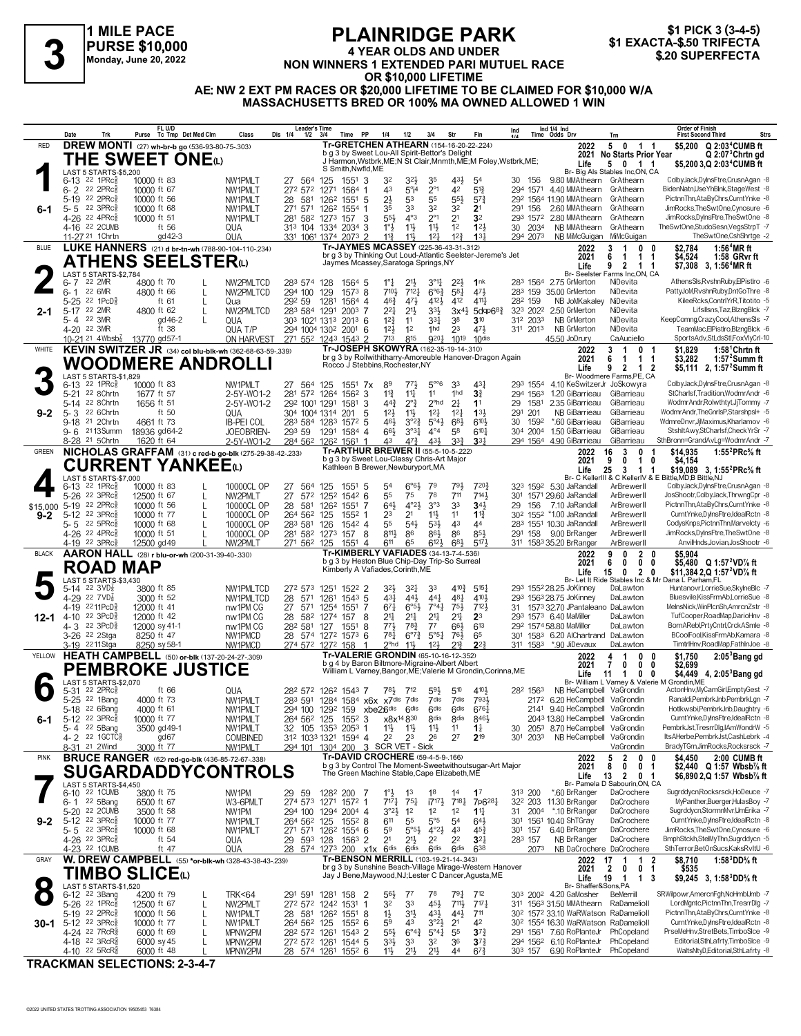# 3 — 1 MILE PACE — PURSE $10,000 — Monday, June 20, 2022

## PLAINRIDGE PARK

**4 YEAR OLDS AND UNDER**
**NON WINNERS 1 EXTENDED PARI MUTUEL RACE OR $10,000 LIFETIME**
**AE: NW 2 EXT PM RACES OR $20,000 LIFETIME TO BE CLAIMED FOR $10,000 W/A**
**MASSACHUSETTS BRED OR 100% MA OWNED ALLOWED 1 WIN**

$1 PICK 3 (3-4-5)
$1 EXACTA-$.50 TRIFECTA
$.20 SUPERFECTA

---

### 1 — RED — 6-1
**DREW MONTI** (27) wh-br-b go (536-93-80-75-.303)
**THE SWEET ONE(L)**
Tr-GRETCHEN ATHEARN (154-16-20-22-.224)
b g 3 by Sweet Lou-All Spirit-Bettor's Delight
J Harmon,Wstbrk,ME;N St Clair,Mnmth,ME;M Foley,Wstbrk,ME;S Smith,Nwfld,ME
Br- Big Als Stables Inc,ON, CA
2022: 5 0 1 1 $5,200 Q 2:03⁴CUMB ft
2021: No Starts Prior Year Q 2:07³Chrtn gd
Life: 5 0 1 1 $5,200 3,Q 2:03⁴CUMB ft
LAST 5 STARTS-$5,200

| Date | Trk | Purse | FL U/D | Class | 1/4 | 1/2 | 3/4 | Time | PP | 1/4 | 1/2 | 3/4 | Str | Fin | Ind | Odds/Drv | Trn | Order of Finish |
|---|---|---|---|---|---|---|---|---|---|---|---|---|---|---|---|---|---|---|
| 6-13 22 | 1PRc⅝ | 10000 | ft 83 | NW1PMLT | 27 | 56⁴ | 125 | 155¹ | 3 | 3² | 3²½ | 3⁵ | 4³½ | 5⁴ | 30 156 | 9.80 MMAthearn | GrAthearn | ColbyJack,DylnsFtre,CrusnAgan -8 |
| 6-2 22 | 2PRc⅝ | 10000 | ft 67 | NW1PMLT | 27² | 57² | 127¹ | 156⁴ | 1 | 4³ | 5°¾ | 2°¹ | 4² | 5⅞ | 29⁴ 157¹ | 4.40 MMAthearn | GrAthearn | BidenNatn,UseYhBlnk,StageWest -8 |
| 5-19 22 | 2PRc⅝ | 10000 | ft 56 | NW1PMLT | 28 | 58¹ | 126² | 155¹ | 5 | 2½ | 5³ | 5⁵ | 5⁵½ | 5⁷¾ | 29² 156⁴ | 11.90 MMAthearn | GrAthearn | PictnnThn,AtaByChrs,CurntYnke -8 |
| 5-5 22 | 3PRc⅝ | 10000 | ft 68 | NW1PMLT | 27¹ | 57¹ | 126² | 155⁴ | 1 | 3⁵ | 3³ | 3² | 3² | 2¹ | 29¹ 156 | 2.60 MMAthearn | GrAthearn | JimRocks,TheSwtOne,Cynosure -6 |
| 4-26 22 | 4PRc⅝ | 10000 | ft 51 | NW1PMLT | 28¹ | 58² | 127³ | 157 | 3 | 5⁵½ | 4°³ | 2°¹ | 2¹ | 3² | 29³ 157² | 2.80 MMAthearn | GrAthearn | JimRocks,DylnsFtre,TheSwtOne -8 |
| 4-16 22 | 2CUMB | | ft 56 | QUA | 31³ | 104 | 133⁴ | 203⁴ | 3 | 1°½ | 1½ | 1½ | 1² | 1²½ | 30 203⁴ | NB MMAthearn | GrAthearn | TheSwtOne,StudoSesn,VegsStrpT -7 |
| 11-27 21 | 1Chrtn | | gd 42-3 | QUA | 33¹ | 106¹ | 137⁴ | 207³ | 2 | 1⅝ | 1½ | 1²½ | 1²¾ | 1³½ | 29⁴ 207³ | NB MiMcGuigan | MiMcGuigan | TheSwtOne,CshShrtge -2 |

---

### 2 — BLUE — 2-1
**LUKE HANNERS** (21) d br-tn-wh (788-90-104-110-.234)
**ATHENS SEELSTER(L)**
Tr-JAYMES MCASSEY (225-36-43-31-.312)
br g 3 by Thinking Out Loud-Atlantic Seelster-Jereme's Jet
Jaymes Mcassey,Saratoga Springs,NY
Br- Seelster Farms Inc,ON, CA
2022: 3 1 0 0 $2,784 1:56⁴MR ft
2021: 6 1 1 1 $4,524 1:58 GRvr ft
Life: 9 2 1 1 $7,308 3, 1:56⁴MR ft
LAST 5 STARTS-$2,784

| Date | Trk | Purse | FL U/D | Med | Class | 1/4 | 1/2 | 3/4 | Time | PP | 1/4 | 1/2 | 3/4 | Str | Fin | Ind | Odds/Drv | Trn | Order of Finish |
|---|---|---|---|---|---|---|---|---|---|---|---|---|---|---|---|---|---|---|---|
| 6-7 22 | 2MR | 4800 | ft 70 | L | NW2PMLTCD | 28³ | 57⁴ | 128 | 156⁴ | 5 | 1°½ | 2½ | 3°¹¾ | 2²½ | 1ⁿᵏ | 28³ 156⁴ | 2.75 GrMerton | NiDevita | AthensSls,RvshnRuby,ElPistlro -6 |
| 6-1 22 | 6MR | 4800 | ft 66 | L | NW2PMLTCD | 29⁴ | 100 | 129 | 157³ | 8 | 7¹⁰½ | 7¹²¼ | 6°⁶¾ | 5⁸¼ | 4⁷½ | 28³ 159 | 35.00 GrMerton | NiDevita | PattyJoM,RvshnRuby,DntGoThre -8 |
| 5-25 22 | 1PcD⅝ | | ft 61 | L | Qua | 29² | 59 | 128¹ | 156⁴ | 4 | 4⁶¾ | 4⁷½ | 4¹²½ | 4¹² | 4¹¹¾ | 28² 159 | NB JoMKakaley | NiDevita | KileeRcks,ContrlYrR,Titotito -5 |
| 5-17 22 | 2MR | 4800 | ft 62 | L | NW2PMLTCD | 28³ | 58⁴ | 129¹ | 200³ | 7 | 2²¼ | 2¹½ | 3³½ | 3x⁴½ | 5dq⁶⁸¾ | 32³ 202² | 2.50 GrMerton | NiDevita | LifsIlsns,Taz,BlzngBlck -7 |
| 5-4 22 | 3MR | | gd 46-2 | L | QUA | 30³ | 102¹ | 131³ | 201³ | 6 | 1²¾ | 1¹ | 3³¾ | 3⁸ | 3¹⁰ | 31² 203³ | NB GrMerton | NiDevita | KeepComng,CrazyCool,AthensSls -7 |
| 4-20 22 | 3MR | | ft 38 | | QUA T/P | 29⁴ | 100⁴ | 130² | 200¹ | 6 | 1²½ | 1² | 1ʰᵈ | 2³ | 4⁷½ | 31¹ 201³ | NB GrMerton | NiDevita | TeamMac,ElPistlro,BlzngBlck -6 |
| 10-21 21 | 4Wbsb⅞ | 13770 | gd 57-1 | | ON HARVEST | 27¹ | 55² | 124³ | 154³ | 2 | 7¹³ | 8¹⁵ | 9²⁰½ | 10¹⁹ | 10ᵈⁱˢ | | 45.50 JoDrury | CaAuciello | SportsAdv,StLdsStl,FoxVlyCrl-10 |

---

### 3 — WHITE — 9-2
**KEVIN SWITZER JR** (34) col blu-blk-wh (362-68-63-59-.339)
**WOODMERE ANDROLLI**
Tr-JOSEPH SKOWYRA (162-35-19-14-.310)
br g 3 by Rollwithitharry-Amoreuble Hanover-Dragon Again
Rocco J Stebbins,Rochester,NY
Br- Woodmere Farms,PE, CA
2022: 3 1 0 1 $1,829 1:58¹Chrtn ft
2021: 6 1 1 1 $3,282 1:57²Summ ft
Life: 9 2 1 2 $5,111 2, 1:57²Summ ft
LAST 5 STARTS-$1,829

| Date | Trk | Purse | FL U/D | Class | 1/4 | 1/2 | 3/4 | Time | PP | 1/4 | 1/2 | 3/4 | Str | Fin | Ind | Odds/Drv | Trn | Order of Finish |
|---|---|---|---|---|---|---|---|---|---|---|---|---|---|---|---|---|---|---|
| 6-13 22 | 1PRc⅝ | 10000 | ft 83 | NW1PMLT | 27 | 56⁴ | 125 | 155¹ | 7x | 8⁹ | 7⁷½ | 5°°⁶ | 3³ | 4³¼ | 29³ 155⁴ | 4.10 KeSwitzerJr | JoSkowyra | ColbyJack,DylnsFtre,CrusnAgan -8 |
| 5-21 22 | 8Chrtn | 1677 | ft 57 | 2-5Y-WO1-2 | 28¹ | 57² | 126⁴ | 156² | 3 | 1¹¾ | 1¹ | 1¹ | 1ʰᵈ | 3¾ | 29⁴ 156³ | 1.20 GiBarrieau | GiBarrieau | StCharlsf,Tradition,WodmrAndr -6 |
| 5-14 22 | 8Chrtn | 1656 | ft 51 | 2-5Y-WO1-2 | 29² | 100¹ | 129¹ | 158¹ | 3 | 4⁴¾ | 2°¾ | 2°ʰᵈ | 2¾ | 1¹ | 29 158¹ | 2.35 GiBarrieau | GiBarrieau | WodmrAndr,Rolwthtyt,JjTommy -7 |
| 5-3 22 | 6Chrtn | | ft 50 | QUA | 30⁴ | 100⁴ | 131⁴ | 201 | 5 | 1²½ | 1¹½ | 1²¾ | 1²½ | 1³½ | 29¹ 201 | NB GiBarrieau | GiBarrieau | WodmrAndr,TheGnrlsP,Starshpsl+ -5 |
| 9-18 21 | 2Chrtn | 4661 | ft 73 | IB-PEI COL | 28³ | 58⁴ | 128³ | 157² | 5 | 4⁶½ | 3°²¾ | 5°⁴½ | 6⁸½ | 6¹⁰½ | 30 159² | *.60 GiBarrieau | GiBarrieau | WdmreDnvr,JjMaximus,Kharlamov -6 |
| 9-6 21 | 13Summ | 18936 | gd 64-2 | JOEOBRIEN- | 29³ | 59 | 129¹ | 158⁴ | 4 | 6⁶½ | 3°³¼ | 4°⁴ | 5⁸ | 6¹⁰¼ | 30⁴ 200⁴ | 1.50 GiBarrieau | GiBarrieau | StshltAwy,StCharlsf,CheckYrSr -7 |
| 8-28 21 | 5Chrtn | 1620 | ft 64 | 2-5Y-WO1-2 | 28⁴ | 56² | 126² | 156¹ | 1 | 4³ | 4⁷¾ | 4³½ | 3³¾ | 3³¼ | 29⁴ 156⁴ | 4.90 GiBarrieau | GiBarrieau | SthBronn=GrandAvLg=WodmrAndr -7 |

---

### 4 — GREEN — 9-2 ($15,000)
**NICHOLAS GRAFFAM** (31) c red-b go-blk (275-29-38-42-.233)
**CURRENT YANKEE(L)**
Tr-ARTHUR BREWER II (55-5-10-5-.222)
b g 3 by Sweet Lou-Classy Chris-Art Major
Kathleen B Brewer,Newburyport,MA
Br- C KellerIII & C KellerIV & E Bittle,MD;B Bittle,NJ
2022: 16 3 0 1 $14,935 1:55²PRc⅝ ft
2021: 9 0 1 0 $4,154
Life: 25 3 1 1 $19,089 3, 1:55²PRc⅝ ft
LAST 5 STARTS-$7,000

| Date | Trk | Purse | FL U/D | Med | Class | 1/4 | 1/2 | 3/4 | Time | PP | 1/4 | 1/2 | 3/4 | Str | Fin | Ind | Odds/Drv | Trn | Order of Finish |
|---|---|---|---|---|---|---|---|---|---|---|---|---|---|---|---|---|---|---|---|
| 6-13 22 | 1PRc⅝ | 10000 | ft 83 | L | 10000CL OP | 27 | 56⁴ | 125 | 155¹ | 5 | 5⁴ | 6°⁶½ | 7⁹ | 7⁹½ | 7²⁰¾ | 32³ 159² | 5.30 JaRandall | ArBrewerII | ColbyJack,DylnsFtre,CrusnAgan -8 |
| 5-26 22 | 3PRc⅝ | 12500 | ft 67 | L | NW2PMLT | 27 | 57² | 125² | 154² | 6 | 5⁵ | 7⁵ | 7⁸ | 7¹¹ | 7¹⁴½ | 30¹ 157¹ | 29.60 JaRandall | ArBrewerII | JosShootr,ColbyJack,ThrwngCpr -8 |
| 5-19 22 | 2PRc⅝ | 10000 | ft 56 | L | 10000CL OP | 28 | 58¹ | 126² | 155¹ | 7 | 6⁴½ | 4°²½ | 3°³ | 3³ | 3⁴½ | 29 156 | 7.10 JaRandall | ArBrewerII | PictnnThn,AtaByChrs,CurntYnke -8 |
| 5-12 22 | 3PRc⅝ | 10000 | ft 77 | L | 10000CL OP | 26⁴ | 56² | 125 | 155² | 1 | 2³ | 2¹ | 1¹½ | 1¹ | 1¹¾ | 30² 155² | *1.00 JaRandall | ArBrewerII | CurntYnke,DylnsFtre,IdealRctn -8 |
| 5-5 22 | 5PRc⅝ | 10000 | ft 68 | L | 10000CL OP | 28³ | 58¹ | 126 | 154² | 4 | 5⁵ | 5⁴½ | 5³½ | 4³ | 4⁴ | 28³ 155¹ | 10.30 JaRandall | ArBrewerII | CodysKnps,PictnnThn,Marvelcty -6 |
| 4-26 22 | 4PRc⅝ | 10000 | ft 51 | L | 10000CL OP | 28¹ | 58² | 127³ | 157 | 8 | 8¹¹½ | 8⁶ | 8⁶½ | 8⁶ | 8⁵½ | 29¹ 158 | 9.00 BrRanger | ArBrewerII | JimRocks,DylnsFtre,TheSwtOne -8 |
| 4-19 22 | 3PRc⅝ | 12500 | gd 49 | L | NW2PMLT | 27¹ | 56² | 125 | 155¹ | 4 | 6¹¹ | 6⁵ | 6¹²½ | 6⁸½ | 5¹⁷½ | 31¹ 158³ | 35.20 BrRanger | ArBrewerII | AnvilHnds,Jovian,JosShootr -6 |

---

### 5 — BLACK — 12-1
**AARON HALL** (28) r blu-or-wh (200-31-39-40-.330)
**ROAD MAP**
Tr-KIMBERLY VAFIADES (34-13-7-4-.536)
b g 3 by Heston Blue Chip-Day Trip-So Surreal
Kimberly A Vafiades,Corinth,ME
Br- Let It Ride Stables Inc & Mr Dana L Parham,FL
2022: 9 0 2 0 $5,904
2021: 6 0 0 0 $5,480 Q 1:57²VD⅞ ft
Life: 15 0 2 0 $11,384 2,Q 1:57²VD⅞ ft
LAST 5 STARTS-$3,430

| Date | Trk | Purse | FL U/D | Class | 1/4 | 1/2 | 3/4 | Time | PP | 1/4 | 1/2 | 3/4 | Str | Fin | Ind | Odds/Drv | Trn | Order of Finish |
|---|---|---|---|---|---|---|---|---|---|---|---|---|---|---|---|---|---|---|
| 5-14 22 | 3VD⅞ | 3800 | ft 85 | NW1PMLTCD | 27² | 57³ | 125¹ | 152² | 2 | 3²½ | 3²½ | 3³ | 4¹⁰½ | 5¹⁵¼ | 29³ 155² | 28.25 JoKinney | DaLawton | Huntanovr,LorrieSue,SkylneBlc -7 |
| 4-29 22 | 7VD⅞ | 3000 | ft 52 | NW1PMLTCD | 28 | 57¹ | 126¹ | 154³ | 5 | 4³½ | 4⁴½ | 4⁴¼ | 4⁸½ | 4¹⁰½ | 29³ 156³ | 28.75 JoKinney | DaLawton | Bluesvile,KissFrmAb,LorrieSue -8 |
| 4-19 22 | 11PcD⅝ | 12000 | ft 41 | nw1PM CG | 27 | 57¹ | 125⁴ | 155¹ | 7 | 6⁷¾ | 6°⁵½ | 7°⁴¼ | 7⁵½ | 7¹²½ | 31 157³ | 32.70 JPantaleano | DaLawton | MelnsNick,WinPlcnSh,AmrcnZstr -8 |
| 4-10 22 | 3PcD⅝ | 12000 | ft 42 | nw1PM CG | 28 | 58² | 127⁴ | 157 | 8 | 2¹¾ | 2¹½ | 2¹½ | 2¹½ | 2³ | 29³ 157³ | 6.40 MaMiller | DaLawton | TufCooper,RoadMap,DarioHnv -8 |
| 4-3 22 | 3PcD⅝ | 12000 | sy 41-1 | nw1PM CG | 28² | 58¹ | 127 | 155¹ | 8 | 7⁷½ | 7⁸¾ | 7⁷ | 6⁶½ | 6¹³ | 29² 157⁴ | 58.80 MaMiller | DaLawton | BornARebl,PrtyCntrl,CrckASmle -8 |
| 3-26 22 | 2Stga | 8250 | ft 47 | NW1PMCD | 28 | 57⁴ | 127² | 157³ | 6 | 7⁸¾ | 6°⁷¾ | 5°⁵¼ | 7⁶½ | 6⁵ | 30¹ 158³ | 6.20 AlChartrand | DaLawton | BCoolFool,KissFrmAb,Kamara -8 |
| 3-19 22 | 11Stga | 8250 | sy 58-1 | NW1PMCD | 27⁴ | 57² | 127² | 158 | 1 | 2°ʰᵈ | 1¹½ | 1²½ | 2¹½ | 2²¾ | 31¹ 158³ | *.90 JiDevaux | DaLawton | TimtrHnv,RoadMap,FathInJoe -8 |

---

### 6 — YELLOW — 6-1
**HEATH CAMPBELL** (50) or-blk (137-20-24-27-.309)
**PEMBROKE JUSTICE**
Tr-VALERIE GRONDIN (65-10-16-12-.352)
b g 4 by Baron Biltmore-Migraine-Albert Albert
William L Varney,Bangor,ME;Valerie M Grondin,Corinna,ME
Br- William L Varney & Valerie M Grondin,ME
2022: 4 1 0 0 $1,750 2:05³Bang gd
2021: 7 0 0 0 $2,699
Life: 11 1 0 0 $4,449 4, 2:05³Bang gd
LAST 5 STARTS-$2,070

| Date | Trk | Purse | FL U/D | Class | 1/4 | 1/2 | 3/4 | Time | PP | 1/4 | 1/2 | 3/4 | Str | Fin | Ind | Odds/Drv | Trn | Order of Finish |
|---|---|---|---|---|---|---|---|---|---|---|---|---|---|---|---|---|---|---|
| 5-31 22 | 2PRc⅝ | | ft 66 | QUA | 28² | 57² | 126² | 154³ | 7 | 7⁸½ | 7¹² | 5⁹½ | 5¹⁰ | 4¹⁰½ | 28² 156³ | NB HeCampbell | VaGrondin | ActonHnv,MyCamGirl,EmptyGest -7 |
| 5-25 22 | 1Bang | 4000 | ft 73 | NW1PMLT | 28³ | 59¹ | 128⁴ | 158⁴ | x6x | x7ᵈⁱˢ | 7ᵈⁱˢ | 7ᵈⁱˢ | 7ᵈⁱˢ | 7⁹³½ | 217² | 6.20 HeCampbell | VaGrondin | Ranaldi,PembrkJnb,PembrkLgn -7 |
| 5-18 22 | 6Bang | 4000 | ft 61 | NW1PMLT | 29⁴ | 100 | 129² | 159 | xbe | 2⁶ᵈⁱˢ | 6ᵈⁱˢ | 6ᵈⁱˢ | 6ᵈⁱˢ | 6⁷⁶½ | 214¹ | 9.40 HeCampbell | VaGrondin | Hotlkwsbi,PembrkJnb,Daughtry -6 |
| 5-12 22 | 3PRc⅝ | 10000 | ft 77 | NW1PMLT | 26⁴ | 56² | 125 | 155² | 8 | x8x¹⁴ | 8³⁰ | 8ᵈⁱˢ | 8ᵈⁱˢ | 8⁴⁶½ | 204³ | 13.80 HeCampbell | VaGrondin | CurntYnke,DylnsFtre,IdealRctn -8 |
| 5-4 22 | 5Bang | 3500 | gd 49-1 | NW1PMLT | 32 | 105 | 135³ | 205³ | 1 | 1¹½ | 1¹½ | 1¹½ | 1¹ | 1¾ | 30 205³ | 8.70 HeCampbell | VaGrondin | PembrkJst,TresrrDlg,IAmWondrW -5 |
| 4-2 22 | 1GCTC⅝ | | gd 67 | COMBINED | 31² | 103³ | 132¹ | 159⁴ | 4 | 2² | 2³ | 2⁶ | 2⁷ | 2¹⁹ | 30¹ 203³ | NB HeCampbell | VaGrondin | ItsAHerbe,PembrkJst,CashLebrk -4 |
| 8-31 21 | 2Wind | 3000 | ft 77 | NW1PMLT | 29⁴ | 101 | 130⁴ | 200 | 3 | SCR VET - Sick | | | | | | | VaGrondin | BradyTGrn,JimRocks,Rocksrsck -7 |

---

### 7 — PINK — 9-2
**BRUCE RANGER** (62) red-go-blk (436-85-72-67-.338)
**SUGARDADDYCONTROLS**
Tr-DAVID CROCHERE (59-4-5-9-.166)
b g 3 by Control The Moment-Sweetwithoutsugar-Art Major
The Green Machine Stable,Cape Elizabeth,ME
Br- Pamela D Sabourin,ON, CA
2022: 5 2 0 0 $4,450 2:00 CUMB ft
2021: 8 0 0 1 $2,440 Q 1:57 Wbsb⅞ ft
Life: 13 2 0 1 $6,890 2,Q 1:57 Wbsb⅞ ft
LAST 5 STARTS-$4,450

| Date | Trk | Purse | FL U/D | Class | 1/4 | 1/2 | 3/4 | Time | PP | 1/4 | 1/2 | 3/4 | Str | Fin | Ind | Odds/Drv | Trn | Order of Finish |
|---|---|---|---|---|---|---|---|---|---|---|---|---|---|---|---|---|---|---|
| 6-10 22 | 1CUMB | 3800 | ft 75 | NW1PM | 29 | 59 | 128² | 200 | 7 | 1°½ | 1³ | 1⁸ | 1⁴ | 1⁷ | 31³ 200 | *.60 BrRanger | DaCrochere | Sugrddycn,Rocksrsck,HoDeuce -7 |
| 6-1 22 | 5Bang | 6500 | ft 67 | W3-6PMLT | 27⁴ | 57³ | 127¹ | 157² | 1 | 7¹⁷½ | 7⁵½ | i7¹⁷½ | 7¹⁸¼ | 7p6²⁸¼ | 32² 203 | 11.30 BrRanger | DaCrochere | MyPanther,Buerger,HulasBoy -7 |
| 5-20 22 | 2CUMB | 3500 | ft 58 | NW1PM | 29⁴ | 100 | 129⁴ | 200⁴ | 4 | 3°²½ | 1² | 1² | 1² | 1¹½ | 31 200⁴ | *.10 BrRanger | DaCrochere | Sugrddycn,StormnMvr,IJmErika -7 |
| 5-12 22 | 3PRc⅝ | 10000 | ft 77 | NW1PMLT | 26⁴ | 56² | 125 | 155² | 8 | 6¹¹ | 5⁵ | 5°⁵ | 5⁴ | 6⁴½ | 30¹ 156¹ | 10.40 ShTGray | DaCrochere | CurntYnke,DylnsFtre,IdealRctn -8 |
| 5-5 22 | 3PRc⅝ | 10000 | ft 68 | NW1PMLT | 27¹ | 57¹ | 126² | 155⁴ | 6 | 5⁹ | 5°⁵½ | 4°²½ | 4³ | 4⁵¾ | 30¹ 157 | 6.40 BrRanger | DaCrochere | JimRocks,TheSwtOne,Cynosure -6 |
| 4-26 22 | 3PRc⅝ | | ft 54 | QUA | 29 | 59³ | 128 | 156³ | 2 | 2¹ | 2¹½ | 2² | 2² | 3²½ | 28³ 157 | NB BrRanger | DaCrochere | BmphStckh,StelMyThn,Sugrddycn -5 |
| 4-23 22 | 1CUMB | | ft 47 | QUA | 28 | 57⁴ | 127³ | 200 | x1x | 6ᵈⁱˢ | 6ᵈⁱˢ | 6ᵈⁱˢ | 6ᵈⁱˢ | 6³⁸ | 207³ | NB DaCrochere | DaCrochere | SthTerror,BetOnSucs,KaksRvltU -6 |

---

### 8 — GRAY — 30-1
**W. DREW CAMPBELL** (55) *or-blk-wh (328-43-38-43-.239)
**TIMBO SLICE(L)**
Tr-BENSON MERRILL (103-19-21-14-.343)
br g 3 by Sunshine Beach-Village Mirage-Western Hanover
Jay J Bene,Maywood,NJ;Lester C Dancer,Agusta,ME
Br- Shaffer&Sons,PA
2022: 17 1 1 2 $8,710 1:58³DD⅝ ft
2021: 2 0 0 1 $535
Life: 19 1 1 3 $9,245 3, 1:58³DD⅝ ft
LAST 5 STARTS-$1,520

| Date | Trk | Purse | FL U/D | Med | Class | 1/4 | 1/2 | 3/4 | Time | PP | 1/4 | 1/2 | 3/4 | Str | Fin | Ind | Odds/Drv | Trn | Order of Finish |
|---|---|---|---|---|---|---|---|---|---|---|---|---|---|---|---|---|---|---|---|
| 6-12 22 | 3Bang | 4200 | ft 79 | L | TRK<64 | 29¹ | 59¹ | 128¹ | 158 | 2 | 5⁶½ | 7⁷ | 7⁸ | 7⁹½ | 7¹² | 30³ 200² | 4.20 GaMosher | BeMerrill | SRWilpowr,AmercnFgh,NoHghUmb -7 |
| 5-26 22 | 1PRc⅝ | 12500 | ft 67 | L | NW2PMLT | 27² | 57² | 124² | 153¹ | 1 | 3² | 3³ | 4⁵½ | 7¹¹½ | 7¹⁷¼ | 31¹ 156³ | 31.50 MMAthearn | RaDamelioII | LordMgntc,PictnnThn,TresrrDlg -7 |
| 5-19 22 | 2PRc⅝ | 10000 | ft 56 | L | NW1PMLT | 28 | 58¹ | 126² | 155¹ | 8 | 1½ | 1³ | 4³½ | 4⁴½ | 7¹¹ | 30² 157² | 33.10 WaRWatson | RaDamelioII | PictnnThn,AtaByChrs,CurntYnke -8 |
| 5-12 22 | 3PRc⅝ | 10000 | ft 77 | L | NW1PMLT | 26⁴ | 56² | 125 | 155² | 6 | 5⁹ | 4³ | 3°²½ | 2¹ | 4² | 30² 155⁴ | 16.30 WaRWatson | RaDamelioII | CurntYnke,DylnsFtre,IdealRctn -8 |
| 4-24 22 | 7RcR⅝ | 6000 | ft 69 | L | MPNW2PM | 28² | 57² | 126¹ | 154³ | 2 | 5⁵½ | 6°⁴¾ | 5°⁴¼ | 5⁵ | 3⁷¾ | 29¹ 156¹ | 7.60 RoPlanteJr | PhCopeland | PrseMeHnv,StretBets,TimboSlce -9 |
| 4-18 22 | 3RcR⅝ | 6000 | sy 45 | L | MPNW2PM | 27² | 57² | 126¹ | 154⁴ | 5 | 3³½ | 3³ | 3² | 3⁶ | 3⁷¾ | 29⁴ 156² | 6.10 RoPlanteJr | PhCopeland | Editorial,SthLafrty,TimboSlce -9 |
| 4-10 22 | 5RcR⅝ | 6000 | ft 48 | L | MPNW2PM | 28 | 57⁴ | 126¹ | 155² | 6 | 1¹½ | 2¹½ | 2¹½ | 4⁴ | 6⁷¾ | 30³ 157 | 6.90 RoPlanteJr | PhCopeland | WaltsNtyD,Editorial,SthLafrty -8 |

---

**TRACKMAN SELECTIONS: 2-3-4-7**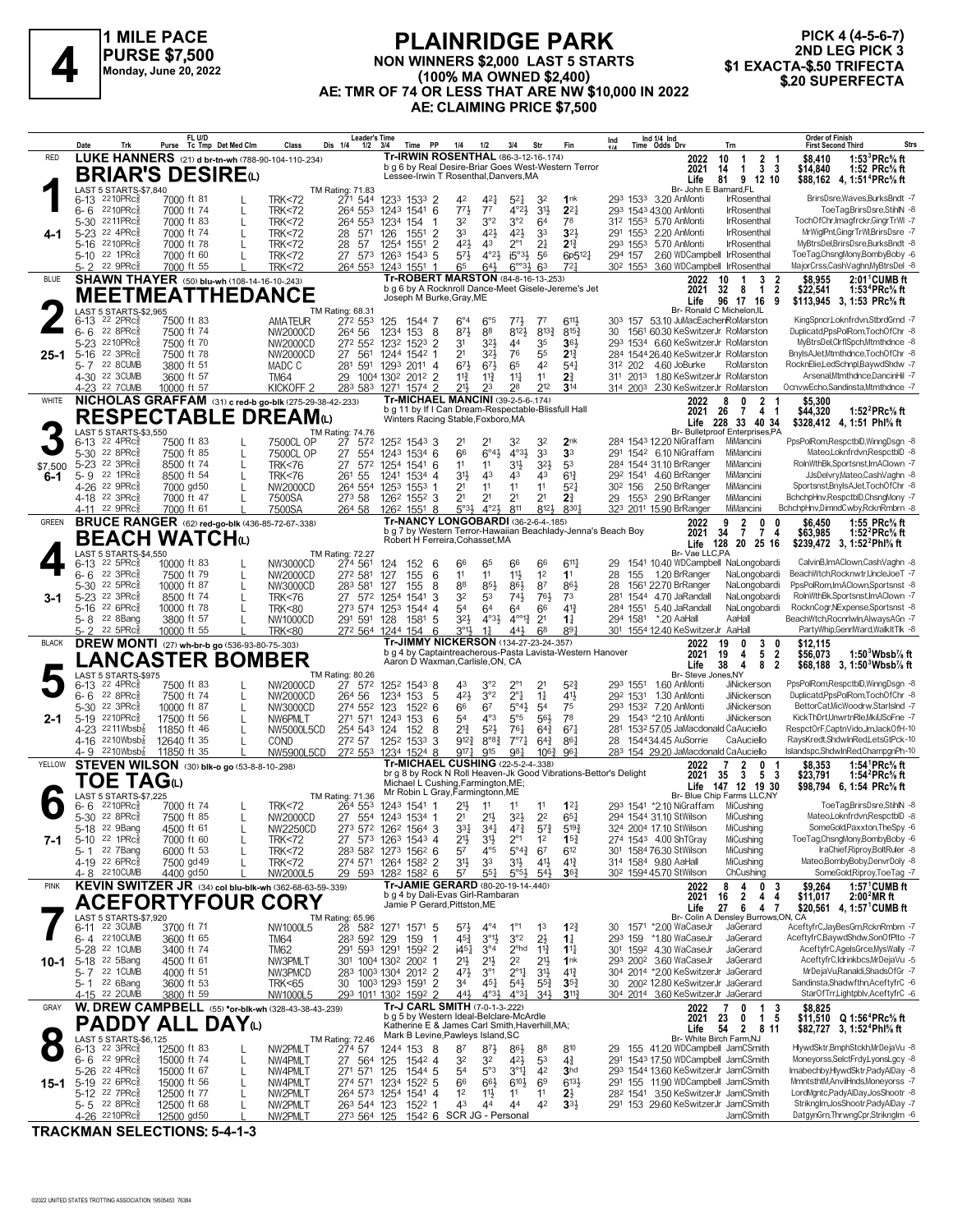# 4

**1 MILE PACE**
**PURSE $7,500**
**Monday, June 20, 2022**

## PLAINRIDGE PARK

**NON WINNERS $2,000 LAST 5 STARTS (100% MA OWNED $2,400)**
**AE: TMR OF 74 OR LESS THAT ARE NW $10,000 IN 2022**
**AE: CLAIMING PRICE $7,500**

**PICK 4 (4-5-6-7)**
**2ND LEG PICK 3**
**$1 EXACTA-$.50 TRIFECTA**
**$.20 SUPERFECTA**

---

### 1 — RED — 4-1
**LUKE HANNERS** (21) d br-tn-wh (788-90-104-110-.234)
**BRIAR'S DESIRE(L)**
Tr-IRWIN ROSENTHAL (86-3-12-16-.174)
b g 6 by Real Desire-Briar Goes West-Western Terror
Lessee-Irwin T Rosenthal, Danvers, MA
Br- John E Barnard, FL
LAST 5 STARTS-$7,840 — TM Rating: 71.83

| Year | Sts | W | P | S | Earnings | Record |
|---|---|---|---|---|---|---|
| 2022 | 10 | 1 | 2 | 1 | $8,410 | 1:53³PRc⅝ ft |
| 2021 | 14 | 1 | 3 | 3 | $14,840 | 1:52 PRc⅝ ft |
| Life | 81 | 9 | 12 | 10 | $88,162 | 4, 1:51⁴PRc⅝ ft |

| Date | Trk | Purse | Class | Times | PP | 1/4 | 1/2 | 3/4 | Str | Fin | Ind | Odds Drv | Trn | Order of Finish |
|---|---|---|---|---|---|---|---|---|---|---|---|---|---|---|
| 6-13 22 10PRc⅝ | | 7000 ft 81 L | TRK<72 | 27¹ 54⁴ 123³ 153³ | 2 | 4² | 4²¼ | 5²¼ | 3² | 1nk | 29³ 153³ | 3.20 AnMonti | IrRosenthal | BrirsDsre,Waves,BurksBndt -7 |
| 6-6 22 10PRc⅝ | | 7000 ft 74 L | TRK<72 | 26⁴ 55³ 124³ 154¹ | 6 | 7⁷½ | 7⁷ | 4°²½ | 3¹½ | 2²¼ | 29³ 154³ | 43.00 AnMonti | IrRosenthal | ToeTag,BrirsDsre,StihlN -8 |
| 5-30 22 11PRc⅝ | | 7000 ft 83 L | TRK<72 | 26⁴ 55³ 123⁴ 154 | 1 | 3² | 3°² | 3°² | 6⁴ | 7⁸ | 31² 155³ | 5.70 AnMonti | IrRosenthal | TochOfChr,Imagfrckr,GingrTrWl -7 |
| 5-23 22 4PRc⅝ | | 7000 ft 74 L | TRK<72 | 28 57¹ 126 155¹ | 2 | 3³ | 4²½ | 4²½ | 3³ | 3²½ | 29¹ 155³ | 2.20 AnMonti | IrRosenthal | MrWiglPnt,GingrTrWl,BrirsDsre -7 |
| 5-16 22 10PRc⅝ | | 7000 ft 78 L | TRK<72 | 28 57 125⁴ 155¹ | 2 | 4²½ | 4³ | 2°¹ | 2¾ | 2¾ | 29³ 155³ | 5.70 AnMonti | IrRosenthal | MyBtrsDel,BrirsDsre,BurksBndt -8 |
| 5-10 22 1PRc⅝ | | 7000 ft 60 L | TRK<72 | 27 57³ 126³ 154³ | 5 | 5⁷½ | 4°²½ | i5°³½ | 5⁶ | 6p5¹²¼ | 29⁴ 157 | 2.60 WDCampbell | IrRosenthal | ToeTag,ChsngMony,BombyBoby -6 |
| 5-2 22 9PRc⅝ | | 7000 ft 55 L | TRK<72 | 26⁴ 55³ 124³ 155¹ | 1 | 6⁵ | 6⁴½ | 6°°³½ | 6³ | 7²¼ | 30² 155³ | 3.60 WDCampbell | IrRosenthal | MajorCrss,CashVaghn,MyBtrsDel -8 |

### 2 — BLUE — 25-1
**SHAWN THAYER** (50) blu-wh (108-14-16-10-.243)
**MEETMEATTHEDANCE**
Tr-ROBERT MARSTON (84-8-16-13-.253)
b g 6 by A Rocknroll Dance-Meet Gisele-Jereme's Jet
Joseph M Burke, Gray, ME
Br- Ronald C Michelon, IL
LAST 5 STARTS-$2,965 — TM Rating: 68.31

| Year | Sts | W | P | S | Earnings | Record |
|---|---|---|---|---|---|---|
| 2022 | 10 | 1 | 3 | 2 | $8,955 | 2:01¹CUMB ft |
| 2021 | 32 | 8 | 1 | 2 | $22,541 | 1:53⁴PRc⅝ ft |
| Life | 96 | 17 | 16 | 9 | $113,945 | 3, 1:53 PRc⅝ ft |

| Date | Trk | Purse | Class | Times | PP | 1/4 | 1/2 | 3/4 | Str | Fin | Ind | Odds Drv | Trn | Order of Finish |
|---|---|---|---|---|---|---|---|---|---|---|---|---|---|---|
| 6-13 22 2PRc⅝ | | 7500 ft 83 | AMATEUR | 27² 55³ 125 154⁴ | 7 | 6°⁴ | 6°⁵ | 7⁷½ | 7⁷ | 6¹¹½ | 30³ 157 | 53.10 JuMacEachern | RoMarston | KingSpncr,Loknfrdvn,StbrdGrnd -7 |
| 6-6 22 8PRc⅝ | | 7500 ft 74 | NW2000CD | 26⁴ 56 123⁴ 153 | 8 | 8⁷½ | 8⁸ | 8¹²½ | 8¹³¾ | 8¹⁵¾ | 30 | 156¹ 60.30 KeSwitzerJr | RoMarston | Duplicatd,PpsPolRom,TochOfChr -8 |
| 5-23 22 10PRc⅝ | | 7500 ft 70 | NW2000CD | 27² 55² 123² 152³ | 2 | 3¹ | 3²½ | 4⁴ | 3⁵ | 3⁶½ | 29³ 153⁴ | 6.60 KeSwitzerJr | RoMarston | MyBtrsDel,ClrflSpch,Mtmthdnce -8 |
| 5-16 22 3PRc⅝ | | 7500 ft 78 | NW2000CD | 27 56¹ 124⁴ 154² | 1 | 2¹ | 3²½ | 7⁶ | 5⁵ | 2¹¾ | 28⁴ 154⁴ | 26.40 KeSwitzerJr | RoMarston | BnylsAJet,Mtmthdnce,TochOfChr -8 |
| 5-7 22 8CUMB | | 3800 ft 51 | MADC C | 28¹ 59¹ 129³ 201¹ | 4 | 6⁷½ | 6⁷½ | 6⁵ | 4² | 5⁴¼ | 31² 202 | 4.60 JoBurke | RoMarston | RocknElie,LedSchnpl,BaywdShdw -7 |
| 4-30 22 3CUMB | | 3600 ft 57 | TM64 | 29 100⁴ 130² 201² | 2 | 1¹½ | 1¹½ | 1¹½ | 1¹ | 2¾ | 31¹ 201³ | 1.80 KeSwitzerJr | RoMarston | Arsenal,Mtmthdnce,DancinHil -7 |
| 4-23 22 7CUMB | | 10000 ft 57 | KICKOFF 2 | 28³ 58³ 127¹ 157⁴ | 2 | 2¹½ | 2³ | 2⁸ | 2¹² | 3¹⁴ | 31⁴ 200³ | 2.30 KeSwitzerJr | RoMarston | OcnvwEcho,Sandinsta,Mtmthdnce -7 |

### 3 — WHITE — 6-1 ($7,500)
**NICHOLAS GRAFFAM** (31) c red-b go-blk (275-29-38-42-.233)
**RESPECTABLE DREAM(L)**
Tr-MICHAEL MANCINI (39-2-5-6-.174)
b g 11 by If I Can Dream-Respectable-Blissfull Hall
Winters Racing Stable, Foxboro, MA
Br- Bulletproof Enterprises, PA
LAST 5 STARTS-$3,550 — TM Rating: 74.76

| Year | Sts | W | P | S | Earnings | Record |
|---|---|---|---|---|---|---|
| 2022 | 8 | 0 | 2 | 1 | $5,300 | |
| 2021 | 26 | 7 | 4 | 1 | $44,320 | 1:52²PRc⅝ ft |
| Life | 228 | 33 | 40 | 34 | $328,412 | 4, 1:51 Phl⅝ ft |

| Date | Trk | Purse | Class | Times | PP | 1/4 | 1/2 | 3/4 | Str | Fin | Ind | Odds Drv | Trn | Order of Finish |
|---|---|---|---|---|---|---|---|---|---|---|---|---|---|---|
| 6-13 22 4PRc⅝ | | 7500 ft 83 L | 7500CL OP | 27 57² 125² 154³ | 3 | 2¹ | 2¹ | 3² | 3² | 2nk | 28⁴ 154³ | 12.20 NiGraffam | MiMancini | PpsPolRom,RespctblD,WinngDsgn -8 |
| 5-30 22 8PRc⅝ | | 7500 ft 85 L | 7500CL OP | 27 55⁴ 124³ 153⁴ | 6 | 6⁶ | 6°⁴½ | 4°³½ | 3³ | 3³ | 29¹ 154² | 6.10 NiGraffam | MiMancini | Mateo,Loknfrdvn,RespctblD -8 |
| 5-23 22 3PRc⅝ | | 8500 ft 74 L | TRK<76 | 27 57² 125⁴ 154¹ | 6 | 1¹ | 1¹ | 3¹½ | 3²½ | 5³ | 28⁴ 154⁴ | 31.10 BrRanger | MiMancini | RolnWthBk,Sportsnst,ImAClown -7 |
| 5-9 22 1PRc⅝ | | 8500 ft 54 L | TRK<76 | 26¹ 55 124¹ 153⁴ | 4 | 3¹½ | 4³ | 4³ | 4³ | 6¹¾ | 29² 154¹ | 4.60 BrRanger | MiMancini | JJsDelvry,Mateo,CashVaghn -8 |
| 4-26 22 9PRc⅝ | | 7000 gd50 L | NW2000CD | 26⁴ 55⁴ 125³ 155³ | 1 | 2¹ | 1¹ | 1¹ | 1¹ | 5²¼ | 30² 156 | 2.50 BrRanger | MiMancini | Sportsnst,BnylsAJet,TochOfChr -8 |
| 4-18 22 3PRc⅝ | | 7000 ft 47 L | 7500SA | 27³ 58 126² 155² | 3 | 2¹ | 2¹ | 2¹ | 2¹ | 2¾ | 29 155³ | 2.90 BrRanger | MiMancini | BchchpHnv,RespctblD,ChsngMony -7 |
| 4-11 22 9PRc⅝ | | 7000 ft 61 L | 7500SA | 26⁴ 58 126² 155¹ | 8 | 5°³½ | 4°²½ | 8¹¹ | 8¹²½ | 8³⁰¾ | 32³ 201¹ | 15.90 BrRanger | MiMancini | BchchpHnv,DimndCwby,RcknRmbrn -8 |

### 4 — GREEN — 3-1
**BRUCE RANGER** (62) red-go-blk (436-85-72-67-.338)
**BEACH WATCH(L)**
Tr-NANCY LONGOBARDI (36-2-6-4-.185)
b g 7 by Western Terror-Hawaiian Beachlady-Jenna's Beach Boy
Robert H Ferreira, Cohasset, MA
Br- Vae LLC, PA
LAST 5 STARTS-$4,550 — TM Rating: 72.27

| Year | Sts | W | P | S | Earnings | Record |
|---|---|---|---|---|---|---|
| 2022 | 9 | 2 | 0 | 0 | $6,450 | 1:55 PRc⅝ ft |
| 2021 | 34 | 7 | 7 | 4 | $63,985 | 1:52²PRc⅝ ft |
| Life | 128 | 20 | 25 | 16 | $239,472 | 3, 1:52²Phl⅝ ft |

| Date | Trk | Purse | Class | Times | PP | 1/4 | 1/2 | 3/4 | Str | Fin | Ind | Odds Drv | Trn | Order of Finish |
|---|---|---|---|---|---|---|---|---|---|---|---|---|---|---|
| 6-13 22 5PRc⅝ | | 10000 ft 83 L | NW3000CD | 27⁴ 56¹ 124 152 | 6 | 6⁶ | 6⁵ | 6⁶ | 6⁶ | 6¹¹¼ | 29 | 154¹ 10.40 WDCampbell | NaLongobardi | CalvinB,ImAClown,CashVaghn -6 |
| 6-6 22 3PRc⅝ | | 7500 ft 79 L | NW2000CD | 27² 58¹ 127 155 | 6 | 1¹ | 1¹ | 1¹½ | 1² | 1¹ | 28 155 | 1.20 BrRanger | NaLongobardi | BeachWtch,Rocknwtr,UncleJoeT -7 |
| 5-30 22 5PRc⅝ | | 10000 ft 87 L | NW3000CD | 28³ 58¹ 127 155 | 8 | 8⁸ | 8⁵½ | 8⁶½ | 8⁷ | 8⁶½ | 28 | 156¹ 22.70 BrRanger | NaLongobardi | PpsPolRom,ImAClown,Sportsnst -8 |
| 5-23 22 3PRc⅝ | | 8500 ft 74 L | TRK<76 | 27 57² 125⁴ 154¹ | 3 | 3² | 5³ | 7⁴½ | 7⁶½ | 7³ | 28¹ 154⁴ | 4.70 BrRanger | NaLongobardi | RolnWthBk,Sportsnst,ImAClown -7 |
| 5-16 22 6PRc⅝ | | 10000 ft 78 L | TRK<80 | 27³ 57⁴ 125³ 154⁴ | 4 | 5⁴ | 6⁴ | 6⁴ | 6⁶ | 4¹½ | 28⁴ 155¹ | 5.40 BrRanger | NaLongobardi | RocknCogr,NExpense,Sportsnst -8 |
| 5-8 22 8Bang | | 3800 ft 57 L | NW1000CD | 29¹ 59¹ 128 158¹ | 5 | 3²½ | 4°³½ | 4°°¹¾ | 2¹ | 1¾ | 29⁴ 158¹ | *.20 AaHall | AaHall | BeachWtch,Rocnrlwln,AlwaysAGn -7 |
| 5-2 22 5PRc⅝ | | 10000 ft 55 L | TRK<80 | 27² 56⁴ 124⁴ 154 | 6 | 3°¹½ | 1½ | 4⁴½ | 6⁸ | 8⁹¼ | 30¹ 155⁴ | 12.40 KeSwitzerJr | AaHall | PartyWhip,GenrlWard,WalkItTlk -8 |

### 5 — BLACK — 2-1
**DREW MONTI** (27) wh-br-b go (536-93-80-75-.303)
**LANCASTER BOMBER**
Tr-JIMMY NICKERSON (134-27-23-24-.357)
b g 4 by Captaintreacherous-Pasta Lavista-Western Hanover
Aaron D Waxman, Carlisle, ON, CA
Br- Steve Jones, NY
LAST 5 STARTS-$975 — TM Rating: 80.26

| Year | Sts | W | P | S | Earnings | Record |
|---|---|---|---|---|---|---|
| 2022 | 19 | 0 | 3 | 0 | $12,115 | |
| 2021 | 19 | 4 | 5 | 2 | $56,073 | 1:50³Wbsb⅞ ft |
| Life | 38 | 4 | 8 | 2 | $68,188 | 3, 1:50³Wbsb⅞ ft |

| Date | Trk | Purse | Class | Times | PP | 1/4 | 1/2 | 3/4 | Str | Fin | Ind | Odds Drv | Trn | Order of Finish |
|---|---|---|---|---|---|---|---|---|---|---|---|---|---|---|
| 6-13 22 4PRc⅝ | | 7500 ft 83 L | NW2000CD | 27 57² 125² 154³ | 8 | 4³ | 3°² | 2°¹ | 2¹ | 5²¾ | 29³ 155¹ | 1.60 AnMonti | JiNickerson | PpsPolRom,RespctblD,WinngDsgn -8 |
| 6-6 22 8PRc⅝ | | 7500 ft 74 L | NW2000CD | 26⁴ 56 123⁴ 153 | 5 | 4²½ | 3°² | 2°¾ | 1¾ | 4¹½ | 29² 153¹ | 1.30 AnMonti | JiNickerson | Duplicatd,PpsPolRom,TochOfChr -8 |
| 5-30 22 3PRc⅝ | | 10000 ft 87 L | NW3000CD | 27⁴ 55² 123 152² | 6 | 6⁶ | 6⁷ | 5°⁴½ | 5⁴ | 7⁵ | 29³ 153² | 7.20 AnMonti | JiNickerson | BettorCat,MicWoodrw,StarIsInd -7 |
| 5-19 22 10PRc⅝ | | 17500 ft 56 L | NW6PMLT | 27¹ 57¹ 124³ 153 | 6 | 5⁴ | 4°³ | 5°⁵ | 5⁶½ | 7⁸ | 29 | 154³ *2.10 AnMonti | JiNickerson | KickThDrt,UnwrtnRle,MkiUSoFne -7 |
| 4-23 22 11Wbsb⅞ | | 11850 ft 46 L | NW5000L5CD | 25⁴ 54³ 124 152 | 8 | 2¹¾ | 5²½ | 7⁶¼ | 6⁴¾ | 6⁷¼ | 28¹ 153² | 57.05 JaMacdonald | CaAuciello | RespctOrF,CaptnVido,JmJackOfH -10 |
| 4-16 22 10Wbsb⅞ | | 12640 ft 35 L | COND | 27² 57 125² 153³ | 3 | 9¹²¾ | 8°⁹¾ | 7°⁷¼ | 6⁴¾ | 8⁶½ | 28 | 154³ 34.45 AuSorrie | CaAuciello | RaysKredt,ShdwInRed,LetsGtPck -10 |
| 4-9 22 10Wbsb⅞ | | 11850 ft 35 L | NW5900L5CD | 27² 55³ 123⁴ 152⁴ | 8 | 9¹⁷½ | 9¹⁵ | 9⁸¼ | 10⁶¾ | 9⁶¼ | 28³ 154 | 29.20 JaMacdonald | CaAuciello | Islandspc,ShdwInRed,ChampgnPh -10 |

### 6 — YELLOW — 7-1
**STEVEN WILSON** (30) blk-o go (53-8-10-.298)
**TOE TAG(L)**
Tr-MICHAEL CUSHING (22-5-2-4-.338)
br g 8 by Rock N Roll Heaven-Jk Good Vibrations-Bettor's Delight
Michael L Cushing, Farmington, ME;
Mr Robin L Gray, Farmington, ME
Br- Blue Chip Farms LLC, NY
LAST 5 STARTS-$7,225 — TM Rating: 71.36

| Year | Sts | W | P | S | Earnings | Record |
|---|---|---|---|---|---|---|
| 2022 | 7 | 2 | 0 | 1 | $8,353 | 1:54¹PRc⅝ ft |
| 2021 | 35 | 3 | 5 | 3 | $23,791 | 1:54²PRc⅝ ft |
| Life | 147 | 12 | 19 | 30 | $98,794 | 6, 1:54 PRc⅝ ft |

| Date | Trk | Purse | Class | Times | PP | 1/4 | 1/2 | 3/4 | Str | Fin | Ind | Odds Drv | Trn | Order of Finish |
|---|---|---|---|---|---|---|---|---|---|---|---|---|---|---|
| 6-6 22 10PRc⅝ | | 7000 ft 74 L | TRK<72 | 26⁴ 55³ 124³ 154¹ | 1 | 2¹½ | 1¹ | 1¹ | 1¹ | 1²¼ | 29³ 154¹ | *2.10 NiGraffam | MiCushing | ToeTag,BrirsDsre,StihlN -8 |
| 5-30 22 8PRc⅝ | | 7500 ft 85 L | NW2000CD | 27 55⁴ 124³ 153⁴ | 1 | 2¹ | 2¹½ | 3²½ | 2² | 6⁵¼ | 29⁴ 154⁴ | 31.10 StWilson | MiCushing | Mateo,Loknfrdvn,RespctblD -8 |
| 5-18 22 9Bang | | 4500 ft 61 L | NW2250CD | 27³ 57² 126² 156⁴ | 3 | 3³½ | 3⁴½ | 4⁷¾ | 5⁷¾ | 5¹⁹¾ | 32⁴ 200⁴ | 17.10 StWilson | MiCushing | SomeGold,Paxxton,TheSpy -6 |
| 5-10 22 1PRc⅝ | | 7000 ft 60 L | TRK<72 | 27 57³ 126³ 154³ | 4 | 2¹½ | 3¹½ | 2°¹ | 1² | 1⁵¾ | 27⁴ 154³ | 4.00 ShTGray | MiCushing | ToeTag,ChsngMony,BombyBoby -6 |
| 5-1 22 7Bang | | 6000 ft 53 L | TRK<72 | 28³ 58² 127³ 156² | 5 | 5⁷ | 4°⁵ | 5°⁴¾ | 6⁷ | 6¹² | 30¹ 158⁴ | 76.30 StWilson | MiCushing | IraChief,Riproy,BoltRuler -8 |
| 4-19 22 6PRc⅝ | | 7500 gd49 L | TRK<72 | 27⁴ 57¹ 126⁴ 158² | 2 | 3¹½ | 3³ | 3¹½ | 4¹½ | 4¹¾ | 31⁴ 158⁴ | 9.80 AaHall | MiCushing | Mateo,BombyBoby,DenvrDoly -8 |
| 4-8 22 10CUMB | | 4400 gd50 L | NW2000L5 | 29 59³ 128² 158² | 6 | 5⁷ | 5⁵½ | 5°⁵½ | 5⁴½ | 3⁶¾ | 30² 159⁴ | 45.70 StWilson | ChCushing | SomeGold,Riproy,ToeTag -7 |

### 7 — PINK — 10-1
**KEVIN SWITZER JR** (34) col blu-blk-wh (362-68-63-59-.339)
**ACEFORTYFOUR CORY**
Tr-JAMIE GERARD (80-20-19-14-.440)
b g 4 by Dali-Evas Girl-Rambaran
Jamie P Gerard, Pittston, ME
Br- Colin A Densley Burrows, ON, CA
LAST 5 STARTS-$7,920 — TM Rating: 65.96

| Year | Sts | W | P | S | Earnings | Record |
|---|---|---|---|---|---|---|
| 2022 | 8 | 4 | 0 | 3 | $9,264 | 1:57¹CUMB ft |
| 2021 | 16 | 2 | 4 | 4 | $11,017 | 2:00²MR ft |
| Life | 27 | 6 | 4 | 7 | $20,561 | 4, 1:57¹CUMB ft |

| Date | Trk | Purse | Class | Times | PP | 1/4 | 1/2 | 3/4 | Str | Fin | Ind | Odds Drv | Trn | Order of Finish |
|---|---|---|---|---|---|---|---|---|---|---|---|---|---|---|
| 6-11 22 3CUMB | | 3700 ft 71 | NW1000L5 | 28 58² 127¹ 157¹ | 5 | 5⁷½ | 4°⁴ | 1°¹ | 1³ | 1²¾ | 30 157¹ | *2.00 WaCaseJr | JaGerard | AceftyfrC,JayBesGrn,RcknRmbrn -7 |
| 6-4 22 10CUMB | | 3600 ft 65 | TM64 | 28³ 59² 129 159 | 1 | 4⁵¾ | 3°¹½ | 3°² | 2½ | 1¾ | 29³ 159 | *1.80 WaCaseJr | JaGerard | AceftyfrC,BaywdShdw,SonOfPlto -7 |
| 5-28 22 1CUMB | | 3400 ft 74 | TM62 | 29¹ 100³ 129¹ 159² | 2 | i4⁵¾ | 3°⁴ | 2°hd | 1¹¾ | 1¹¾ | 30¹ 159² | *.80 WaCaseJr | JaGerard | AceftyfrC,AgelsGrce,MysWally -7 |
| 5-18 22 5Bang | | 4500 ft 61 | NW3PMLT | 30¹ 100⁴ 130¹ 200² | 1 | 2¹½ | 2¹½ | 2² | 2¹½ | 1nk | 29³ 200² | 3.60 WaCaseJr | JaGerard | AceftyfrC,Idrinkbcs,MrDejaVu -5 |
| 5-7 22 1CUMB | | 4000 ft 51 | NW3PMCD | 28³ 100³ 130⁴ 201² | 4 | 4⁷½ | 3°¹ | 2°¹½ | 3¹½ | 4¹¾ | 30⁴ 201⁴ | *2.00 KeSwitzerJr | JaGerard | MrDejaVu,Ranaldi,ShadsOfGr -7 |
| 5-1 22 6Bang | | 3600 ft 53 | TRK<65 | 30 100³ 129³ 159¹ | 2 | 3⁴ | 4⁵¾ | 5⁴½ | 5⁵¾ | 3⁵¾ | 30 | 200² 12.80 KeSwitzerJr | JaGerard | Sandinsta,Shadwfthn,AceftyfrC -6 |
| 4-15 22 2CUMB | | 3800 ft 59 | NW1000L5 | 29³ 101¹ 130² 202¹ | 4 | 4⁴½ | 4°³½ | 4°³½ | 3⁴½ | 3¹¹¾ | 30⁴ 201⁴ | 3.60 KeSwitzerJr | JaGerard | StarOfTrr,Lightpblv,AceftyfrC -6 |

### 8 — GRAY — 15-1
**W. DREW CAMPBELL** (55) *or-blk-wh (328-43-38-43-.239)
**PADDY ALL DAY(L)**
Tr-J CARL SMITH (7-0-1-3-.222)
b g 5 by Western Ideal-Belclare-McArdle
Katherine E & James Carl Smith, Haverhill, MA;
Mark B Levine, Pawleys Island, SC
Br- White Birch Farm, NJ
LAST 5 STARTS-$6,125 — TM Rating: 72.46

| Year | Sts | W | P | S | Earnings | Record |
|---|---|---|---|---|---|---|
| 2022 | 7 | 0 | 1 | 3 | $8,825 | |
| 2021 | 23 | 0 | 1 | 5 | $11,510 | Q 1:56⁴PRc⅝ ft |
| Life | 54 | 2 | 8 | 11 | $82,727 | 3, 1:52⁴Phl⅝ ft |

| Date | Trk | Purse | Class | Times | PP | 1/4 | 1/2 | 3/4 | Str | Fin | Ind | Odds Drv | Trn | Order of Finish |
|---|---|---|---|---|---|---|---|---|---|---|---|---|---|---|
| 6-13 22 3PRc⅝ | | 12500 ft 83 L | NW2PMLT | 27⁴ 57 124⁴ 153 | 8 | 8⁷ | 8⁷½ | 8⁶½ | 8⁸ | 8¹⁰ | 29 | 155 41.20 WDCampbell | JamCSmith | HlywdSktr,BmphStckh,MrDejaVu -8 |
| 6-6 22 9PRc⅝ | | 15000 ft 74 L | NW4PMLT | 27 56⁴ 125 154² | 4 | 3² | 3² | 4²½ | 5³ | 4¾ | 29¹ 154³ | 17.50 WDCampbell | JamCSmith | Moneyorss,SelctFrdy,LyonsLgcy -8 |
| 5-26 22 4PRc⅝ | | 15000 ft 67 L | NW4PMLT | 27¹ 57¹ 125 154⁴ | 5 | 5⁴ | 5°³ | 3°¹¾ | 4² | 3hd | 29³ 154⁴ | 13.60 KeSwitzerJr | JamCSmith | Imabechby,HlywdSktr,PadyAlDay -8 |
| 5-19 22 6PRc⅝ | | 15000 ft 56 L | NW4PMLT | 27⁴ 57¹ 123⁴ 152² | 5 | 6⁶ | 6⁶½ | 6¹⁰½ | 6⁹ | 6¹³½ | 29¹ 155 | 11.90 WDCampbell | JamCSmith | MmntsthtM,AnvilHnds,Moneyorss -7 |
| 5-12 22 7PRc⅝ | | 12500 ft 77 L | NW2PMLT | 26⁴ 57³ 125⁴ 154¹ | 4 | 1² | 1¹½ | 1¹ | 1¹ | 2½ | 28² 154¹ | 3.50 KeSwitzerJr | JamCSmith | LordMgntc,PadyAlDay,JosShootr -8 |
| 5-5 22 8PRc⅝ | | 12500 ft 68 L | NW2PMLT | 26³ 54⁴ 123 152² | 1 | 4³ | 4⁴ | 4⁴ | 4² | 3³½ | 29¹ 153 | 29.60 KeSwitzerJr | JamCSmith | StrikngIm,JosShootr,PadyAlDay -7 |
| 4-26 22 10PRc⅝ | | 12500 gd50 L | NW2PMLT | 27³ 56⁴ 125 154² | 6 | SCR JG - Personal | | | | | | | JamCSmith | DatgynGrn,ThrwngCpr,StrikngIm -6 |

**TRACKMAN SELECTIONS: 5-4-1-3**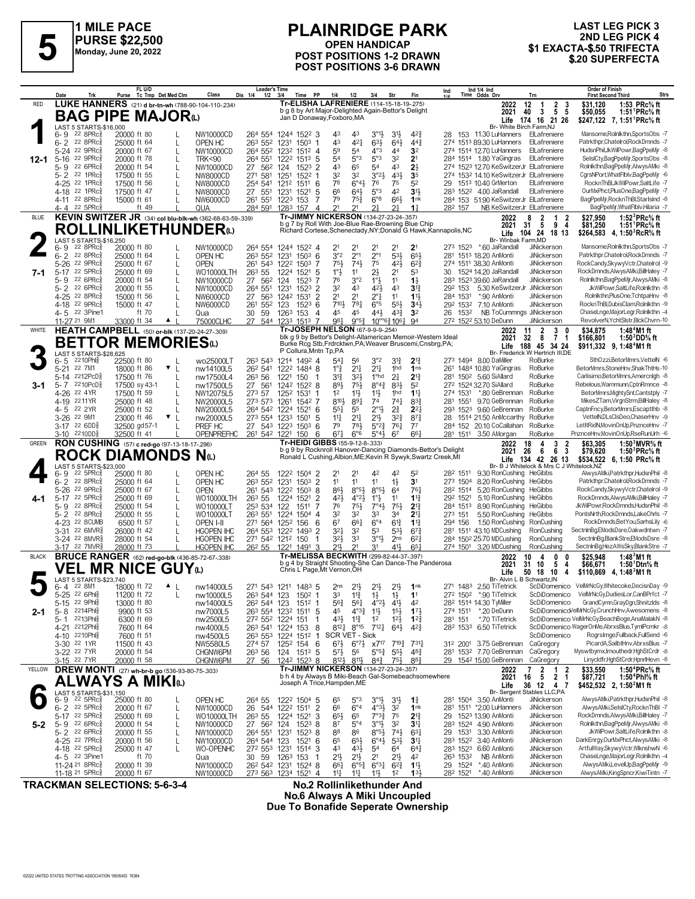# 5

**1 MILE PACE**
**PURSE $22,500**
**Monday, June 20, 2022**

# PLAINRIDGE PARK

**OPEN HANDICAP**
**POST POSITIONS 1-2 DRAWN**
**POST POSITIONS 3-6 DRAWN**

**LAST LEG PICK 3**
**2ND LEG PICK 4**
**$1 EXACTA-$.50 TRIFECTA**
**$.20 SUPERFECTA**

---

## 1 — RED — 12-1
**LUKE HANNERS** (21) d br-tn-wh (788-90-104-110-.234)
**BAG PIPE MAJOR(L)**
Tr-ELISHA LAFRENIERE (114-15-18-19-.275)
b g 8 by Art Major-Delighted Again-Bettor's Delight
Jan D Donaway,Foxboro,MA
Br- White Birch Farm,NJ

| Year | Starts | 1st | 2nd | 3rd | Earnings | Record |
|---|---|---|---|---|---|---|
| 2022 | 12 | 1 | 2 | 3 | $31,120 | 1:53 PRc⅝ ft |
| 2021 | 40 | 3 | 5 | 5 | $50,055 | 1:51¹PRc⅝ ft |
| Life | 174 | 16 | 21 | 26 | $247,122 | 7, 1:51¹PRc⅝ ft |

LAST 5 STARTS-$16,000

| Date | Trk | Purse | Tc Tmp | Class | 1/4 | 1/2 | 3/4 | Time | PP | 1/4 | 1/2 | 3/4 | Str | Fin | Ind | Odds Drv | Trn | Order of Finish |
|---|---|---|---|---|---|---|---|---|---|---|---|---|---|---|---|---|---|---|
| 6-9 22 8PRc⅝ | | 20000 | ft 80 L | NW10000CD | 26⁴ | 55⁴ | 124⁴ | 152² | 3 | 4³ | 4³ | 3°1½ | 3½ | 4²¾ | 28 153 | 11.30 LuHanners | ElLafreniere | Mansome,Rolnlkthn,SportsObs -7 |
| 6-2 22 8PRc⅝ | | 25000 | ft 64 L | OPEN HC | 26³ | 55² | 123¹ | 150³ | 1 | 4³ | 4²½ | 6³¼ | 6⁴½ | 4⁴¾ | 27⁴ 151³ | 89.30 LuHanners | ElLafreniere | Patrkthpr,Chatelrol,RockDmnds -7 |
| 5-24 22 9PRc⅝ | | 20000 | ft 67 L | NW10000CD | 26⁴ | 55² | 123² | 151² | 4 | 5⁹ | 5⁴ | 4°³ | 4⁴ | 3² | 27⁴ 151⁴ | 12.70 LuHanners | ElLafreniere | HudsnPhil,JkWilPowr,BagPpeMjr -8 |
| 5-16 22 9PRc⅝ | | 20000 | ft 78 L | TRK<90 | 26⁴ | 55¹ | 122² | 151³ | 5 | 5⁴ | 5°³ | 5°³ | 3² | 2¹ | 28⁴ 151⁴ | 1.80 YaGingras | ElLafreniere | SelslCty,BagPpeMjr,SportsObs -8 |
| 5-9 22 6PRc⅝ | | 20000 | ft 54 L | NW10000CD | 27 | 56² | 124 | 152³ | 2 | 4³ | 6⁵ | 5⁴ | 4³ | 2½ | 27⁴ 152³ | 12.70 KeSwitzerJr | ElLafreniere | Rolnlkthn,BagPpeMjr,AlwysAMki -8 |
| 5-2 22 1PRc⅝ | | 17500 | ft 55 L | NW8000CD | 27¹ | 58¹ | 125¹ | 152² | 1 | 3² | 3² | 3°²½ | 4³½ | 3⁵ | 27⁴ 153² | 14.10 KeSwitzerJr | ElLafreniere | CgrsNPort,WhatFlblv,BagPpeMjr -6 |
| 4-25 22 1PRc⅝ | | 17500 | ft 56 L | NW8000CD | 25⁴ | 54¹ | 121² | 151¹ | 6 | 7⁸ | 6°4½ | 7⁶ | 7⁵ | 5² | 29 151³ | 10.40 GrMerton | ElLafreniere | RocknThBl,JkWilPowr,SaltLife -7 |
| 4-18 22 1PRc⅝ | | 17500 | ft 47 L | NW8000CD | 27 | 55¹ | 123¹ | 152¹ | 5 | 6⁶ | 6⁴½ | 5°³ | 4² | 3½ | 28³ 152² | 4.00 JaRandall | ElLafreniere | OurMxPhct,PlusOne,BagPpeMjr -7 |
| 4-11 22 8PRc⅝ | | 15000 | ft 61 L | NW6000CD | 26¹ | 55¹ | 122³ | 153 | 7 | 7⁹ | 7⁵¾ | 6°⁸ | 6⁶½ | 1nk | 28⁴ 153 | 51.90 KeSwitzerJr | ElLafreniere | BagPpeMjr,RocknThBl,StarIslnd -8 |
| 4-4 22 5PRc⅝ | | | ft 49 | QUA | 28⁴ | 59¹ | 128³ | 157 | 4 | 2¹ | 2¹ | 2½ | 2½ | 1½ | 28² 157 | NB KeSwitzerJr | ElLafreniere | BagPpeMjr,WhatFlblv,Hilaria -7 |

---

## 2 — BLUE — 7-1
**KEVIN SWITZER JR** (34) col blu-blk-wh (362-68-63-59-.339)
**ROLLINLIKETHUNDER(L)**
Tr-JIMMY NICKERSON (134-27-23-24-.357)
b g 7 by Roll With Joe-Blue Rae-Browning Blue Chip
Richard Cortese,Schenectady,NY;Donald G Hawk,Kannapolis,NC
Br- Winbak Farm,MD

| Year | Starts | 1st | 2nd | 3rd | Earnings | Record |
|---|---|---|---|---|---|---|
| 2022 | 8 | 2 | 1 | 2 | $27,950 | 1:52³PRc⅝ ft |
| 2021 | 31 | 5 | 9 | 4 | $81,250 | 1:51¹PRc⅝ ft |
| Life | 104 | 24 | 18 | 13 | $264,583 | 4, 1:50³RcR⅝ ft |

LAST 5 STARTS-$16,250

| Date | Trk | Purse | Tc Tmp | Class | 1/4 | 1/2 | 3/4 | Time | PP | 1/4 | 1/2 | 3/4 | Str | Fin | Ind | Odds Drv | Trn | Order of Finish |
|---|---|---|---|---|---|---|---|---|---|---|---|---|---|---|---|---|---|---|
| 6-9 22 8PRc⅝ | | 20000 | ft 80 L | NW10000CD | 26⁴ | 55⁴ | 124⁴ | 152² | 4 | 2¹ | 2¹ | 2¹ | 2¹ | 2¹ | 27³ 152³ | *.60 JaRandall | JiNickerson | Mansome,Rolnlkthn,SportsObs -7 |
| 6-2 22 8PRc⅝ | | 25000 | ft 64 L | OPEN HC | 26³ | 55² | 123¹ | 150³ | 6 | 3°² | 2°¹ | 2°¹ | 5³½ | 6⁵½ | 28¹ 151³ | 18.20 AnMonti | JiNickerson | Patrkthpr,Chatelrol,RockDmnds -7 |
| 5-26 22 9PRc⅝ | | 25000 | ft 67 L | OPEN | 26¹ | 54³ | 122² | 150³ | 7 | 7⁵½ | 7⁴½ | 7⁵ | 4²½ | 6²¾ | 27⁴ 151¹ | 38.30 AnMonti | JiNickerson | RockCandy,SkywyVctr,Chatelrol -9 |
| 5-17 22 5PRc⅝ | | 25000 | ft 69 L | WO10000LTH | 26³ | 55 | 122⁴ | 152¹ | 5 | 1°½ | 1¹ | 2½ | 2¹ | 5³ | 30 152⁴ | 14.20 JaRandall | JiNickerson | RockDmnds,AlwysAMki,BillHaley -7 |
| 5-9 22 6PRc⅝ | | 20000 | ft 54 L | NW10000CD | 27 | 56² | 124 | 152³ | 7 | 7⁶ | 3°² | 1°½ | 1¹ | 1½ | 28³ 152³ | 39.60 JaRandall | JiNickerson | Rolnlkthn,BagPpeMjr,AlwysAMki -8 |
| 5-2 22 6PRc⅝ | | 20000 | ft 55 L | NW10000CD | 26⁴ | 55¹ | 123¹ | 152³ | 2 | 3² | 4³ | 4²½ | 4³ | 3¹¾ | 29² 153 | 5.30 KeSwitzerJr | JiNickerson | JkWilPowr,SaltLife,Rolnlkthn -8 |
| 4-25 22 8PRc⅝ | | 15000 | ft 56 L | NW6000CD | 27 | 56³ | 124² | 153¹ | 2 | 2¹ | 2¹ | 2°½ | 1¹ | 1½ | 28⁴ 153¹ | *.90 AnMonti | JiNickerson | Rolnlkthn,PlusOne,TchtpaHnv -8 |
| 4-18 22 9PRc⅝ | | 15000 | ft 47 L | NW6000CD | 26¹ | 55² | 123 | 152³ | 6 | 7¹⁰½ | 7⁸½ | 6°⁵ | 5⁵½ | 3⁴½ | 29² 153² | 7.10 AnMonti | JiNickerson | RocknThBl,DubisClam,Rolnlkthn -9 |
| 4-5 22 3Pine1 | | | ft 70 | Qua | 30 | 59 | 126³ | 153 | 4 | 4⁵ | 4⁵ | 4⁴½ | 4³¾ | 3² | 26 153² | NB ToCummngs | JiNickerson | ChaseLnge,MajorLegr,Rolnlkthn -4 |
| 11-27 21 9M1 | | 33000 | ft 34 ▲ | 75000CLHC | 27 | 54⁴ | 123³ | 151³ | 7 | 9⁸¼ | 9°⁵¾ | 10°°6¾ | 10⁶¼ | 9⁴ | 27² 152² | 53.10 DeDunn | JiNickerson | RevolverN,YchtSlstr,BlckChvrn-10 |

---

## 3 — WHITE — 3-1
**HEATH CAMPBELL** (50) or-blk (137-20-24-27-.309)
**BETTOR MEMORIES(L)**
Tr-JOSEPH NELSON (67-9-9-9-.254)
blk g 9 by Bettor's Delight-Allamerican Memoir-Western Ideal
Burke Rcg Stb,Frdrcktwn,PA;Weaver Bruscemi,Cnsbrg,PA;
P Collura,Mntn Tp,PA
Br- Frederick W Hertrich III,DE

| Year | Starts | 1st | 2nd | 3rd | Earnings | Record |
|---|---|---|---|---|---|---|
| 2022 | 11 | 2 | 3 | 0 | $34,875 | 1:48⁴M1 ft |
| 2021 | 32 | 8 | 7 | 1 | $166,801 | 1:50³DD⅝ ft |
| Life | 188 | 45 | 34 | 24 | $911,332 | 9, 1:48⁴M1 ft |

LAST 5 STARTS-$28,625

| Date | Trk | Purse | Tc Tmp | Class | 1/4 | 1/2 | 3/4 | Time | PP | 1/4 | 1/2 | 3/4 | Str | Fin | Ind | Odds Drv | Trn | Order of Finish |
|---|---|---|---|---|---|---|---|---|---|---|---|---|---|---|---|---|---|---|
| 6-5 22 10PcD⅝ | | 22500 | ft 80 L | wo25000LT | 26³ | 54³ | 121⁴ | 149² | 4 | 5⁴½ | 5⁶ | 3°² | 3¹¾ | 2¹¾ | 27³ 149⁴ | 8.00 DaMiller | RoBurke | SthOzzi,BetorMmrs,VettelN -6 |
| 5-21 22 7M1 | | 18000 | ft 86 ▼ L | nw14100L5 | 26² | 54¹ | 122² | 148⁴ | 8 | 1°¾ | 2¹½ | 2¹¾ | 1hd | 1ns | 26¹ 148⁴ | 10.80 YaGingras | RoBurke | BetorMmrs,StoneHnv,ShakThtHs-10 |
| 5-14 22 12PcD⅝ | | 17500 | ft 76 L | nw17500L4 | 26³ | 56 | 122¹ | 150 | 1 | 3¹¾ | 3²½ | 1°hd | 2¾ | 2¹¾ | 28¹ 150² | 5.60 SiAllard | RoBurke | Carlisimo,BetorMmrs,Amercnlgh -8 |
| 5-7 22 10PcD⅝ | | 17500 | sy 43-1 L | nw17500L5 | 27 | 56¹ | 124² | 152² | 8 | 8⁹½ | 7⁵½ | 8°⁴¾ | 8³½ | 5² | 27² 152⁴ | 32.70 SiAllard | RoBurke | Rebelous,Wammunn,CptnRmnce -8 |
| 4-26 22 4YR | | 17500 | ft 59 L | NW12075L5 | 27³ | 57 | 125² | 153¹ | 1 | 1² | 1¹½ | 1¹½ | 1hd | 1¹½ | 27⁴ 153¹ | *.80 GeBrennan | RoBurke | BetorMmrs,MightySnt,Cantstply -7 |
| 4-19 22 11YR | | 25000 | ft 48 L | NW20000L5 | 27³ | 57³ | 126¹ | 154² | 7 | 8¹⁰½ | 8⁹½ | 7⁴ | 7⁴½ | 8³¾ | 28¹ 155¹ | 9.70 GeBrennan | RoBurke | MikesZTam,VirgnStrm,BillHaley -8 |
| 4-5 22 2YR | | 25000 | ft 52 L | NW20000L5 | 26⁴ | 54² | 122⁴ | 152¹ | 6 | 5⁵½ | 5⁵ | 2°¹½ | 2¾ | 2²½ | 29³ 152³ | 9.60 GeBrennan | RoBurke | CaptnFncy,BetorMmrs,Escaptthb -8 |
| 3-26 22 9M1 | | 23000 | ft 46 ▼ L | nw20000L5 | 27³ | 55⁴ | 123³ | 150¹ | 5 | 1¹½ | 2¹½ | 2¹½ | 3²¾ | 8⁷¾ | 28 151⁴ | 21.50 AnMccarthy | RoBurke | VettelN,DLsClsDeo,ChaserHnv -9 |
| 3-17 22 6DD⅝ | | 32500 | gd57-1 L | PREF HC | 27 | 54³ | 122³ | 150³ | 6 | 7⁹ | 7⁸½ | 5°²¾ | 7⁶½ | 7⁷ | 28⁴ 152 | 20.10 CoCallahan | RoBurke | LetltRidN,MovinOnUp,PnzncеHnv -7 |
| 3-10 22 10DD⅝ | | 32500 | ft 41 L | OPENPREFHC | 26¹ | 54² | 122¹ | 150 | 6 | 6⁷½ | 6°⁶ | 5°⁴½ | 6⁷ | 6⁶½ | 28¹ 151¹ | 3.50 AMorgan | RoBurke | PnzncеHnv,MovinOnUp,RseRunUrh -6 |

---

## 4 — GREEN — 4-1
**RON CUSHING** (57) c red-go (97-13-18-17-.296)
**ROCK DIAMONDS N(L)**
Tr-HEIDI GIBBS (55-9-12-8-.333)
b g 9 by Rocknroll Hanover-Dancing Diamonds-Bettor's Delight
Ronald L Cushing,Albion,ME;Kevin R Sywyk,Swartz Creek,MI
Br- B J Whitelock & Mrs C J Whitelock,NZ

| Year | Starts | 1st | 2nd | 3rd | Earnings | Record |
|---|---|---|---|---|---|---|
| 2022 | 18 | 4 | 3 | 2 | $63,305 | 1:50³MVR⅝ ft |
| 2021 | 26 | 6 | 6 | 3 | $79,620 | 1:50³PRc⅝ ft |
| Life | 134 | 42 | 26 | 13 | $534,522 | 6, 1:50 PRc⅝ ft |

LAST 5 STARTS-$23,000

| Date | Trk | Purse | Tc Tmp | Class | 1/4 | 1/2 | 3/4 | Time | PP | 1/4 | 1/2 | 3/4 | Str | Fin | Ind | Odds Drv | Trn | Order of Finish |
|---|---|---|---|---|---|---|---|---|---|---|---|---|---|---|---|---|---|---|
| 6-9 22 5PRc⅝ | | 25000 | ft 80 L | OPEN HC | 26⁴ | 55 | 122² | 150⁴ | 2 | 2¹ | 2¹ | 4² | 4² | 5² | 28² 151¹ | 9.30 RonCushing | HeGibbs | AlwysAMki,Patrkthpr,HudsnPhil -8 |
| 6-2 22 8PRc⅝ | | 25000 | ft 64 L | OPEN HC | 26³ | 55² | 123¹ | 150³ | 2 | 1¹ | 1¹ | 1¹ | 1½ | 3¹ | 27³ 150⁴ | 8.20 RonCushing | HeGibbs | Patrkthpr,Chatelrol,RockDmnds -7 |
| 5-26 22 9PRc⅝ | | 25000 | ft 67 L | OPEN | 26¹ | 54³ | 122² | 150³ | 8 | 8⁶½ | 8°⁵½ | 8°⁵½ | 6⁴ | 7⁶¼ | 28² 151⁴ | 5.20 RonCushing | HeGibbs | RockCandy,SkywyVctr,Chatelrol -9 |
| 5-17 22 5PRc⅝ | | 25000 | ft 69 L | WO10000LTH | 26³ | 55 | 122⁴ | 152¹ | 2 | 4²½ | 4°²½ | 1°½ | 1¹ | 1¹¾ | 29² 152¹ | 5.10 RonCushing | HeGibbs | RockDmnds,AlwysAMki,BillHaley -7 |
| 5-9 22 8PRc⅝ | | 25000 | ft 54 L | WO10000LT | 25³ | 53⁴ | 122 | 151¹ | 7 | 7⁶ | 7⁵½ | 7°⁴¾ | 7⁵½ | 2¹¾ | 28⁴ 151³ | 8.90 RonCushing | HeGibbs | JkWilPowr,RockDmnds,HudsnPhil -8 |
| 5-2 22 8PRc⅝ | | 25000 | ft 55 L | WO10000LT | 26³ | 55¹ | 122⁴ | 150⁴ | 4 | 3² | 3² | 3³ | 3⁴ | 2¹¼ | 27³ 151 | 5.50 RonCushing | HeGibbs | PontsNrth,RockDmnds,LakeChrls -7 |
| 4-23 22 8CUMB | | 6500 | ft 57 L | OPEN I-II | 27¹ | 56⁴ | 125² | 156 | 6 | 6⁷ | 6⁶½ | 6°⁴ | 6¹¾ | 1¹¾ | 29⁴ 156 | 1.50 RonCushing | RonCushing | RockDmnds,BetYou,SarhsLily -6 |
| 3-31 22 6MVR⅝ | | 26000 | ft 42 L | HGOPEN IHC | 26⁴ | 55³ | 122² | 149³ | 2 | 3²½ | 3² | 5³ | 5³½ | 6⁷¾ | 28¹ 151¹ | 43.10 MDCushing | RonCushing | SectnlnBg,EModsDsre,Oakwdntwn -7 |
| 3-24 22 8MVR⅝ | | 28000 | ft 54 L | HGOPEN IHC | 27¹ | 54² | 121² | 150 | 1 | 3²½ | 3³ | 3°¹½ | 2ns | 6²½ | 28⁴ 150² | 25.70 MDCushing | RonCushing | SectnlnBg,BlankStre,EModsDsre -8 |
| 3-17 22 7MVR⅝ | | 28000 | ft 73 L | HGOPEN IHC | 26² | 55 | 122¹ | 149¹ | 3 | 2¹½ | 2¹ | 3¹ | 4¹½ | 6⁵½ | 27⁴ 150¹ | 3.20 MDCushing | RonCushing | SectnlnBg,HezAWsSky,BlankStre -7 |

---

## 5 — BLACK — 2-1
**BRUCE RANGER** (62) red-go-blk (436-85-72-67-.338)
**VEL MR NICE GUY(L)**
Tr-MELISSA BECKWITH (299-82-44-37-.397)
b g 4 by Straight Shooting-She Can Dance-The Panderosa
Chris L Page,Mt Vernon,OH
Br- Alvin L B Schwartz,IN

| Year | Starts | 1st | 2nd | 3rd | Earnings | Record |
|---|---|---|---|---|---|---|
| 2022 | 10 | 4 | 0 | 0 | $25,948 | 1:48³M1 ft |
| 2021 | 31 | 10 | 5 | 4 | $66,671 | 1:50¹Dtn⅝ ft |
| Life | 50 | 18 | 10 | 4 | $110,869 | 4, 1:48³M1 ft |

LAST 5 STARTS-$23,740

| Date | Trk | Purse | Tc Tmp | Class | 1/4 | 1/2 | 3/4 | Time | PP | 1/4 | 1/2 | 3/4 | Str | Fin | Ind | Odds Drv | Trn | Order of Finish |
|---|---|---|---|---|---|---|---|---|---|---|---|---|---|---|---|---|---|---|
| 6-4 22 8M1 | | 18000 | ft 72 ▲ L | nw14000L5 | 27¹ | 54³ | 121¹ | 148³ | 5 | 2ns | 2¹½ | 2¹½ | 2¹½ | 1nk | 27¹ 148³ | 2.50 TiTetrick | ScDiDomenico | VelMrNcGy,Whitecoke,DecisnDay -9 |
| 5-25 22 6Phl⅝ | | 11200 | ft 72 L | nw10000L5 | 26³ | 54⁴ | 123 | 150² | 1 | 3³ | 1¹½ | 1½ | 1½ | 1¹ | 27² 150² | *.90 TiTetrick | ScDiDomenico | VelMrNcGy,DudiesLor,CanBPrfct -7 |
| 5-15 22 9Phl⅝ | | 13000 | ft 80 | nw14000L5 | 26² | 54⁴ | 123 | 151² | 1 | 5⁶¾ | 5⁶½ | 4°²½ | 4¹½ | 4² | 28² 151⁴ | 14.30 TyMiller | ScDiDomenico | GrandCymn,GrayDgn,Shnitzlds -8 |
| 5-8 22 14Phl⅝ | | 9900 | ft 53 | nw7000L5 | 26³ | 55⁴ | 123² | 151¹ | 5 | 4⁵ | 4°³¾ | 1¹½ | 1⁵½ | 1⁷½ | 27⁴ 151¹ | *.20 DeDunn | ScDiDomenico | VelMrNcGy,CrunchHnv,Awesomens -8 |
| 5-1 22 13Phl⅝ | | 6300 | ft 69 | nw2500L5 | 27² | 55² | 122⁴ | 151 | 1 | 4³½ | 1¹¾ | 1² | 1²½ | 1²¾ | 28¹ 151 | *.70 TiTetrick | ScDiDomenico | VelMrNcGy,BeachBoge,AnaMalakN -8 |
| 4-21 22 12Phl⅝ | | 7600 | ft 64 | nw4000L5 | 26³ | 54¹ | 122⁴ | 153 | 8 | 8¹²½ | 8°¹⁵ | 7¹²½ | 6⁴½ | 4²¾ | 28² 153³ | 6.50 TiTetrick | ScDiDomenico | WagerOnMe,AbrxsBlus,TymlPcmkr -8 |
| 4-10 22 10Phl⅝ | | 7600 | ft 51 | nw4500L5 | 26³ | 55³ | 122⁴ | 151² | 1 | SCR VET - Sick | | | | | | | ScDiDomenico | RogrsImge,Fullback,FullSend -6 |
| 3-30 22 1YR | | 11500 | ft 43 | NW5580L5 | 27⁴ | 57 | 125² | 154 | 6 | 6⁷½ | 6°⁷½ | x7¹⁷ | 7¹⁹¾ | 7³¹½ | 31² 200¹ | 3.75 GeBrennan | CaGregory | PicardA,SailbtHnv,AbrxsBlus -7 |
| 3-22 22 7YR | | 20000 | ft 54 | CHGNW6PM | 26³ | 56 | 124 | 151³ | 5 | 5⁷½ | 5⁶ | 5°⁵¾ | 5⁵½ | 4⁸¾ | 28¹ 153² | 7.70 GeBrennan | CaGregory | Myswtbymx,Imouthedr,HghStCrdr -8 |
| 3-15 22 7YR | | 20000 | ft 58 | CHGNW6PM | 27 | 56 | 124² | 152³ | 8 | 8¹²½ | 8¹¹½ | 8⁴¾ | 7⁵¾ | 8⁸¾ | 29 154² | 15.00 GeBrennan | CaGregory | Linycldfr,HghStCrdr,HpnrlHevn -8 |

---

## 6 — YELLOW — 5-2
**DREW MONTI** (27) wh-br-b go (536-93-80-75-.303)
**ALWAYS A MIKI(L)**
Tr-JIMMY NICKERSON (134-27-23-24-.357)
b h 4 by Always B Miki-Beach Gal-Somebeachsomewhere
Joseph A Trice,Hampden,ME
Br- Sergent Stables LLC,PA

| Year | Starts | 1st | 2nd | 3rd | Earnings | Record |
|---|---|---|---|---|---|---|
| 2022 | 7 | 2 | 1 | 2 | $33,550 | 1:50⁴PRc⅝ ft |
| 2021 | 16 | 5 | 2 | 1 | $87,721 | 1:50⁴Phl⅝ ft |
| Life | 36 | 12 | 4 | 7 | $452,532 | 2, 1:50²M1 ft |

LAST 5 STARTS-$31,150

| Date | Trk | Purse | Tc Tmp | Class | 1/4 | 1/2 | 3/4 | Time | PP | 1/4 | 1/2 | 3/4 | Str | Fin | Ind | Odds Drv | Trn | Order of Finish |
|---|---|---|---|---|---|---|---|---|---|---|---|---|---|---|---|---|---|---|
| 6-9 22 5PRc⅝ | | 25000 | ft 80 | OPEN HC | 26⁴ | 55 | 122² | 150⁴ | 5 | 6⁵ | 5°³ | 3°¹½ | 3¹½ | 1¾ | 28¹ 150⁴ | 3.50 AnMonti | JiNickerson | AlwysAMki,Patrkthpr,HudsnPhil -8 |
| 6-2 22 5PRc⅝ | | 20000 | ft 67 L | NW10000CD | 26 | 54⁴ | 122² | 151¹ | 2 | 6⁶ | 6°⁴ | 4°³¼ | 3² | 1nk | 28¹ 151¹ | *2.00 LuHanners | JiNickerson | AlwysAMki,SelslCty,RocknThBl -7 |
| 5-17 22 5PRc⅝ | | 25000 | ft 69 L | WO10000LTH | 26³ | 55 | 122⁴ | 152¹ | 3 | 6⁵½ | 6⁵ | 7°³¾ | 7⁵ | 2¹¾ | 29 152³ | 13.90 AnMonti | JiNickerson | RockDmnds,AlwysAMki,BillHaley -7 |
| 5-9 22 6PRc⅝ | | 20000 | ft 54 L | NW10000CD | 27 | 56² | 124 | 152³ | 8 | 8⁷ | 5°⁴ | 3°¹½ | 3² | 3¹½ | 28³ 152⁴ | 4.90 AnMonti | JiNickerson | Rolnlkthn,BagPpeMjr,AlwysAMki -8 |
| 5-2 22 6PRc⅝ | | 20000 | ft 55 L | NW10000CD | 26⁴ | 55¹ | 123¹ | 152³ | 8 | 8⁸ | 8⁶ | 8°⁵½ | 7⁴½ | 6³¼ | 29 153¹ | 3.30 AnMonti | JiNickerson | JkWilPowr,SaltLife,Rolnlkthn -8 |
| 4-25 22 7PRc⅝ | | 20000 | ft 56 L | NW10000CD | 26⁴ | 54⁴ | 123 | 152¹ | 6 | 6⁵ | 6⁵½ | 6°⁴½ | 5³½ | 3¹½ | 28³ 152² | 3.40 AnMonti | JiNickerson | DarkEngy,OurMxPhct,AlwysAMki -8 |
| 4-18 22 5PRc⅝ | | 25000 | ft 47 L | WO-OPENHC | 27² | 55³ | 123¹ | 151⁴ | 3 | 4³ | 4³½ | 5⁴ | 6⁴ | 6⁴¼ | 28³ 152³ | 6.60 AnMonti | JiNickerson | ArtfulWay,SkywyVctr,Wlknshwn -6 |
| 4-5 22 3Pine1 | | | ft 70 | Qua | 30 | 59 | 126³ | 153 | 1 | 2¹½ | 2¹½ | 2¹ | 2¹½ | 4² | 26³ 153² | NB AnMonti | JiNickerson | ChaseLnge,MajorLegr,Rolnlkthn -4 |
| 11-24 21 8PRc⅝ | | 20000 | ft 39 | NW10000CD | 26² | 54² | 123¹ | 152⁴ | 8 | 6⁶½ | 6°⁶¾ | 6°³½ | 6²¾ | 1¹½ | 29 152⁴ | *.40 AnMonti | JiNickerson | AlwysAMki,LevelUp,BagPpeMjr -9 |
| 11-18 21 5PRc⅝ | | 20000 | ft 67 | NW10000CD | 27³ | 56³ | 123⁴ | 152¹ | 4 | 1¹½ | 1¹½ | 1¹½ | 1² | 1³½ | 28² 152¹ | *.40 AnMonti | JiNickerson | AlwysAMki,KingSpncr,KiwiTintn -7 |

---

**TRACKMAN SELECTIONS: 5-6-3-4**

**No.2 Rollinlikethunder And**
**No.6 Always A Miki Uncoupled**
**Due To Bonafide Seperate Ownership**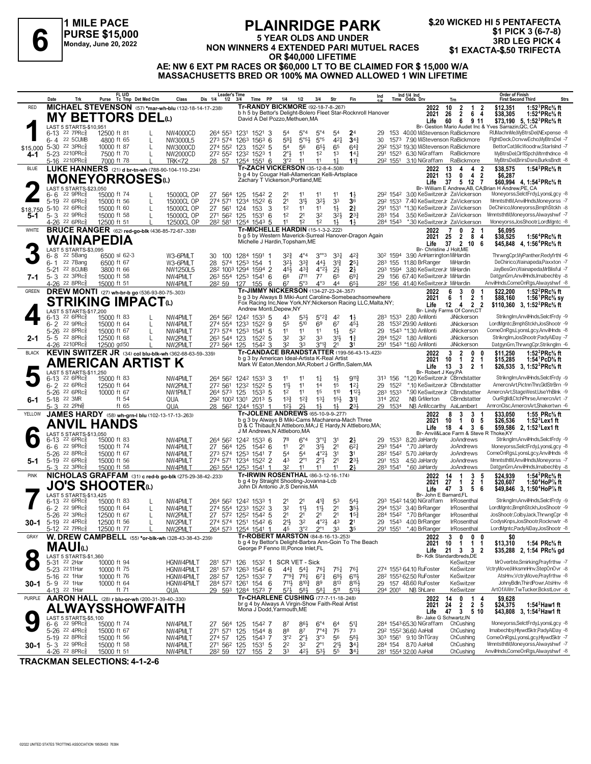# 6

**1 MILE PACE**
**PURSE $15,000**
**Monday, June 20, 2022**

## PLAINRIDGE PARK

**5 YEAR OLDS AND UNDER**
**NON WINNERS 4 EXTENDED PARI MUTUEL RACES OR $40,000 LIFETIME**

**$.20 WICKED HI 5 PENTAFECTA**
**$1 PICK 3 (6-7-8)**
**3RD LEG PICK 4**
**$1 EXACTA-$.50 TRIFECTA**

**AE: NW 6 EXT PM RACES OR $60,000 LT TO BE CLAIMED FOR $ 15,000 W/A MASSACHUSETTS BRED OR 100% MA OWNED ALLOWED 1 WIN LIFETIME**

---

### 1 — RED — 4-1
**MICHAEL STEVENSON** (57) *mar-wh-blu (132-18-14-17-.238)
**MY BETTORS DEL(L)**
Tr-RANDY BICKMORE (92-18-7-8-.267)
b h 5 by Bettor's Delight-Bolero Fleet Star-Rocknroll Hanover
David A Del Pozzo,Methuen,MA
Br- Gestion Mario Audet Inc & Yves Sarrazin,QC, CA

| | Starts | Win | 2nd | 3rd | Earnings | Record |
|---|---|---|---|---|---|---|
| 2022 | 10 | 2 | 1 | 2 | $12,351 | 1:52³PRc⅝ ft |
| 2021 | 26 | 2 | 6 | 4 | $38,305 | 1:52⁴PRc⅝ ft |
| Life | 60 | 6 | 9 | 11 | $73,190 | 5, 1:52³PRc⅝ ft |

LAST 5 STARTS-$10,951 — $15,000

| Date | Trk | Purse | Class | 1/4 | 1/2 | 3/4 | Time | PP | 1/4 | 1/2 | 3/4 | Str | Fin | Ind 1/4 | Ind Time | Odds Drv | Trn | Order of Finish |
|---|---|---|---|---|---|---|---|---|---|---|---|---|---|---|---|---|---|---|
| 6-13 22 7PRc⅝ | | 12500 ft 81 L | NW4000CD | 26⁴ | 55³ | 123¹ | 152¹ | 3 | 5⁴ | 5°⁴ | 5°⁴ | 5⁴ | 2⁴ | 29 | 153 | 40.00 MiStevenson | RaBickmore | RUMachnMe,MyBtrsDel,NExpense -8 |
| 6-4 22 5CUMB | | 4800 ft 65 L | NW3000L5 | 27³ | 57⁴ | 126³ | 156³ | 6 | 5⁹½ | 5°⁵½ | 5°⁵ | 4²½ | 3⁴¾ | 30 | 157³ | 7.90 MiStevenson | RaBickmore | FlghtDeck,OcnvwEcho,MyBtrsDel -7 |
| 5-30 22 3PRc⅝ | | 10000 ft 87 L | NW3000CD | 27⁴ | 55² | 123 | 152² | 5 | 5⁴ | 5⁶ | 6⁵½ | 6⁵ | 6⁴¾ | 29² | 153² | 19.30 MiStevenson | RaBickmore | BettorCat,MicWoodrw,StarIsInd -7 |
| 5-23 22 10PRc⅝ | | 7500 ft 70 L | NW2000CD | 27² | 55² | 123² | 152³ | 1 | 2°½ | 1¹ | 1² | 1³ | 1⁴¾ | 29¹ | 152³ | 6.30 NiGraffam | RaBickmore | MyBtrsDel,CrflSpch,Mtmthdnce -8 |
| 5-16 22 10PRc⅝ | | 7000 ft 78 L | TRK<72 | 28 | 57 | 125⁴ | 155¹ | 6 | 3°² | 1¹ | 1¹ | 1⅞ | 1¹¾ | 29² | 155¹ | 3.10 NiGraffam | RaBickmore | MyBtrsDel,BrirsDsre,BurksBndt -8 |

### 2 — BLUE — 5-1
**LUKE HANNERS** (21) d br-tn-wh (788-90-104-110-.234)
**MONEYORROSES(L)**
Tr-ZACH VICKERSON (35-12-8-4-.508)
b g 4 by Cougar Hall-Allamerican Kelli-Artsplace
Zachary T Vickerson,Portland,ME
Br- William E Andrew,AB, CA;Brian H Andrew,PE, CA

| | Starts | Win | 2nd | 3rd | Earnings | Record |
|---|---|---|---|---|---|---|
| 2022 | 13 | 4 | 4 | 2 | $38,575 | 1:54²PRc⅝ ft |
| 2021 | 13 | 0 | 4 | 2 | $6,287 | |
| Life | 37 | 5 | 12 | 7 | $60,994 | 4, 1:54²PRc⅝ ft |

LAST 5 STARTS-$23,050 — $18,750

| Date | Trk | Purse | Class | 1/4 | 1/2 | 3/4 | Time | PP | 1/4 | 1/2 | 3/4 | Str | Fin | Ind 1/4 | Ind Time | Odds Drv | Trn | Order of Finish |
|---|---|---|---|---|---|---|---|---|---|---|---|---|---|---|---|---|---|---|
| 6-6 22 9PRc⅝ | | 15000 ft 74 L | 15000CL OP | 27 | 56⁴ | 125 | 154² | 2 | 2¹ | 1¹ | 1¹ | 1¹ | 1½ | 29² | 154² | 3.00 KeSwitzerJr | ZaVickerson | Moneyorss,SelctFrdy,LyonsLgcy -8 |
| 5-19 22 6PRc⅝ | | 15000 ft 56 L | 15000CL OP | 27⁴ | 57¹ | 123⁴ | 152² | 6 | 2¹ | 3¹½ | 3²½ | 3³ | 3⁶ | 29² | 153³ | 7.40 KeSwitzerJr | ZaVickerson | MmntsthtM,AnvilHnds,Moneyorss -7 |
| 5-10 22 6PRc⅝ | | 15000 ft 60 L | 15000CL OP | 27 | 56¹ | 124 | 153 | 3 | 1² | 1¹ | 1¹ | 1½ | 2¾ | 29¹ | 153¹ | *1.30 KeSwitzerJr | ZaVickerson | DeChirico,Moneyorss,BmphStckh -8 |
| 5-3 22 9PRc⅝ | | 15000 ft 58 L | 15000CL OP | 27¹ | 56² | 125 | 153¹ | 6 | 1² | 2¹ | 3² | 3²½ | 2³¾ | 28³ | 154 | 3.50 KeSwitzerJr | ZaVickerson | MmntsthtM,Moneyorss,Alwayshwf -7 |
| 4-26 22 6PRc⅝ | | 12500 ft 51 L | 12500CL OP | 28² | 58¹ | 125⁴ | 154³ | 5 | 1¹ | 1² | 1² | 1½ | 1½ | 28⁴ | 154³ | *.30 KeSwitzerJr | ZaVickerson | Moneyorss,JosShootr,LordMgntc -8 |

### 3 — WHITE — 7-1
**BRUCE RANGER** (62) red-go-blk (436-85-72-67-.338)
**WAINAPEDIA**
Tr-MICHELLE HARDIN (15-1-3-2-.222)
b g 5 by Western Maverick-Surreal Hanover-Dragon Again
Michelle J Hardin,Topsham,ME
Br- Christine J Holt,ME

| | Starts | Win | 2nd | 3rd | Earnings | Record |
|---|---|---|---|---|---|---|
| 2022 | 7 | 0 | 2 | 1 | $6,095 | |
| 2021 | 25 | 2 | 8 | 4 | $38,525 | 1:56⁴PRc⅝ ft |
| Life | 37 | 2 | 10 | 6 | $45,848 | 4, 1:56⁴PRc⅝ ft |

LAST 5 STARTS-$3,095

| Date | Trk | Purse | Class | 1/4 | 1/2 | 3/4 | Time | PP | 1/4 | 1/2 | 3/4 | Str | Fin | Ind 1/4 | Ind Time | Odds Drv | Trn | Order of Finish |
|---|---|---|---|---|---|---|---|---|---|---|---|---|---|---|---|---|---|---|
| 6-8 22 5Bang | | 6500 sl 62-3 | W3-6PMLT | 30 | 100 | 128⁴ | 159¹ | 1 | 3²¾ | 4°⁴ | 3°°³ | 3³½ | 4²¾ | 30² | 159⁴ | 3.90 AnHarrington | MiHardin | ThrwngCpr,MyPanther,Redyfrthl -6 |
| 6-1 22 7Bang | | 6500 ft 67 | W3-6PMLT | 28 | 57⁴ | 125³ | 154 | 1 | 3²½ | 3³¾ | 4⁴½ | 3¹¾ | 2⁵¼ | 28³ | 155 | 11.80 BrRanger | MiHardin | DeChirico,Wainapeda,Paxxton -7 |
| 5-21 22 8CUMB | | 3800 ft 66 | NW1250L5 | 28² | 100³ | 129⁴ | 159⁴ | 2 | 4⁵½ | 4³¾ | 4°²½ | 2½ | 2½ | 29³ | 159⁴ | 3.80 KeSwitzerJr | MiHardin | JayBesGrn,Wainapeda,MrBlisful -7 |
| 5-3 22 3PRc⅝ | | 15000 ft 58 | NW4PMLT | 26³ | 55⁴ | 125³ | 154¹ | 6 | 6⁶ | i7¹¹ | 7⁷ | 6⁵ | 6⁹¼ | 29 | 156 | 67.40 KeSwitzerJr | MiHardin | DatgynGrn,AnvilHnds,Imabechby -8 |
| 4-26 22 8PRc⅝ | | 15000 ft 51 | NW4PMLT | 28² | 59 | 127 | 155 | 6 | 6⁷ | 5°³ | 4°³ | 4⁴ | 6⁵½ | 28² | 156 | 41.40 KeSwitzerJr | MiHardin | AnvilHnds,ComeOnRgs,Alwayshwf -8 |

### 4 — GREEN — 2-1
**DREW MONTI** (27) wh-br-b go (536-93-80-75-.303)
**STRIKING IMPACT(L)**
Tr-JIMMY NICKERSON (134-27-23-24-.357)
b g 3 by Always B Miki-Aunt Caroline-Somebeachsomewhere
Fox Racing Inc,New York,NY;Nickerson Racing LLC,Malta,NY;
Andrew Monti,Depew,NY
Br- Lindy Farms Of Conn,CT

| | Starts | Win | 2nd | 3rd | Earnings | Record |
|---|---|---|---|---|---|---|
| 2022 | 6 | 3 | 0 | 1 | $22,200 | 1:52²PRc⅝ ft |
| 2021 | 6 | 1 | 2 | 1 | $88,160 | 1:56¹PRc⅝ sy |
| Life | 12 | 4 | 2 | 2 | $110,360 | 3, 1:52²PRc⅝ ft |

LAST 5 STARTS-$17,200

| Date | Trk | Purse | Class | 1/4 | 1/2 | 3/4 | Time | PP | 1/4 | 1/2 | 3/4 | Str | Fin | Ind 1/4 | Ind Time | Odds Drv | Trn | Order of Finish |
|---|---|---|---|---|---|---|---|---|---|---|---|---|---|---|---|---|---|---|
| 6-13 22 6PRc⅝ | | 15000 ft 83 L | NW4PMLT | 26⁴ | 56² | 124² | 153³ | 5 | 4³ | 5³½ | 5°²¾ | 4² | 1½ | 28³ | 153³ | 2.80 AnMonti | JiNickerson | StrikngIm,AnvilHnds,SelctFrdy -9 |
| 6-2 22 9PRc⅝ | | 15000 ft 64 L | NW4PMLT | 27⁴ | 55⁴ | 123³ | 152² | 9 | 5⁵ | 5¹⁰ | 6⁹ | 6⁷ | 4⁵½ | 28 | 153² | 29.90 AnMonti | JiNickerson | LordMgntc,BmphStckh,JosShootr -9 |
| 5-26 22 8PRc⅝ | | 15000 ft 67 L | NW4PMLT | 27³ | 57⁴ | 125³ | 154¹ | 5 | 1¹ | 1¹ | 1¹ | 1½ | 5² | 29 | 154³ | *1.30 AnMonti | JiNickerson | ComeOnRgs,LyonsLgcy,AnvilHnds -8 |
| 5-5 22 8PRc⅝ | | 12500 ft 68 L | NW2PMLT | 26³ | 54⁴ | 123 | 152² | 5 | 3² | 3² | 3³ | 3¹½ | 1¾ | 28⁴ | 152² | 1.80 AnMonti | JiNickerson | StrikngIm,JosShootr,PadyAlDay -7 |
| 4-26 22 10PRc⅝ | | 12500 gd50 | NW2PMLT | 27³ | 56⁴ | 125 | 154² | 3 | 3² | 3³ | 3°¹½ | 2¹ | 3¹ | 29¹ | 154³ | *1.60 AnMonti | JiNickerson | DatgynGrn,ThrwngCpr,StrikngIm -6 |

### 5 — BLACK — 6-1
**KEVIN SWITZER JR** (34) col blu-blk-wh (362-68-63-59-.339)
**AMERICAN ARTIST K**
Tr-CANDACE BRANDSTATTER (199-56-43-13-.423)
b g 3 by American Ideal-Artista K-Real Artist
Mark W Eaton,Mendon,MA;Robert J Griffin,Salem,MA
Br- Robert J Key,PA

| | Starts | Win | 2nd | 3rd | Earnings | Record |
|---|---|---|---|---|---|---|
| 2022 | 3 | 2 | 0 | 0 | $11,250 | 1:52²PRc⅝ ft |
| 2021 | 10 | 1 | 2 | 1 | $15,285 | 1:54¹PcD⅝ ft |
| Life | 13 | 3 | 2 | 1 | $26,535 | 3, 1:52²PRc⅝ ft |

LAST 5 STARTS-$11,250

| Date | Trk | Purse | Class | 1/4 | 1/2 | 3/4 | Time | PP | 1/4 | 1/2 | 3/4 | Str | Fin | Ind 1/4 | Ind Time | Odds Drv | Trn | Order of Finish |
|---|---|---|---|---|---|---|---|---|---|---|---|---|---|---|---|---|---|---|
| 6-13 22 6PRc⅝ | | 15000 ft 83 | NW4PMLT | 26⁴ | 56² | 124² | 153³ | 3 | 1¹ | 1¹ | 1½ | 1½ | 9¹¹¾ | 31³ | 156 | *1.20 KeSwitzerJr | CBrndstatter | StrikngIm,AnvilHnds,SelctFrdy -9 |
| 6-2 22 6PRc⅝ | | 12500 ft 64 | NW2PMLT | 27² | 56¹ | 123² | 152² | 5 | 1¹½ | 1¹ | 1⁴ | 1⁵ | 1²¾ | 29 | 152² | *.10 KeSwitzerJr | CBrndstatter | AmercnArt,PictnnThn,GldStrBrn -9 |
| 5-26 22 6PRc⅝ | | 10000 ft 67 | NW1PMLT | 26⁴ | 57³ | 125 | 153³ | 5 | 1² | 1¹ | 1⁵ | 1¹⁰ | 1¹²½ | 28³ | 153³ | *.90 KeSwitzerJr | CBrndstatter | AmercnArt,StageWest,UseYhBlnk -9 |
| 5-18 22 3MR | | ft 54 | QUA | 29² | 100² | 130¹ | 201³ | 5 | 1³¾ | 1²¾ | 1³¼ | 1⁵½ | 3¹¾ | 31⁴ | 202 | NB GrMerton | CBrndstatter | OurRglldl,CtchPhrse,AmercnArt -7 |
| 5-3 22 2PHl⅝ | | ft 65 | QUA | 28 | 56² | 124⁴ | 153¹ | 1 | 1²½ | 2½ | 1½ | 1½ | 2³¼ | 29 | 153⁴ | NB AnMccarthy | AaLambert | AmrcnClsc,AmercnArt,Shakertwn -6 |

### 6 — YELLOW — 5-1
**JAMES HARDY** (58) wh-grn-l blu (102-13-17-13-.263)
**ANVIL HANDS**
Tr-JOLENE ANDREWS (65-10-9-9-.277)
b g 3 by Always B Miki-Cams Macharena-Mach Three
D & C Thibault,N Attleboro,MA;J E Hardy,N Attleboro,MA;
J M Andrews,N Attleboro,MA
Br- Anvil&Lace Farm & Steve R Thoke,KY

| | Starts | Win | 2nd | 3rd | Earnings | Record |
|---|---|---|---|---|---|---|
| 2022 | 8 | 3 | 3 | 1 | $33,050 | 1:55 PRc⅝ ft |
| 2021 | 10 | 1 | 0 | 5 | $26,536 | 1:52³Lex1 ft |
| Life | 18 | 4 | 3 | 6 | $59,586 | 2, 1:52³Lex1 ft |

LAST 5 STARTS-$13,050

| Date | Trk | Purse | Class | 1/4 | 1/2 | 3/4 | Time | PP | 1/4 | 1/2 | 3/4 | Str | Fin | Ind 1/4 | Ind Time | Odds Drv | Trn | Order of Finish |
|---|---|---|---|---|---|---|---|---|---|---|---|---|---|---|---|---|---|---|
| 6-13 22 6PRc⅝ | | 15000 ft 83 | NW4PMLT | 26⁴ | 56² | 124² | 153³ | 6 | 7⁸ | 6°⁴ | 3°¹¼ | 3¹ | 2½ | 29 | 153³ | 8.20 JaHardy | JoAndrews | StrikngIm,AnvilHnds,SelctFrdy -9 |
| 6-6 22 9PRc⅝ | | 15000 ft 74 | NW4PMLT | 27 | 56⁴ | 125 | 154² | 6 | 1¹ | 2¹ | 3¹½ | 2¹ | 6²¼ | 29³ | 154⁴ | *.70 JaHardy | JoAndrews | Moneyorss,SelctFrdy,LyonsLgcy -8 |
| 5-26 22 8PRc⅝ | | 15000 ft 67 | NW4PMLT | 27³ | 57⁴ | 125³ | 154¹ | 7 | 5⁴ | 5⁴ | 4°²½ | 3¹ | 3¹ | 28² | 154² | 5.70 JaHardy | JoAndrews | ComeOnRgs,LyonsLgcy,AnvilHnds -8 |
| 5-19 22 6PRc⅝ | | 15000 ft 56 | NW4PMLT | 27⁴ | 57¹ | 123⁴ | 152² | 5 | 4³ | 2°¹ | 2°½ | 2¹ | 2³½ | 29¹ | 153 | 4.50 JaHardy | JoAndrews | MmntsthtM,AnvilHnds,Moneyorss -7 |
| 5-3 22 3PRc⅝ | | 15000 ft 58 | NW4PMLT | 26³ | 55⁴ | 125³ | 154¹ | 1 | 3² | 1¹ | 1¹ | 1¹ | 2½ | 28³ | 154¹ | *.60 JaHardy | JoAndrews | DatgynGrn,AnvilHnds,Imabechby -8 |

### 7 — PINK — 30-1
**NICHOLAS GRAFFAM** (31) c red-b go-blk (275-29-38-42-.233)
**JO'S SHOOTER(L)**
Tr-IRWIN ROSENTHAL (86-3-12-16-.174)
b g 4 by Straight Shooting-Jovanna-Lcb
John Di Antonio Jr,S Dennis,MA
Br- John E Barnard,FL

| | Starts | Win | 2nd | 3rd | Earnings | Record |
|---|---|---|---|---|---|---|
| 2022 | 14 | 1 | 3 | 5 | $24,939 | 1:54²PRc⅝ ft |
| 2021 | 27 | 1 | 2 | 1 | $20,607 | 1:50⁴HoP⅞ ft |
| Life | 47 | 3 | 5 | 6 | $49,846 | 3, 1:50⁴HoP⅞ ft |

LAST 5 STARTS-$13,425

| Date | Trk | Purse | Class | 1/4 | 1/2 | 3/4 | Time | PP | 1/4 | 1/2 | 3/4 | Str | Fin | Ind 1/4 | Ind Time | Odds Drv | Trn | Order of Finish |
|---|---|---|---|---|---|---|---|---|---|---|---|---|---|---|---|---|---|---|
| 6-13 22 6PRc⅝ | | 15000 ft 83 L | NW4PMLT | 26⁴ | 56² | 124² | 153³ | 1 | 2¹ | 2¹ | 4¹¾ | 5³ | 5⁴½ | 29³ | 154² | 14.90 NiGraffam | IrRosenthal | StrikngIm,AnvilHnds,SelctFrdy -9 |
| 6-2 22 9PRc⅝ | | 15000 ft 64 L | NW4PMLT | 27⁴ | 55⁴ | 123³ | 152² | 3 | 3² | 1¹½ | 1¹½ | 2¹ | 3⁵½ | 29⁴ | 153² | 3.40 BrRanger | IrRosenthal | LordMgntc,BmphStckh,JosShootr -9 |
| 5-26 22 3PRc⅝ | | 12500 ft 67 L | NW2PMLT | 27 | 57² | 125² | 154² | 5 | 2¹ | 2¹ | 2¹ | 2¹ | 1⁵¾ | 28⁴ | 154² | *.70 BrRanger | IrRosenthal | JosShootr,ColbyJack,ThrwngCpr -8 |
| 5-19 22 4PRc⅝ | | 12500 ft 56 L | NW2PMLT | 27⁴ | 57⁴ | 125¹ | 154² | 6 | 2¹½ | 3² | 4°²½ | 4³ | 2¹ | 29 | 154³ | 4.00 BrRanger | IrRosenthal | CodysKnps,JosShootr,Rocknwtr -8 |
| 5-12 22 7PRc⅝ | | 12500 ft 77 L | NW2PMLT | 26⁴ | 57³ | 125⁴ | 154¹ | 1 | 4⁵ | 3°² | 2°¹ | 3³ | 3⁵ | 29¹ | 155¹ | *.40 BrRanger | IrRosenthal | LordMgntc,PadyAlDay,JosShootr -8 |

### 8 — GRAY — 30-1
**W. DREW CAMPBELL** (55) *or-blk-wh (328-43-38-43-.239)
**MAUI(L)**
Tr-ROBERT MARSTON (84-8-16-13-.253)
b g 4 by Bettor's Delight-Barbra Ann-Goin To The Beach
George P Fenno III,Ponce Inlet,FL
Br- Kdk Standardbreds,DE

| | Starts | Win | 2nd | 3rd | Earnings | Record |
|---|---|---|---|---|---|---|
| 2022 | 3 | 0 | 0 | 0 | $0 | |
| 2021 | 10 | 1 | 1 | 1 | $13,310 | 1:54 PRc⅝ ft |
| Life | 21 | 3 | 3 | 2 | $35,288 | 2, 1:54 PRc⅝ gd |

LAST 5 STARTS-$1,360

| Date | Trk | Purse | Class | 1/4 | 1/2 | 3/4 | Time | PP | 1/4 | 1/2 | 3/4 | Str | Fin | Ind 1/4 | Ind Time | Odds Drv | Trn | Order of Finish |
|---|---|---|---|---|---|---|---|---|---|---|---|---|---|---|---|---|---|---|
| 5-31 22 2Har | | 10000 ft 94 | HGNW4PMLT | 28¹ | 57¹ | 126 | 153² | 1 | SCR VET - Sick | | | | | | | | KeSwitzer | MrOverbte,Smirking,Prayfrthw -7 |
| 5-23 22 11Har | | 10000 ft 75 | HGNW4PMLT | 28¹ | 57³ | 126³ | 154² | 6 | 4⁴¾ | 5⁴¾ | 7⁶¼ | 7⁵¾ | 7⁶¼ | 27⁴ | 155³ | 64.10 RuFoster | KeSwitzer | VctryMove,MrksmnHnv,StepOnOvr -8 |
| 5-16 22 1Har | | 10000 ft 76 | HGNW4PMLT | 28² | 57 | 125³ | 153² | 7 | 7°⁹¾ | 7⁸¼ | 6⁷¾ | 6⁹½ | 6¹¹½ | 28² | 155³ | 62.50 RuFoster | KeSwitzer | AtsHnv,VctryMove,Prayfrthw -8 |
| 5-9 22 1Har | | 10000 ft 64 | HGNW4PMLT | 28⁴ | 57² | 126¹ | 154 | 6 | 7¹¹½ | 8¹⁰¾ | 8⁹ | 8¹³ | 8¹⁵½ | 29 | 157 | 48.60 RuFoster | KeSwitzer | JohnyBdln,ThirdPowr,AtsHnv -8 |
| 4-13 22 1Har | | ft 71 | QUA | 29 | 59³ | 128⁴ | 157³ | 7 | 5⁷½ | 5⁸½ | 5⁸¼ | 5¹¹ | 5¹³½ | 29⁴ | 200¹ | NB ShLare | KeSwitzer | ArtOfAWrr,TwTucker,BckstLovr -8 |

### 9 — PURPLE — 30-1
**AARON HALL** (28) r blu-or-wh (200-31-39-40-.330)
**ALWAYSSHOWFAITH**
Tr-CHARLENE CUSHING (77-7-11-18-.248)
br g 4 by Always A Virgin-Show Faith-Real Artist
Mona J Dodd,Yarmouth,ME
Br- Jake G Schwartz,IN

| | Starts | Win | 2nd | 3rd | Earnings | Record |
|---|---|---|---|---|---|---|
| 2022 | 14 | 0 | 1 | 4 | $9,628 | |
| 2021 | 24 | 2 | 2 | 5 | $24,375 | 1:54²Haw1 ft |
| Life | 47 | 3 | 5 | 10 | $43,808 | 3, 1:54²Haw1 ft |

LAST 5 STARTS-$5,100

| Date | Trk | Purse | Class | 1/4 | 1/2 | 3/4 | Time | PP | 1/4 | 1/2 | 3/4 | Str | Fin | Ind 1/4 | Ind Time | Odds Drv | Trn | Order of Finish |
|---|---|---|---|---|---|---|---|---|---|---|---|---|---|---|---|---|---|---|
| 6-6 22 9PRc⅝ | | 15000 ft 74 | NW4PMLT | 27 | 56⁴ | 125 | 154² | 7 | 8⁷ | 8⁶½ | 6°⁴ | 6⁴ | 5¹¼ | 28⁴ | 154³ | 65.30 NiGraffam | ChCushing | Moneyorss,SelctFrdy,LyonsLgcy -8 |
| 5-26 22 4PRc⅝ | | 15000 ft 67 | NW4PMLT | 27¹ | 57¹ | 125 | 154⁴ | 8 | 8⁸ | 8⁷ | 7°⁴¾ | 7⁵ | 7³ | 29² | 155² | 36.60 AaHall | ChCushing | Imabechby,HlywdSktr,PadyAlDay -8 |
| 5-19 22 8PRc⅝ | | 15000 ft 56 | NW4PMLT | 27⁴ | 57 | 125 | 154³ | 7 | 3°² | 2°½ | 3°³ | 5⁶ | 5⁸½ | 30³ | 156¹ | 9.10 ShTGray | ChCushing | ComeOnRgs,LyonsLgcy,HlywdSktr -7 |
| 5-3 22 9PRc⅝ | | 15000 ft 58 | NW4PMLT | 27¹ | 56² | 125 | 153¹ | 5 | 2² | 3² | 2°¹ | 2¹½ | 3⁴¾ | 28⁴ | 154 | 8.70 AaHall | ChCushing | MmntsthtM,Moneyorss,Alwayshwf -7 |
| 4-26 22 8PRc⅝ | | 15000 ft 51 | NW4PMLT | 28² | 59 | 127 | 155 | 2 | 3³ | 4²½ | 5³½ | 5⁵ | 3⁴¾ | 28¹ | 155⁴ | 32.00 AaHall | ChCushing | AnvilHnds,ComeOnRgs,Alwayshwf -8 |

**TRACKMAN SELECTIONS: 4-1-2-6**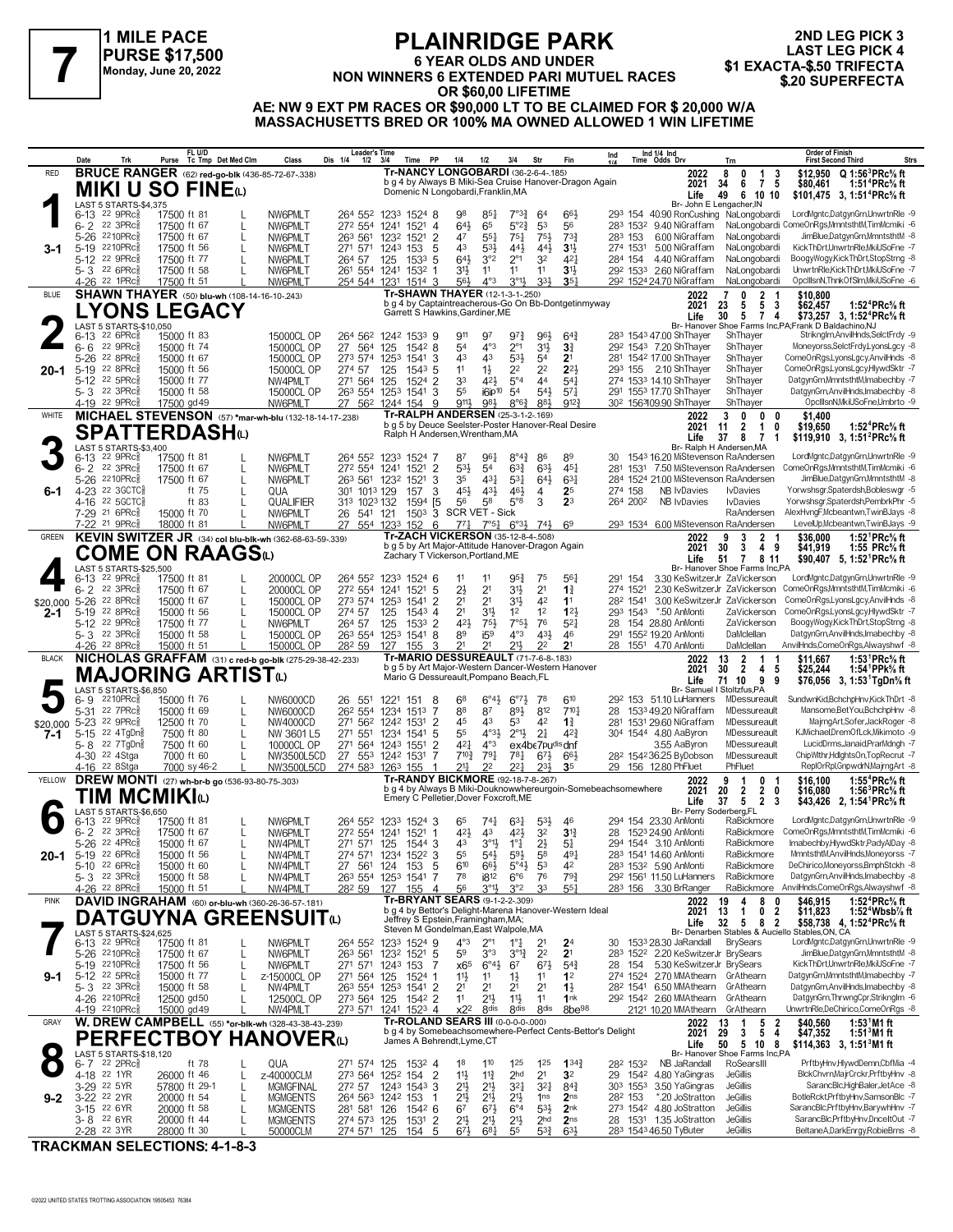# 7

**1 MILE PACE**
**PURSE $17,500**
**Monday, June 20, 2022**

## PLAINRIDGE PARK

**6 YEAR OLDS AND UNDER**
**NON WINNERS 6 EXTENDED PARI MUTUEL RACES OR $60,00 LIFETIME**
**AE: NW 9 EXT PM RACES OR $90,000 LT TO BE CLAIMED FOR $ 20,000 W/A**
**MASSACHUSETTS BRED OR 100% MA OWNED ALLOWED 1 WIN LIFETIME**

**2ND LEG PICK 3**
**LAST LEG PICK 4**
**$1 EXACTA-$.50 TRIFECTA**
**$.20 SUPERFECTA**

---

### 1 — RED — 3-1
**BRUCE RANGER** (62) red-go-blk (436-85-72-67-.338)
**MIKI U SO FINE(L)**
Tr-NANCY LONGOBARDI (36-2-6-4-.185)
b g 4 by Always B Miki-Sea Cruise Hanover-Dragon Again
Domenic N Longobardi,Franklin,MA
Br- John E Lengacher,IN

| | Starts | Win | Place | Show | Earnings | Mark |
|---|---|---|---|---|---|---|
| 2022 | 8 | 0 | 1 | 3 | $12,950 | Q 1:56³PRc⅝ ft |
| 2021 | 34 | 6 | 7 | 5 | $80,461 | 1:51⁴PRc⅝ ft |
| Life | 49 | 6 | 10 | 10 | $101,475 | 3, 1:51⁴PRc⅝ ft |

LAST 5 STARTS-$4,375

| Date | Trk | Purse | Cond | Class | 1/4 | 1/2 | 3/4 | Time | PP | 1/4 | 1/2 | 3/4 | Str | Fin | Ind | Time | Odds | Drv | Trn | Order of Finish |
|---|---|---|---|---|---|---|---|---|---|---|---|---|---|---|---|---|---|---|---|---|
| 6-13 22 | 9PRc⅝ | 17500 | ft 81 | NW6PMLT | 26⁴ | 55² | 123³ | 152⁴ | 8 | 9⁸ | 8⁵½ | 7°³¾ | 6⁴ | 6⁶½ | 29³ | 154 | 40.90 | RonCushing | NaLongobardi | LordMgntc,DatgynGrn,UnwrtnRle -9 |
| 6- 2 22 | 3PRc⅝ | 17500 | ft 67 | NW6PMLT | 27² | 55⁴ | 124¹ | 152¹ | 4 | 6⁴½ | 6⁵ | 5°²¾ | 5³ | 5⁶ | 28³ | 153² | 9.40 | NiGraffam | NaLongobardi | ComeOnRgs,MmntstthtM,TimMcmiki -6 |
| 5-26 22 | 10PRc⅝ | 17500 | ft 67 | NW6PMLT | 26³ | 56¹ | 123² | 152¹ | 2 | 4⁷ | 5⁵½ | 7⁵¾ | 7⁵½ | 7³¾ | 28³ | 153 | 6.00 | NiGraffam | NaLongobardi | JimBlue,DatgynGrn,MmntstthtM -8 |
| 5-19 22 | 10PRc⅝ | 17500 | ft 56 | NW6PMLT | 27¹ | 57¹ | 124³ | 153 | 5 | 4³ | 5³½ | 4⁴½ | 4⁴½ | 3¹½ | 27⁴ | 153¹ | 5.00 | NiGraffam | NaLongobardi | KickThDrt,UnwrtnRle,MkiUSoFne -7 |
| 5-12 22 | 9PRc⅝ | 17500 | ft 77 | NW6PMLT | 26⁴ | 57 | 125 | 153³ | 5 | 6⁴½ | 3°² | 2°¹ | 3² | 4²½ | 28⁴ | 154 | 4.40 | NiGraffam | NaLongobardi | BoogyWogy,KickThDrt,StopStrng -8 |
| 5- 3 22 | 6PRc⅝ | 17500 | ft 58 | NW6PMLT | 26¹ | 55⁴ | 124¹ | 153² | 1 | 3¹½ | 1¹ | 1¹ | 1¹ | 3¹½ | 29² | 153³ | 2.60 | NiGraffam | NaLongobardi | UnwrtnRle,KickThDrt,MkiUSoFne -7 |
| 4-26 22 | 1PRc⅝ | 17500 | ft 51 | NW6PMLT | 25⁴ | 54⁴ | 123¹ | 151⁴ | 3 | 5⁶½ | 4°³ | 3°¹½ | 3³½ | 3⁵¼ | 29² | 152⁴ | 24.70 | NiGraffam | NaLongobardi | OpcllsnN,ThnkOfSlm,MkiUSoFne -6 |

---

### 2 — BLUE — 20-1
**SHAWN THAYER** (50) blu-wh (108-14-16-10-.243)
**LYONS LEGACY**
Tr-SHAWN THAYER (12-1-3-1-.250)
b g 4 by Captaintreacherous-Go On Bb-Dontgetinmyway
Garrett S Hawkins,Gardiner,ME
Br- Hanover Shoe Farms Inc,PA;Frank D Baldachino,NJ

| | Starts | Win | Place | Show | Earnings | Mark |
|---|---|---|---|---|---|---|
| 2022 | 7 | 0 | 2 | 1 | $10,800 | |
| 2021 | 23 | 5 | 5 | 3 | $62,457 | 1:52⁴PRc⅝ ft |
| Life | 30 | 5 | 7 | 4 | $73,257 | 3, 1:52⁴PRc⅝ ft |

LAST 5 STARTS-$10,050

| Date | Trk | Purse | Cond | Class | 1/4 | 1/2 | 3/4 | Time | PP | 1/4 | 1/2 | 3/4 | Str | Fin | Ind | Time | Odds | Drv | Trn | Order of Finish |
|---|---|---|---|---|---|---|---|---|---|---|---|---|---|---|---|---|---|---|---|---|
| 6-13 22 | 6PRc⅝ | 15000 | ft 83 | 15000CL OP | 26⁴ | 56² | 124² | 153³ | 9 | 9¹¹ | 9⁷ | 9⁷¾ | 9⁶½ | 6⁴¾ | 28³ | 154³ | 47.00 | ShThayer | ShThayer | Strikngl m,AnvilHnds,SelctFrdy -9 |
| 6- 6 22 | 9PRc⅝ | 15000 | ft 74 | 15000CL OP | 27 | 56⁴ | 125 | 152⁴ | 8 | 5⁴ | 4⁵ | 2°¹ | 3¹½ | 3¾ | 29² | 154³ | 7.20 | ShThayer | ShThayer | Moneyorss,SelctFrdy,LyonsLgcy -8 |
| 5-26 22 | 8PRc⅝ | 15000 | ft 67 | 15000CL OP | 27³ | 57⁴ | 125³ | 154¹ | 3 | 4³ | 4³ | 5³½ | 5⁴ | 2¹ | 28¹ | 154² | 17.00 | ShThayer | ShThayer | ComeOnRgs,LyonsLgcy,AnvilHnds -8 |
| 5-19 22 | 8PRc⅝ | 15000 | ft 56 | 15000CL OP | 27⁴ | 57 | 125 | 154³ | 5 | 1¹ | 1½ | 2² | 2² | 2²½ | 29³ | 155 | 2.10 | ShThayer | ShThayer | ComeOnRgs,LyonsLgcy,HlywdSktr -7 |
| 5-12 22 | 5PRc⅝ | 15000 | ft 77 | NW4PMLT | 27¹ | 56⁴ | 125 | 152⁴ | 2 | 3³ | 4²½ | 5°⁴ | 4⁴ | 5⁴¼ | 27⁴ | 153³ | 14.10 | ShThayer | ShThayer | DatgynGrn,MmntstthtM,Imabechby -7 |
| 5- 3 22 | 3PRc⅝ | 15000 | ft 58 | 15000CL OP | 26³ | 55⁴ | 125³ | 154¹ | 3 | 5⁵ | i6ip¹⁰ | 5⁴ | 5⁴¾ | 5⁷¼ | 29¹ | 155³ | 17.70 | ShThayer | ShThayer | DatgynGrn,AnvilHnds,Imabechby -8 |
| 4-19 22 | 9PRc⅝ | 17500 | gd 49 | NW6PMLT | 27 | 56² | 124⁴ | 154 | 9 | 9¹¹½ | 9⁸½ | 8°⁶¾ | 8⁸½ | 9¹²¾ | 30² | 156³ | 109.90 | ShThayer | ShThayer | OpcllsnN,MkiUSoFne,Umbrto -9 |

---

### 3 — WHITE — 6-1
**MICHAEL STEVENSON** (57) *mar-wh-blu (132-18-14-17-.238)
**SPATTERDASH(L)**
Tr-RALPH ANDERSEN (25-3-1-2-.169)
b g 5 by Deuce Seelster-Poster Hanover-Real Desire
Ralph H Andersen,Wrentham,MA
Br- Ralph H Andersen,MA

| | Starts | Win | Place | Show | Earnings | Mark |
|---|---|---|---|---|---|---|
| 2022 | 3 | 0 | 0 | 0 | $1,400 | |
| 2021 | 11 | 2 | 1 | 0 | $19,650 | 1:52⁴PRc⅝ ft |
| Life | 37 | 8 | 7 | 1 | $119,910 | 3, 1:51²PRc⅝ ft |

LAST 5 STARTS-$3,400

| Date | Trk | Purse | Cond | Class | 1/4 | 1/2 | 3/4 | Time | PP | 1/4 | 1/2 | 3/4 | Str | Fin | Ind | Time | Odds | Drv | Trn | Order of Finish |
|---|---|---|---|---|---|---|---|---|---|---|---|---|---|---|---|---|---|---|---|---|
| 6-13 22 | 9PRc⅝ | 17500 | ft 81 | NW6PMLT | 26⁴ | 55² | 123³ | 152⁴ | 7 | 8⁷ | 9⁶½ | 8°⁴¾ | 8⁶ | 8⁹ | 30 | 154³ | 16.20 | MiStevenson | RaAndersen | LordMgntc,DatgynGrn,UnwrtnRle -9 |
| 6- 2 22 | 3PRc⅝ | 17500 | ft 67 | NW6PMLT | 27² | 55⁴ | 124¹ | 152¹ | 2 | 5³½ | 5⁴ | 6³¾ | 6³½ | 4⁵½ | 28¹ | 153¹ | 7.50 | MiStevenson | RaAndersen | ComeOnRgs,MmntstthtM,TimMcmiki -6 |
| 5-26 22 | 10PRc⅝ | 17500 | ft 67 | NW6PMLT | 26³ | 56¹ | 123² | 152¹ | 3 | 3⁵ | 4³½ | 5³¼ | 6⁴¼ | 6³¾ | 28⁴ | 152⁴ | 21.00 | MiStevenson | RaAndersen | JimBlue,DatgynGrn,MmntstthtM -8 |
| 4-23 22 | 3GCTC⅝ | | ft 75 | QUA | 30¹ | 101³ | 129 | 157 | 3 | 4⁵½ | 4³½ | 4⁶½ | 4⁵ | 2⁵ | 27⁴ | 158 | | NB IvDavies | IvDavies | Yorwshsgr,Spaterdsh,Boblswgr -5 |
| 4-16 22 | 5GCTC⅝ | | ft 83 | QUALIFIER | 31³ | 102³ | 132 | 159⁴ | [5 | 5⁶ | 5⁸ | 5°⁸ | 3 | 2³ | 26⁴ | 200² | | NB IvDavies | IvDavies | Yorwshsgr,Spaterdsh,PembrkPhr -5 |
| 7-29 21 | 6PRc⅝ | 15000 | ft 70 | NW6PMLT | 26 | 54¹ | 121 | 150³ | 3 | SCR VET - Sick | | | | | | | | | RaAndersen | AlexHvngF,Mcbeantwn,TwinBJays -8 |
| 7-22 21 | 9PRc⅝ | 18000 | ft 81 | NW6PMLT | 27 | 55⁴ | 123³ | 152 | 6 | 7⁷½ | 7°⁵½ | 6°³½ | 7⁴½ | 6⁹ | 29³ | 153⁴ | 6.00 | MiStevenson | RaAndersen | LevelUp,Mcbeantwn,TwinBJays -9 |

---

### 4 — GREEN — 2-1 — $20,000
**KEVIN SWITZER JR** (34) col blu-blk-wh (362-68-63-59-.339)
**COME ON RAAGS(L)**
Tr-ZACH VICKERSON (35-12-8-4-.508)
b g 5 by Art Major-Attitude Hanover-Dragon Again
Zachary T Vickerson,Portland,ME
Br- Hanover Shoe Farms Inc,PA

| | Starts | Win | Place | Show | Earnings | Mark |
|---|---|---|---|---|---|---|
| 2022 | 9 | 3 | 2 | 1 | $36,000 | 1:52¹PRc⅝ ft |
| 2021 | 30 | 3 | 4 | 9 | $41,919 | 1:55 PRc⅝ ft |
| Life | 51 | 7 | 8 | 11 | $90,407 | 5, 1:52¹PRc⅝ ft |

LAST 5 STARTS-$25,500

| Date | Trk | Purse | Cond | Class | 1/4 | 1/2 | 3/4 | Time | PP | 1/4 | 1/2 | 3/4 | Str | Fin | Ind | Time | Odds | Drv | Trn | Order of Finish |
|---|---|---|---|---|---|---|---|---|---|---|---|---|---|---|---|---|---|---|---|---|
| 6-13 22 | 9PRc⅝ | 17500 | ft 81 | 20000CL OP | 26⁴ | 55² | 123³ | 152⁴ | 6 | 1¹ | 1¹ | 9⁵¾ | 7⁵ | 5⁶¼ | 29¹ | 154 | 3.30 | KeSwitzerJr | ZaVickerson | LordMgntc,DatgynGrn,UnwrtnRle -9 |
| 6- 2 22 | 3PRc⅝ | 17500 | ft 67 | 20000CL OP | 27² | 55⁴ | 124¹ | 152¹ | 5 | 2½ | 2¹ | 3¹½ | 2¹ | 1¾ | 27⁴ | 152¹ | 2.30 | KeSwitzerJr | ZaVickerson | ComeOnRgs,MmntstthtM,TimMcmiki -6 |
| 5-26 22 | 8PRc⅝ | 15000 | ft 67 | 15000CL OP | 27³ | 57⁴ | 125³ | 154¹ | 2 | 2¹ | 2¹ | 3¹½ | 4² | 1¹ | 28² | 154¹ | 3.00 | KeSwitzerJr | ZaVickerson | ComeOnRgs,LyonsLgcy,AnvilHnds -8 |
| 5-19 22 | 8PRc⅝ | 15000 | ft 56 | 15000CL OP | 27⁴ | 57 | 125 | 154³ | 4 | 2¹ | 3¹½ | 1² | 1² | 1²½ | 29³ | 154³ | *.50 | AnMonti | ZaVickerson | ComeOnRgs,LyonsLgcy,HlywdSktr -7 |
| 5-12 22 | 9PRc⅝ | 17500 | ft 77 | NW6PMLT | 26⁴ | 57 | 125 | 153³ | 2 | 4²½ | 7⁵½ | 7°⁵½ | 7⁶ | 5²¼ | 28 | 154 | 28.80 | AnMonti | ZaVickerson | BoogyWogy,KickThDrt,StopStrng -8 |
| 5- 3 22 | 3PRc⅝ | 15000 | ft 58 | 15000CL OP | 26³ | 55⁴ | 125³ | 154¹ | 8 | 8⁹ | i5⁹ | 4°³ | 4³½ | 4⁶ | 29¹ | 155² | 19.20 | AnMonti | DaMclellan | DatgynGrn,AnvilHnds,Imabechby -8 |
| 4-26 22 | 8PRc⅝ | 15000 | ft 51 | 15000CL OP | 28² | 59 | 127 | 155 | 3 | 2¹ | 2¹ | 2¹½ | 2² | 2¹ | 28 | 155¹ | 4.70 | AnMonti | DaMclellan | AnvilHnds,ComeOnRgs,Alwayshwf -8 |

---

### 5 — BLACK — 7-1 — $20,000
**NICHOLAS GRAFFAM** (31) c red-b go-blk (275-29-38-42-.233)
**MAJORING ARTIST(L)**
Tr-MARIO DESSUREAULT (71-7-6-8-.183)
b g 5 by Art Major-Western Dancer-Western Hanover
Mario G Dessureault,Pompano Beach,FL
Br- Samuel I Stoltzfus,PA

| | Starts | Win | Place | Show | Earnings | Mark |
|---|---|---|---|---|---|---|
| 2022 | 13 | 2 | 1 | 1 | $11,667 | 1:53¹PRc⅝ ft |
| 2021 | 30 | 2 | 4 | 5 | $25,244 | 1:54¹PPk⅝ ft |
| Life | 71 | 10 | 9 | 9 | $76,056 | 3, 1:53¹TgDn⅝ ft |

LAST 5 STARTS-$6,850

| Date | Trk | Purse | Cond | Class | 1/4 | 1/2 | 3/4 | Time | PP | 1/4 | 1/2 | 3/4 | Str | Fin | Ind | Time | Odds | Drv | Trn | Order of Finish |
|---|---|---|---|---|---|---|---|---|---|---|---|---|---|---|---|---|---|---|---|---|
| 6- 9 22 | 10PRc⅝ | 15000 | ft 76 | NW6000CD | 26 | 55¹ | 122¹ | 151 | 8 | 6⁸ | 6°⁴½ | 6°⁷¼ | 7⁸ | 6¹⁰ | 29² | 153 | 51.10 | LuHanners | MDessureault | SundwnKid,BchchpHnv,KickThDrt -8 |
| 5-31 22 | 7PRc⅝ | 15000 | ft 69 | NW6000CD | 26² | 55⁴ | 123⁴ | 151³ | 7 | 8⁸ | 8⁷ | 8⁹½ | 8¹² | 7¹⁰¼ | 28 | 153³ | 49.20 | NiGraffam | MDessureault | Mansome,BetYou,BchchpHnv -8 |
| 5-23 22 | 9PRc⅝ | 12500 | ft 67 | NW4000CD | 27¹ | 56² | 124² | 153¹ | 2 | 4⁵ | 4³ | 5³ | 4² | 1¾ | 28¹ | 153¹ | 29.60 | NiGraffam | MDessureault | MajrngArt,Sofer,JackRoger -8 |
| 5-15 22 | 4TgDn⅝ | 7500 | ft 80 | NW 3601 L5 | 27¹ | 55¹ | 123⁴ | 154¹ | 5 | 5⁵ | 4°³½ | 2°¹½ | 2¾ | 4²¾ | 30⁴ | 154⁴ | 4.80 | AaByron | MDessureault | KJMichael,DremOfLck,Mikimoto -9 |
| 5- 8 22 | 7TgDn⅝ | 7500 | ft 60 | 10000CL OP | 27¹ | 56⁴ | 124³ | 155¹ | 2 | 4²½ | 4°³ | ex4bc7pu | dis | dnf | | | 3.55 | AaByron | MDessureault | LucidDrms,Janaid,PrarMdngh -7 |
| 4-30 22 | 4Stga | 7000 | ft 60 | NW3500L5CD | 27 | 55³ | 124² | 153¹ | 7 | 7¹⁰¾ | 7⁹½ | 7⁸¾ | 6⁷½ | 6⁶½ | 28² | 154² | 36.25 | ByDobson | MDessureault | ChipWthr,HdlghtsOn,TopRecrut -7 |
| 4-16 22 | 8Stga | 7000 | sy 46-2 | NW3500L5CD | 27⁴ | 58³ | 126³ | 155 | 1 | 2¹½ | 2² | 2²½ | 2³½ | 3⁵ | 29 | 156 | 12.80 | PhFluet | PhFluet | ReplOrRpl,GnpwdrN,MajrngArt -8 |

---

### 6 — YELLOW — 20-1
**DREW MONTI** (27) wh-br-b go (536-93-80-75-.303)
**TIM MCMIKI(L)**
Tr-RANDY BICKMORE (92-18-7-8-.267)
b g 4 by Always B Miki-Douknowwhereurgoin-Somebeachsomewhere
Emery C Pelletier,Dover Foxcroft,ME
Br- Perry Soderberg,FL

| | Starts | Win | Place | Show | Earnings | Mark |
|---|---|---|---|---|---|---|
| 2022 | 9 | 1 | 0 | 1 | $16,100 | 1:55⁴PRc⅝ ft |
| 2021 | 20 | 2 | 2 | 0 | $16,080 | 1:56³PRc⅝ ft |
| Life | 37 | 5 | 2 | 3 | $43,426 | 2, 1:54¹PRc⅝ ft |

LAST 5 STARTS-$6,650

| Date | Trk | Purse | Cond | Class | 1/4 | 1/2 | 3/4 | Time | PP | 1/4 | 1/2 | 3/4 | Str | Fin | Ind | Time | Odds | Drv | Trn | Order of Finish |
|---|---|---|---|---|---|---|---|---|---|---|---|---|---|---|---|---|---|---|---|---|
| 6-13 22 | 9PRc⅝ | 17500 | ft 81 | NW6PMLT | 26⁴ | 55² | 123³ | 152⁴ | 3 | 6⁵ | 7⁴½ | 6³¼ | 5³½ | 4⁶ | 29⁴ | 154 | 23.30 | AnMonti | RaBickmore | LordMgntc,DatgynGrn,UnwrtnRle -9 |
| 6- 2 22 | 3PRc⅝ | 17500 | ft 67 | NW6PMLT | 27² | 55⁴ | 124¹ | 152¹ | 1 | 4²½ | 4³ | 4²½ | 3² | 3¹¾ | 28 | 152³ | 24.90 | AnMonti | RaBickmore | ComeOnRgs,MmntstthtM,TimMcmiki -6 |
| 5-26 22 | 4PRc⅝ | 15000 | ft 67 | NW4PMLT | 27¹ | 57¹ | 125 | 154⁴ | 3 | 4³ | 3°¹½ | 1°½ | 2½ | 5¼ | 29⁴ | 154⁴ | 3.10 | AnMonti | RaBickmore | Imabechby,HlywdSktr,PadyAlDay -8 |
| 5-19 22 | 6PRc⅝ | 15000 | ft 56 | NW4PMLT | 27⁴ | 57¹ | 123⁴ | 152² | 5 | 5⁵ | 5⁴½ | 5⁹½ | 5⁸ | 4⁹¼ | 28³ | 154¹ | 14.60 | AnMonti | RaBickmore | MmntstthtM,AnvilHnds,Moneyorss -7 |
| 5-10 22 | 6PRc⅝ | 15000 | ft 60 | NW4PMLT | 27 | 56¹ | 124 | 153 | 5 | 6¹⁰ | 6⁶½ | 5°⁴½ | 5³ | 4² | 28³ | 153² | 5.90 | AnMonti | RaBickmore | DeChirico,Moneyorss,BmphStckh -8 |
| 5- 3 22 | 3PRc⅝ | 15000 | ft 58 | NW4PMLT | 26³ | 55⁴ | 125³ | 154¹ | 7 | 7⁸ | i8¹² | 6°⁶ | 7⁶ | 7⁹¾ | 29² | 156¹ | 11.50 | LuHanners | RaBickmore | DatgynGrn,AnvilHnds,Imabechby -8 |
| 4-26 22 | 8PRc⅝ | 15000 | ft 51 | NW4PMLT | 28² | 59 | 127 | 155 | 4 | 5⁶ | 3°¹½ | 3°² | 3³ | 5⁵¼ | 28³ | 156 | 3.30 | BrRanger | RaBickmore | AnvilHnds,ComeOnRgs,Alwayshwf -8 |

---

### 7 — PINK — 9-1
**DAVID INGRAHAM** (60) or-blu-wh (360-26-36-57-.181)
**DATGUYNA GREENSUIT(L)**
Tr-BRYANT SEARS (9-1-2-2-.309)
b g 4 by Bettor's Delight-Marena Hanover-Western Ideal
Jeffrey S Epstein,Framingham,MA;
Steven M Gondelman,East Walpole,MA
Br- Denarben Stables & Auciello Stables,ON, CA

| | Starts | Win | Place | Show | Earnings | Mark |
|---|---|---|---|---|---|---|
| 2022 | 19 | 4 | 8 | 0 | $46,915 | 1:52⁴PRc⅝ ft |
| 2021 | 13 | 1 | 0 | 2 | $11,823 | 1:52⁴Wbsb⅞ ft |
| Life | 32 | 5 | 8 | 2 | $58,738 | 4, 1:52⁴PRc⅝ ft |

LAST 5 STARTS-$24,625

| Date | Trk | Purse | Cond | Class | 1/4 | 1/2 | 3/4 | Time | PP | 1/4 | 1/2 | 3/4 | Str | Fin | Ind | Time | Odds | Drv | Trn | Order of Finish |
|---|---|---|---|---|---|---|---|---|---|---|---|---|---|---|---|---|---|---|---|---|
| 6-13 22 | 9PRc⅝ | 17500 | ft 81 | NW6PMLT | 26⁴ | 55² | 123³ | 152⁴ | 9 | 4°³ | 2°¹ | 1°½ | 2¹ | 2⁴ | 30 | 153³ | 28.30 | JaRandall | BrySears | LordMgntc,DatgynGrn,UnwrtnRle -9 |
| 5-26 22 | 10PRc⅝ | 17500 | ft 67 | NW6PMLT | 26³ | 56¹ | 123² | 152¹ | 5 | 5⁹ | 3°³ | 3°¹¾ | 2² | 2¹ | 28³ | 152² | 2.20 | KeSwitzerJr | BrySears | JimBlue,DatgynGrn,MmntstthtM -8 |
| 5-19 22 | 10PRc⅝ | 17500 | ft 56 | NW6PMLT | 27¹ | 57¹ | 124³ | 153 | 7 | x6⁵ | 6°⁴½ | 6⁷ | 6⁷½ | 5⁴¾ | 28 | 154 | 5.30 | KeSwitzerJr | BrySears | KickThDrt,UnwrtnRle,MkiUSoFne -7 |
| 5-12 22 | 5PRc⅝ | 15000 | ft 77 | z-15000CL OP | 27¹ | 56⁴ | 125 | 152⁴ | 1 | 1¹½ | 1¹ | 1½ | 1¹ | 1² | 27⁴ | 152⁴ | 2.70 | MMAthearn | GrAthearn | DatgynGrn,MmntstthtM,Imabechby -7 |
| 5- 3 22 | 3PRc⅝ | 15000 | ft 58 | NW4PMLT | 26³ | 55⁴ | 125³ | 154¹ | 2 | 2¹ | 2¹ | 2¹ | 2¹ | 1½ | 28² | 154¹ | 6.50 | MMAthearn | GrAthearn | DatgynGrn,AnvilHnds,Imabechby -8 |
| 4-26 22 | 10PRc⅝ | 12500 | gd 50 | 12500CL OP | 27³ | 56⁴ | 125 | 154² | 2 | 1¹ | 2¹½ | 1¹½ | 1¹ | 1ⁿᵏ | 29² | 154² | 2.60 | MMAthearn | GrAthearn | DatgynGrn,ThrwngCpr,Strikngl m -6 |
| 4-19 22 | 10PRc⅝ | 15000 | gd 49 | NW4PMLT | 27³ | 57¹ | 124¹ | 152³ | 4 | x2² | 8^dis | 8^dis | 8^dis | 8be⁹⁸ | | 212¹ | 10.20 | MMAthearn | GrAthearn | UnwrtnRle,DeChirico,ComeOnRgs -8 |

---

### 8 — GRAY — 9-2
**W. DREW CAMPBELL** (55) *or-blk-wh (328-43-38-43-.239)
**PERFECTBOY HANOVER(L)**
Tr-ROLAND SEARS III (0-0-0-0-.000)
b g 4 by Somebeachsomewhere-Perfect Cents-Bettor's Delight
James A Behrendt,Lyme,CT
Br- Hanover Shoe Farms Inc,PA

| | Starts | Win | Place | Show | Earnings | Mark |
|---|---|---|---|---|---|---|
| 2022 | 13 | 1 | 5 | 2 | $40,560 | 1:53¹M1 ft |
| 2021 | 29 | 3 | 5 | 4 | $47,352 | 1:51³M1 ft |
| Life | 50 | 5 | 10 | 8 | $114,363 | 3, 1:51³M1 ft |

LAST 5 STARTS-$18,120

| Date | Trk | Purse | Cond | Class | 1/4 | 1/2 | 3/4 | Time | PP | 1/4 | 1/2 | 3/4 | Str | Fin | Ind | Time | Odds | Drv | Trn | Order of Finish |
|---|---|---|---|---|---|---|---|---|---|---|---|---|---|---|---|---|---|---|---|---|
| 6- 7 22 | 2PRc⅝ | | ft 78 | QUA | 27¹ | 57⁴ | 125 | 153² | 4 | 1⁸ | 1¹⁰ | 1²⁵ | 1²⁵ | 1³⁴¾ | 28² | 153² | | NB JaRandall | RoSearsIII | PrftbyHnv,HlywdDemn,CbfMia -4 |
| 4-18 22 | 1YR | 26000 | ft 46 | z-40000CLM | 27³ | 56⁴ | 125² | 154 | 2 | 1½ | 1¾ | 2^hd | 2¹ | 3² | 29 | 154² | 4.80 | YaGingras | JeGillis | BlckChvrn,MajrCrckr,PrftbyHnv -8 |
| 3-29 22 | 5YR | 57800 | ft 29-1 | MGMGFINAL | 27² | 57 | 124³ | 154³ | 3 | 2¹½ | 2¹½ | 3²¼ | 3²½ | 8⁴¾ | 30³ | 155³ | 3.50 | YaGingras | JeGillis | SarancBlc,HighBaler,JetAce -8 |
| 3-22 22 | 2YR | 20000 | ft 54 | MGMGENTS | 26⁴ | 56³ | 124² | 153 | 1 | 2¹½ | 2¹½ | 2¹½ | 1ⁿˢ | 2ⁿˢ | 28² | 153 | *.20 | JoStratton | JeGillis | BotleRckt,PrftbyHnv,SamsonBlc -7 |
| 3-15 22 | 6YR | 20000 | ft 58 | MGMGENTS | 28¹ | 58¹ | 126 | 154² | 6 | 6⁷ | 6⁷½ | 6°⁴ | 5³½ | 2ⁿᵏ | 27³ | 154² | 4.80 | JoStratton | JeGillis | SarancBlc,PrftbyHnv,BarywhHnv -7 |
| 3- 8 22 | 6YR | 20000 | ft 44 | MGMGENTS | 27⁴ | 57³ | 125 | 153¹ | 2 | 2¹½ | 2¹½ | 2¹½ | 2^hd | 2ⁿˢ | 28 | 153¹ | 1.35 | JoStratton | JeGillis | SarancBlc,PrftbyHnv,DnceltOut -7 |
| 2-28 22 | 3YR | 28000 | ft 30 | 50000CLM | 27⁴ | 57¹ | 125 | 154 | 5 | 6⁷½ | 6⁸¾ | 5⁵ | 5³¾ | 6³½ | 28³ | 154³ | 46.50 | TyButer | JeGillis | BeltaneA,DarkEnrgy,RobieBrns -8 |

---

**TRACKMAN SELECTIONS: 4-1-8-3**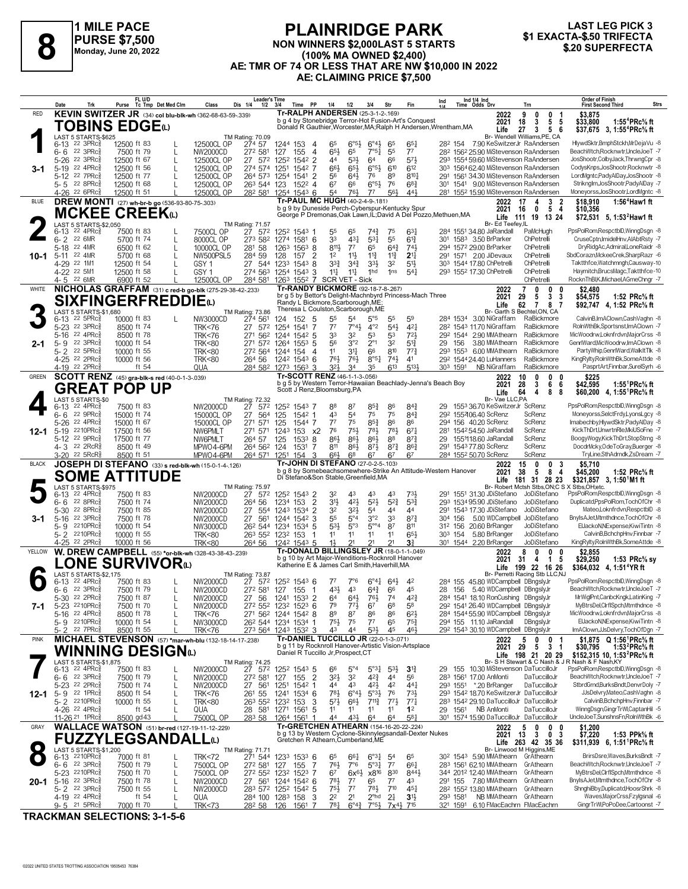# 8

**1 MILE PACE**
**PURSE $7,500**
**Monday, June 20, 2022**

## PLAINRIDGE PARK

**NON WINNERS $2,000LAST 5 STARTS**
**(100% MA OWNED $2,400)**
**AE: TMR OF 74 OR LESS THAT ARE NW $10,000 IN 2022**
**AE: CLAIMING PRICE $7,500**

**LAST LEG PICK 3**
**$1 EXACTA-$.50 TRIFECTA**
**$.20 SUPERFECTA**

---

### 1 — RED — TOBINS EDGE(L) — 3-1

**KEVIN SWITZER JR** (34) col blu-blk-wh (362-68-63-59-.339)
Tr-RALPH ANDERSEN (25-3-1-2-.169)
b g 4 by Stonebridge Terror-Hot Fusion-Art's Conquest
Donald R Gauthier,Worcester,MA;Ralph H Andersen,Wrentham,MA
Br- Wendell Williams,PE, CA

2022: 9 0 0 1 $3,875 | 2021: 18 3 5 5 $33,800 1:55⁴PRc⅝ ft | Life: 27 3 5 6 $37,675 3, 1:55⁴PRc⅝ ft

LAST 5 STARTS-$625 — TM Rating: 70.09

| Date | Trk | Purse | Cond | Class | Times | PP | Running line | Fin | Time/Odds/Drv | Trn | Order of Finish |
|---|---|---|---|---|---|---|---|---|---|---|---|
| 6-13 22 3PRc⅝ | | 12500 ft 83 | L | 12500CL OP | 27⁴ 57 124⁴ 153 | 4 | 6⁵ 6°⁵½ 6°⁴½ 6⁵ | 6⁵½ | 28² 154 7.90 KeSwitzerJr | RaAndersen | HlywdSktr,BmphStckh,MrDejaVu -8 |
| 6-6 22 3PRc⅝ | | 7500 ft 79 | L | NW2000CD | 27² 58¹ 127 155 | 4 | 6⁵½ 6⁵ 7°⁵½ 5⁵ | 7⁷ | 28² 156² 25.90 MiStevenson | RaAndersen | BeachWtch,Rocknwtr,UncleJoeT -7 |
| 5-26 22 3PRc⅝ | | 12500 ft 67 | L | 12500CL OP | 27 57² 125² 154² | 2 | 4⁴ 5³½ 6⁴ 6⁶ | 5⁷½ | 29³ 155⁴ 59.60 MiStevenson | RaAndersen | JosShootr,ColbyJack,ThrwngCpr -8 |
| 5-19 22 4PRc⅝ | | 12500 ft 56 | L | 12500CL OP | 27⁴ 57⁴ 125¹ 154² | 7 | 6⁶½ 6⁵½ 6°⁵½ 6¹⁰ | 6¹² | 30³ 156⁴ 62.40 MiStevenson | RaAndersen | CodysKnps,JosShootr,Rocknwtr -8 |
| 5-12 22 7PRc⅝ | | 12500 ft 77 | L | 12500CL OP | 26⁴ 57³ 125⁴ 154¹ | 2 | 5⁶ 6⁴½ 7⁶ 8⁹ | 8¹⁰½ | 29¹ 156¹ 34.30 MiStevenson | RaAndersen | LordMgntc,PadyAlDay,JosShootr -8 |
| 5-5 22 8PRc⅝ | | 12500 ft 68 | L | 12500CL OP | 26³ 54⁴ 123 152² | 4 | 6⁷ 6⁶ 6°⁵½ 7⁶ | 6⁸¾ | 30¹ 154¹ 9.00 MiStevenson | RaAndersen | StrikngIm,JosShootr,PadyAlDay -7 |
| 4-26 22 6PRc⅝ | | 12500 ft 51 | L | 12500CL OP | 28² 58¹ 125⁴ 154³ | 6 | 5⁴ 7⁶½ 7⁷ 5⁶½ | 4⁴½ | 28¹ 155² 15.90 MiStevenson | RaAndersen | Moneyorss,JosShootr,LordMgntc -8 |

---

### 2 — BLUE — MCKEE CREEK(L) — 10-1

**DREW MONTI** (27) wh-br-b go (536-93-80-75-.303)
Tr-PAUL MC HUGH (40-2-4-9-.181)
b g 9 by Duneside Perch-Cyberspur-Kentucky Spur
George P Dremonas,Oak Lawn,IL;David A Del Pozzo,Methuen,MA
Br- Ed Teefey,IL

2022: 17 4 3 2 $18,910 1:56⁴Haw1 ft | 2021: 16 0 5 4 $10,356 | Life: 111 19 13 24 $72,531 5, 1:53²Haw1 ft

LAST 5 STARTS-$2,050 — TM Rating: 71.57

| Date | Trk | Purse | Cond | Class | Times | PP | Running line | Fin | Time/Odds/Drv | Trn | Order of Finish |
|---|---|---|---|---|---|---|---|---|---|---|---|
| 6-13 22 4PRc⅝ | | 7500 ft 83 | L | 7500CL OP | 27 57² 125² 154³ | 1 | 5⁵ 6⁵ 7⁴¾ 7⁵ | 6³¾ | 28⁴ 155¹ 34.80 JaRandall | PaMcHugh | PpsPolRom,RespctblD,WinngDsgn -8 |
| 6-2 22 6MR | | 5700 ft 74 | L | 8000CL OP | 27³ 58² 127⁴ 158¹ | 6 | 3³ 4³½ 5³¼ 5⁵ | 6¹⅞ | 30¹ 158³ 3.50 BrParker | ChPetrelli | CruseCptn,ImidelHnv,AlAbtRsty -7 |
| 5-18 22 4MR | | 6500 ft 62 | L | 10000CL OP | 28¹ 58 126³ 156³ | 8 | 8¹¹½ 7⁷ 6⁵ 6⁴¾ | 7⁴½ | 29⁴ 157² 29.00 BrParker | ChPetrelli | DryRidgAc,AdmiralL,LoneRaidr -8 |
| 5-11 22 4MR | | 5700 ft 68 | L | NW500PSL5 | 28⁴ 59 128 157 | 2 | 1² 1¹½ 1¹¾ 1¹¾ | 2¹½ | 29¹ 157¹ 2.00 JiDevaux | ChPetrelli | SbdCorazn,MckeeCrek,SharpRazr -6 |
| 4-29 22 1M1 | | 12500 ft 54 | L | GSY 1 | 27 54⁴ 123³ 154³ | 8 | 3³¾ 3⁴¾ 3³½ 3² | 5¹½ | 30³ 154⁴ 17.80 ChPetrelli | ChPetrelli | Takthfce,Watchmngh,Causway-10 |
| 4-22 22 5M1 | | 12500 ft 58 | L | GSY 1 | 27⁴ 56³ 125⁴ 154³ | 3 | 1¹½ 1¹½ 1ʰᵈ 1ⁿˢ | 5⁴½ | 29³ 155² 17.30 ChPetrelli | ChPetrelli | Haymitch,BrucsMagc,Takthfce-10 |
| 4-5 22 6MR | | 6900 ft 52 | | 12500CL OP | 28⁴ 58¹ 126³ 155² | 7 | SCR VET - Sick | | | ChPetrelli | RocknThBl,KJMichael,AGmeChngr -7 |

---

### 3 — WHITE — SIXFINGERFREDDIE(L) — 2-1

**NICHOLAS GRAFFAM** (31) c red-b go-blk (275-29-38-42-.233)
Tr-RANDY BICKMORE (92-18-7-8-.267)
br g 5 by Bettor's Delight-Machnbyrd Princess-Mach Three
Randy L Bickmore,Scarborough,ME;
Theresa L Coulston,Scarborough,ME
Br- Garth S Bechtel,ON, CA

2022: 7 0 0 0 $2,480 | 2021: 29 5 3 3 $54,575 1:52 PRc⅝ ft | Life: 62 7 8 7 $92,747 4, 1:52 PRc⅝ ft

LAST 5 STARTS-$1,680 — TM Rating: 73.86

| Date | Trk | Purse | Cond | Class | Times | PP | Running line | Fin | Time/Odds/Drv | Trn | Order of Finish |
|---|---|---|---|---|---|---|---|---|---|---|---|
| 6-13 22 5PRc⅝ | | 10000 ft 83 | L | NW3000CD | 27⁴ 56¹ 124 152 | 5 | 5⁵ 5⁴ 5°⁵ 5⁵ | 5⁹ | 28⁴ 153⁴ 3.00 NiGraffam | RaBickmore | CalvinB,ImAClown,CashVaghn -8 |
| 5-23 22 2PRc⅝ | | 8500 ft 74 | | TRK<76 | 27 57² 125⁴ 154¹ | 7 | 7⁷ 7°⁴½ 4°² 5⁴½ | 4²½ | 28² 154³ 11.70 NiGraffam | RaBickmore | RolnWthBk,Sportsnst,ImAClown -7 |
| 5-16 22 4PRc⅝ | | 8500 ft 78 | | TRK<76 | 27¹ 56² 124⁴ 154² | 5 | 3³ 3² 5³ 5³ | 7²½ | 29² 154⁴ 2.90 MMAthearn | RaBickmore | MicWoodrw,LoknFrdvn,MajorCrss -8 |
| 5-9 22 3PRc⅝ | | 10000 ft 54 | | TRK<80 | 27¹ 57² 126⁴ 155³ | 5 | 5⁶ 3°² 2°¹ 3² | 5¹¾ | 29 156 3.80 MMAthearn | RaBickmore | GenrlWard,MicWoodrw,ImAClown -8 |
| 5-2 22 5PRc⅝ | | 10000 ft 55 | | TRK<80 | 27² 56⁴ 124⁴ 154 | 4 | 1¹ 3¹½ 6⁶ 8¹⁰ | 7⁷¾ | 29³ 155³ 6.00 MMAthearn | RaBickmore | PartyWhip,GenrlWard,WalkItTlk -8 |
| 4-25 22 2PRc⅝ | | 10000 ft 56 | | TRK<80 | 26⁴ 56 124² 154³ | 6 | 7⁶½ 7⁶½ 8°⁵½ 7⁴½ | 4¹ | 29² 154⁴ 24.40 LuHanners | RaBickmore | KingRylty,RolnWthBk,SomeAttde -8 |
| 4-19 22 2PRc⅝ | | ft 54 | | QUA | 28⁴ 58² 127³ 156³ | 3 | 3²½ 3⁴ 3⁵ 6¹³ | 5¹³½ | 30³ 159¹ NB NiGraffam | RaBickmore | PasprtArt,Finnbar,SurelSyrh -6 |

---

### 4 — GREEN — GREAT POP UP — 12-1

**SCOTT RENZ** (45) gra-blk-s red (40-0-1-3-.039)
Tr-SCOTT RENZ (46-1-1-3-.056)
b g 5 by Western Terror-Hawaiian Beachlady-Jenna's Beach Boy
Scott J Renz,Bloomsburg,PA
Br- Vae LLC,PA

2022: 10 0 0 0 $225 | 2021: 28 3 6 6 $42,595 1:55¹PRc⅝ ft | Life: 64 4 8 8 $60,200 4, 1:55¹PRc⅝ ft

LAST 5 STARTS-$0 — TM Rating: 72.32

| Date | Trk | Purse | Cond | Class | Times | PP | Running line | Fin | Time/Odds/Drv | Trn | Order of Finish |
|---|---|---|---|---|---|---|---|---|---|---|---|
| 6-13 22 4PRc⅝ | | 7500 ft 83 | | NW2000CD | 27 57² 125² 154³ | 7 | 8⁸ 8⁷ 8⁵¾ 8⁶ | 8⁴¾ | 29 155³ 36.70 KeSwitzerJr | ScRenz | PpsPolRom,RespctblD,WinngDsgn -8 |
| 6-6 22 9PRc⅝ | | 15000 ft 74 | | 15000CL OP | 27 56⁴ 125 154² | 1 | 4³ 5⁴ 7⁵ 7⁵ | 8⁴¾ | 29² 155⁴106.40 ScRenz | ScRenz | Moneyorss,SelctFrdy,LyonsLgcy -8 |
| 5-26 22 4PRc⅝ | | 15000 ft 67 | | 15000CL OP | 27¹ 57¹ 125 154⁴ | 7 | 7⁷ 7⁵ 8⁵¾ 8⁶ | 8⁶ | 29⁴ 156 40.20 ScRenz | ScRenz | Imabechby,HlywdSktr,PadyAlDay -8 |
| 5-19 22 10PRc⅝ | | 17500 ft 56 | | NW6PMLT | 27¹ 57¹ 124³ 153 | x2 | 7⁶ 7⁵½ 7⁸¾ 7⁸¾ | 6⁷½ | 28¹ 154² 54.50 JaRandall | ScRenz | KickThDrt,UnwrtnRle,MkiUSoFne -7 |
| 5-12 22 9PRc⅝ | | 17500 ft 77 | | NW6PMLT | 26⁴ 57 125 153³ | 8 | 8⁶½ 8⁶½ 8⁶¾ 8⁸ | 8⁷¾ | 29 155¹118.60 JaRandall | ScRenz | BoogyWogy,KickThDrt,StopStrng -8 |
| 4-3 22 2RcR⅝ | | 8500 ft 49 | | MPWO4-6PM | 26⁴ 56² 124 153¹ | 7 | 8¹¹ 8⁶½ 8⁷½ 8⁷¾ | 8⁶¾ | 29¹ 154³ 77.80 ScRenz | ScRenz | DocdrMcky,OdeToGray,Buerger -8 |
| 3-20 22 5RcR⅝ | | 8500 ft 51 | | MPWO4-6PM | 26⁴ 57¹ 125¹ 154 | 3 | 6⁶½ 6⁸ 6⁷ 6⁷ | 6⁷ | 28⁴ 155² 50.70 ScRenz | ScRenz | TryLine,SthAdrndk,ZsDream -7 |

---

### 5 — BLACK — SOME ATTITUDE — 3-1

**JOSEPH DI STEFANO** (33) s red-blk-wh (15-0-1-4-.126)
Tr-JOHN DI STEFANO (27-0-2-5-.103)
b g 8 by Somebeachsomewhere-Strike An Attitude-Western Hanover
Di Stefano&Son Stable,Greenfield,MA
Br- Robert Mctsh Stbs,ON;C S X Stbs,OH;etc.

2022: 15 0 0 3 $5,710 | 2021: 38 5 8 4 $45,200 1:52 PRc⅝ ft | Life: 181 31 28 23 $321,857 3, 1:50¹M1 ft

LAST 5 STARTS-$975 — TM Rating: 75.97

| Date | Trk | Purse | Cond | Class | Times | PP | Running line | Fin | Time/Odds/Drv | Trn | Order of Finish |
|---|---|---|---|---|---|---|---|---|---|---|---|
| 6-13 22 4PRc⅝ | | 7500 ft 83 | | NW2000CD | 27 57² 125² 154³ | 2 | 3² 4³ 4³ 4³ | 7³½ | 29¹ 155¹ 31.30 JDiStefano | JoDiStefano | PpsPolRom,RespctblD,WinngDsgn -8 |
| 6-6 22 8PRc⅝ | | 7500 ft 74 | | NW2000CD | 26⁴ 56 123⁴ 153 | 2 | 3¹½ 4²½ 5²½ 5²¾ | 5³¾ | 29³ 153⁴ 95.90 JDiStefano | JoDiStefano | Duplicatd,PpsPolRom,TochOfChr -8 |
| 5-30 22 8PRc⅝ | | 7500 ft 85 | | NW2000CD | 27 55⁴ 124³ 153⁴ | 2 | 3² 3²½ 5⁴ 4⁴ | 4⁴ | 29¹ 154³ 17.30 JDiStefano | JoDiStefano | Mateo,LoknFrdvn,RespctblD -8 |
| 5-16 22 3PRc⅝ | | 7500 ft 78 | | NW2000CD | 27 56¹ 124⁴ 154² | 3 | 5⁵ 5°⁴ 3°² 3³ | 8⁷¾ | 30⁴ 156 5.00 WDCampbell | JoDiStefano | BnylsAJet,Mtmthdnce,TochOfChr -8 |
| 5-9 22 10PRc⅝ | | 10000 ft 54 | | NW3000CD | 26² 54⁴ 123⁴ 153⁴ | 5 | 5³½ 5°³ 5°°⁴ 8⁷ | 8¹¹ | 31² 156 20.60 BrRanger | JoDiStefano | ElJackoN,NExpense,KiwiTintn -8 |
| 5-2 22 10PRc⅝ | | 10000 ft 55 | | TRK<80 | 26³ 55² 123² 153 | 1 | 1¹ 1¹ 1¹ 1¹ | 6⁵½ | 30³ 154 5.80 BrRanger | JoDiStefano | CalvinB,BchchpHnv,Finnbar -7 |
| 4-25 22 2PRc⅝ | | 10000 ft 56 | | TRK<80 | 26⁴ 56 124² 154³ | 5 | 1½ 2¹ 2¹ 2¹ | 3¾ | 30¹ 154⁴ 2.20 BrRanger | JoDiStefano | KingRylty,RolnWthBk,SomeAttde -8 |

---

### 6 — YELLOW — LONE SURVIVOR(L) — 7-1

**W. DREW CAMPBELL** (55) *or-blk-wh (328-43-38-43-.239)
Tr-DONALD BILLINGSLEY JR (18-0-1-1-.049)
b g 10 by Art Major-Wenditions-Rocknroll Hanover
Katherine E & James Carl Smith,Haverhill,MA
Br- Perretti Racing Stb LLC,NJ

2022: 8 0 0 0 $2,855 | 2021: 31 4 1 5 $29,250 1:53 PRc⅝ sy | Life: 199 22 16 26 $364,032 4, 1:51⁴YR ft

LAST 5 STARTS-$2,175 — TM Rating: 73.87

| Date | Trk | Purse | Cond | Class | Times | PP | Running line | Fin | Time/Odds/Drv | Trn | Order of Finish |
|---|---|---|---|---|---|---|---|---|---|---|---|
| 6-13 22 4PRc⅝ | | 7500 ft 83 | L | NW2000CD | 27 57² 125² 154³ | 6 | 7⁷ 7°⁶ 6°⁴¼ 6⁴½ | 4² | 28⁴ 155 45.80 WDCampbell | DBngslyJr | PpsPolRom,RespctblD,WinngDsgn -8 |
| 6-6 22 3PRc⅝ | | 7500 ft 79 | L | NW2000CD | 27² 58¹ 127 155 | 1 | 4³½ 4³ 6⁴¾ 6⁶ | 4⁵ | 28 156 5.40 WDCampbell | DBngslyJr | BeachWtch,Rocknwtr,UncleJoeT -7 |
| 5-30 22 2PRc⅝ | | 7500 ft 87 | L | NW2000CD | 27 56 124¹ 153³ | 2 | 6⁴ 6⁴½ 7⁶½ 7⁴ | 4²¾ | 28⁴ 154¹ 18.10 RonCushing | DBngslyJr | MrWiglPnt,CanbcKngk,LatinKing -7 |
| 5-23 22 10PRc⅝ | | 7500 ft 70 | L | NW2000CD | 27² 55² 123² 152³ | 6 | 7⁹ 7⁷½ 6⁷ 6⁸ | 5⁸ | 29² 154¹ 26.40 WDCampbell | DBngslyJr | MyBtrsDel,ClrflSpch,Mtmthdnce -8 |
| 5-16 22 4PRc⅝ | | 8500 ft 78 | L | TRK<76 | 27¹ 56² 124⁴ 154² | 8 | 8⁹ 8⁷ 8⁶ 8⁶ | 6²½ | 28⁴ 154⁴ 55.90 WDCampbell | DBngslyJr | MicWoodrw,LoknFrdvn,MajorCrss -8 |
| 5-9 22 10PRc⅝ | | 10000 ft 54 | L | NW3000CD | 26² 54⁴ 123⁴ 153⁴ | 1 | 7⁵½ 7⁵ 7⁷ 6⁵ | 7⁵¾ | 29⁴ 155 11.10 JaRandall | DBngslyJr | ElJackoN,NExpense,KiwiTintn -8 |
| 5-2 22 7PRc⅝ | | 8500 ft 55 | L | TRK<76 | 27³ 56⁴ 124³ 153² | 3 | 4³ 4⁴ 5³½ 4⁵ | 4⁶½ | 29² 154³ 30.10 WDCampbell | DBngslyJr | ImAClown,JJsDelvry,TochOfDgn -7 |

---

### 7 — PINK — WINNING DESIGN(L) — 12-1

**MICHAEL STEVENSON** (57) *mar-wh-blu (132-18-14-17-.238)
Tr-DANIEL TUCCILLO JR (22-0-1-3-.071)
b g 11 by Rocknroll Hanover-Artistic Vision-Artsplace
Daniel R Tuccillo Jr,Prospect,CT
Br- S H Stewart & C Nash & J R Nash & F Nash,KY

2022: 5 0 0 1 $1,875 Q 1:56¹PRc⅝ ft | 2021: 29 5 3 1 $30,795 1:53²PRc⅝ ft | Life: 198 21 20 29 $152,315 10, 1:53²PRc⅝ ft

LAST 5 STARTS-$1,875 — TM Rating: 74.25

| Date | Trk | Purse | Cond | Class | Times | PP | Running line | Fin | Time/Odds/Drv | Trn | Order of Finish |
|---|---|---|---|---|---|---|---|---|---|---|---|
| 6-13 22 4PRc⅝ | | 7500 ft 83 | L | NW2000CD | 27 57² 125² 154³ | 5 | 6⁶ 5°⁴ 5°³½ 5³½ | 3¹¾ | 29 155 10.30 MiStevenson | DaTuccilloJr | PpsPolRom,RespctblD,WinngDsgn -8 |
| 6-6 22 3PRc⅝ | | 7500 ft 79 | L | NW2000CD | 27² 58¹ 127 155 | 2 | 3²½ 3² 4²¾ 4⁴ | 5⁶ | 28³ 156¹ 17.00 AnMonti | DaTuccilloJr | BeachWtch,Rocknwtr,UncleJoeT -7 |
| 5-23 22 2PRc⅝ | | 7500 ft 74 | L | NW2000CD | 27 56¹ 125¹ 154² | 1 | 4⁴ 4³ 4²½ 4² | 4⁴½ | 29³ 155¹ *.20 BrRanger | DaTuccilloJr | SfbrdGmd,BurksBndt,DenvrDoly -7 |
| 5-9 22 1PRc⅝ | | 8500 ft 54 | L | TRK<76 | 26¹ 55 124¹ 153⁴ | 6 | 7⁸½ 6°⁴½ 5°³½ 7⁶ | 7³½ | 29³ 154² 18.70 KeSwitzerJr | DaTuccilloJr | JJsDelvry,Mateo,CashVaghn -8 |
| 5-2 22 10PRc⅝ | | 10000 ft 55 | L | TRK<80 | 26³ 55² 123² 153 | 3 | 5⁷½ 6⁶½ 7¹¹¾ 7⁷½ | 7⁷½ | 28³ 154² 29.10 DaTuccilloJr | DaTuccilloJr | CalvinB,BchchpHnv,Finnbar -7 |
| 4-26 22 4PRc⅝ | | ft 54 | L | QUA | 28 58¹ 127¹ 156¹ | 5 | 1¹ 1¹ 1¹ 1¹ | 1² | 29 156¹ NB AnMonti | DaTuccilloJr | WinngDsgn,GingrTrWl,CaptanHil -5 |
| 11-26 21 1PRc⅝ | | 8500 gd 43 | L | 7500CL OP | 28³ 58 126⁴ 156¹ | 1 | 4⁴ 4³½ 5³½ 6⁴ | 5⁸¼ | 30¹ 157⁴ 15.90 DaTuccilloJr | DaTuccilloJr | UncleJoeT,SunshnsFn,RolnWthBk -6 |

---

### 8 — GRAY — FUZZYLEGSANDALL(L) — 20-1

**WALLACE WATSON** (51) br-red (127-19-11-12-.229)
Tr-GRETCHEN ATHEARN (154-16-20-22-.224)
b g 13 by Western Cyclone-Skinnylegsandall-Dexter Nukes
Gretchen R Athearn,Cumberland,ME
Br- Linwood M Higgins,ME

2022: 5 0 0 0 $1,200 | 2021: 13 3 0 3 $7,220 1:53 PPk⅝ ft | Life: 263 42 35 36 $311,939 6, 1:51¹PRc⅝ ft

LAST 5 STARTS-$1,200 — TM Rating: 71.71

| Date | Trk | Purse | Cond | Class | Times | PP | Running line | Fin | Time/Odds/Drv | Trn | Order of Finish |
|---|---|---|---|---|---|---|---|---|---|---|---|
| 6-13 22 10PRc⅝ | | 7000 ft 81 | L | TRK<72 | 27¹ 54⁴ 123³ 153³ | 6 | 6⁵ 6⁶½ 6°³½ 5⁴ | 6⁵ | 30² 154³ 5.90 MMAthearn | GrAthearn | BrirsDsre,Waves,BurksBndt -7 |
| 6-6 22 3PRc⅝ | | 7500 ft 79 | L | 7500CL OP | 27² 58¹ 127 155 | 7 | 7⁶½ 7°⁶ 5°³½ 7⁷ | 6⁶½ | 28³ 156¹ 62.10 MMAthearn | GrAthearn | BeachWtch,Rocknwtr,UncleJoeT -7 |
| 5-23 22 10PRc⅝ | | 7500 ft 70 | L | 7500CL OP | 27² 55² 123² 152³ | 7 | 6⁷ 6x⁶½ x8¹⁶ 8³⁰ | 8⁴⁴½ | 34⁴ 201² 12.40 MMAthearn | GrAthearn | MyBtrsDel,ClrflSpch,Mtmthdnce -8 |
| 5-16 22 3PRc⅝ | | 7500 ft 78 | L | NW2000CD | 27 56¹ 124⁴ 154² | 6 | 7⁸½ 7⁷ 6⁵ 7⁷ | 4³ | 29¹ 155 7.80 MMAthearn | GrAthearn | BnylsAJet,Mtmthdnce,TochOfChr -8 |
| 5-2 22 3PRc⅝ | | 7500 ft 55 | L | NW2000CD | 28³ 57² 125² 154² | 5 | 7⁵½ 7⁷ 7⁸½ 7¹⁰ | 4⁵½ | 28² 155² 13.80 MMAthearn | GrAthearn | ShnghiBby,Duplicatd,HoosrShrk -8 |
| 4-19 22 4PRc⅝ | | ft 54 | L | QUA | 28⁴ 100 128³ 158 | 3 | 2² 2¹ 2°ʰᵈ 2½ | 3¹½ | 29³ 158¹ NB MMAthearn | GrAthearn | Waves,MajorCrss,Fzylgsnal -6 |
| 9-5 21 5PRc⅝ | | 7000 ft 81 | L | TRK<73 | 28² 58 126 156¹ | 7 | 7⁸½ 6°⁴¾ 7°⁵½ 7x⁴½ | 7¹⁵ | 32¹ 159¹ 6.10 FMacEachrn | FMacEachrn | GingrTrWl,PoPoDee,Cartoonst -7 |

---

**TRACKMAN SELECTIONS: 3-1-5-6**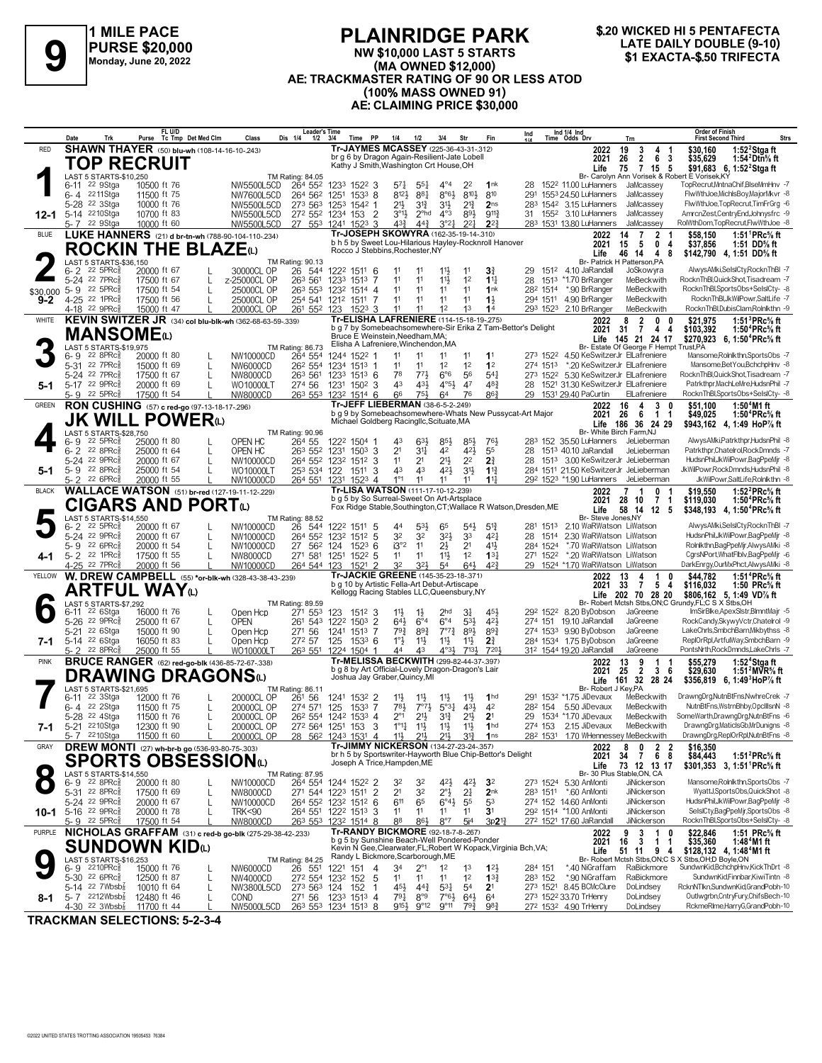# PLAINRIDGE PARK

**9** — 1 MILE PACE — PURSE $20,000 — Monday, June 20, 2022

**NW $10,000 LAST 5 STARTS (MA OWNED $12,000)**
**AE: TRACKMASTER RATING OF 90 OR LESS ATOD (100% MASS OWNED 91)**
**AE: CLAIMING PRICE $30,000**

$.20 WICKED HI 5 PENTAFECTA
LATE DAILY DOUBLE (9-10)
$1 EXACTA-$.50 TRIFECTA

---

## 1 — RED — TOP RECRUIT (12-1)
**SHAWN THAYER** (50) blu-wh (108-14-16-10-.243)
Tr-JAYMES MCASSEY (225-36-43-31-.312)
br g 6 by Dragon Again-Resilient-Jate Lobell
Kathy J Smith,Washington Crt House,OH
Br- Carolyn Ann Vorisek & Robert E Vorisek,KY

| Year | Starts | 1st | 2nd | 3rd | Earnings | Record |
|---|---|---|---|---|---|---|
| 2022 | 19 | 3 | 4 | 1 | $30,160 | 1:52²Stga ft |
| 2021 | 26 | 2 | 6 | 3 | $35,629 | 1:54²Dtn⅝ ft |
| Life | 75 | 7 | 15 | 5 | $91,683 | 6, 1:52²Stga ft |

LAST 5 STARTS-$10,250 — TM Rating: 84.05

| Date | Trk | Purse | Class | 1/4 | 1/2 | 3/4 | Time | PP | 1/4 | 1/2 | 3/4 | Str | Fin | Ind | Odds Drv | Trn | Order of Finish |
|---|---|---|---|---|---|---|---|---|---|---|---|---|---|---|---|---|---|
| 6-11 22 9Stga | | 10500 ft 76 | NW5500L5CD | 26⁴ | 55² | 123³ | 152² | 3 | 5⁷¾ | 5⁵¾ | 4°⁴ | 2² | 1nk | 28 152² | 11.00 LuHanners | JaMcassey | TopRecrut,MntnaChif,BlseMrnHnv -7 |
| 6-4 22 11Stga | | 11500 ft 75 | NW7600L5CD | 26⁴ | 56² | 125¹ | 153³ | 8 | 8¹²½ | 8⁸¼ | 8°⁶½ | 8¹⁰½ | 8¹⁰ | 29¹ 155³ | 24.50 LuHanners | JaMcassey | FlwWthJoe,MichlsBoy,MajorMkvr -8 |
| 5-28 22 3Stga | | 10000 ft 76 | NW5500L5CD | 27³ | 56³ | 125³ | 154² | 1 | 2¹½ | 3¹¾ | 3¹½ | 2¹¾ | 2ns | 28³ 154² | 3.15 LuHanners | JaMcassey | FlwWthJoe,TopRecrut,TimFrGrg -6 |
| 5-14 22 10Stga | | 10700 ft 83 | NW5500L5CD | 27² | 55² | 123⁴ | 153 | 2 | 3°¹½ | 2°hd | 4°³ | 8⁹¼ | 9¹¹¾ | 31 155² | 3.10 LuHanners | JaMcassey | AmrcnZest,CentryEnd,Johnysfrc -9 |
| 5-7 22 9Stga | | 10000 ft 60 | NW5500L5CD | 27 | 55³ | 124¹ | 152³ | 3 | 4³¾ | 4⁴¾ | 3°²¼ | 2²¼ | 2²¾ | 28³ 153¹ | 13.80 LuHanners | JaMcassey | RolWthDom,TopRecrut,FlwWthJoe -8 |

## 2 — BLUE — ROCKIN THE BLAZE(L) (9-2) — $30,000
**LUKE HANNERS** (21) d br-tn-wh (788-90-104-110-.234)
Tr-JOSEPH SKOWYRA (162-35-19-14-.310)
b h 5 by Sweet Lou-Hilarious Hayley-Rocknroll Hanover
Rocco J Stebbins,Rochester,NY
Br- Patrick H Patterson,PA

| Year | Starts | 1st | 2nd | 3rd | Earnings | Record |
|---|---|---|---|---|---|---|
| 2022 | 14 | 7 | 2 | 1 | $58,150 | 1:51¹PRc⅝ ft |
| 2021 | 15 | 5 | 0 | 4 | $37,856 | 1:51 DD⅝ ft |
| Life | 46 | 14 | 4 | 8 | $142,790 | 4, 1:51 DD⅝ ft |

LAST 5 STARTS-$36,150 — TM Rating: 90.13

| Date | Trk | Purse | | Class | 1/4 | 1/2 | 3/4 | Time | PP | 1/4 | 1/2 | 3/4 | Str | Fin | Ind | Odds Drv | Trn | Order of Finish |
|---|---|---|---|---|---|---|---|---|---|---|---|---|---|---|---|---|---|---|
| 6-2 22 5PRc⅝ | | 20000 ft 67 | L | 30000CL OP | 26 | 54⁴ | 122² | 151¹ | 6 | 1¹ | 1¹ | 1¹½ | 1¹ | 3¾ | 29 151² | 4.10 JaRandall | JoSkowyra | AlwysAMki,SelslCty,RocknThBl -7 |
| 5-24 22 7PRc⅝ | | 17500 ft 67 | L | z-25000CL OP | 26³ | 56¹ | 123³ | 151³ | 7 | 1¹ | 1¹ | 1¹½ | 1² | 1¹¼ | 28 151³ | *1.70 BrRanger | MeBeckwith | RocknThBl,QuickShot,Tisadream -7 |
| 5-9 22 5PRc⅝ | | 17500 ft 54 | L | 25000CL OP | 26³ | 55³ | 123² | 151⁴ | 4 | 1¹ | 1¹ | 1¹ | 1¹ | 1nk | 28² 151⁴ | *.90 BrRanger | MeBeckwith | RocknThBl,SportsObs+SelslCty- -8 |
| 4-25 22 1PRc⅝ | | 17500 ft 56 | L | 25000CL OP | 25⁴ | 54¹ | 121² | 151¹ | 7 | 1¹ | 1¹ | 1¹ | 1¹ | 1½ | 29⁴ 151¹ | 4.90 BrRanger | MeBeckwith | RocknThBl,JkWilPowr,SaltLife -7 |
| 4-18 22 9PRc⅝ | | 15000 ft 47 | L | 20000CL OP | 26¹ | 55² | 123 | 152³ | 3 | 1¹ | 1¹ | 1² | 1³ | 1⁴ | 29³ 152³ | 2.10 BrRanger | MeBeckwith | RocknThBl,DubisClam,Rolnlkthn -9 |

## 3 — WHITE — MANSOME(L) (5-1)
**KEVIN SWITZER JR** (34) col blu-blk-wh (362-68-63-59-.339)
Tr-ELISHA LAFRENIERE (114-15-18-19-.275)
b g 7 by Somebeachsomewhere-Sir Erika Z Tam-Bettor's Delight
Bruce E Weinstein,Needham,MA;
Elisha A Lafreniere,Winchendon,MA
Br- Estate Of George F Hempt Trust,PA

| Year | Starts | 1st | 2nd | 3rd | Earnings | Record |
|---|---|---|---|---|---|---|
| 2022 | 8 | 2 | 0 | 0 | $21,975 | 1:51³PRc⅝ ft |
| 2021 | 31 | 7 | 4 | 4 | $103,392 | 1:50⁴PRc⅝ ft |
| Life | 145 | 21 | 24 | 17 | $270,923 | 6, 1:50⁴PRc⅝ ft |

LAST 5 STARTS-$19,975 — TM Rating: 86.73

| Date | Trk | Purse | | Class | 1/4 | 1/2 | 3/4 | Time | PP | 1/4 | 1/2 | 3/4 | Str | Fin | Ind | Odds Drv | Trn | Order of Finish |
|---|---|---|---|---|---|---|---|---|---|---|---|---|---|---|---|---|---|---|
| 6-9 22 8PRc⅝ | | 20000 ft 80 | L | NW10000CD | 26⁴ | 55⁴ | 124⁴ | 152² | 1 | 1¹ | 1¹ | 1¹ | 1¹ | 1¹ | 27³ 152² | 4.50 KeSwitzerJr | ElLafreniere | Mansome,Rolnlkthn,SportsObs -7 |
| 5-31 22 7PRc⅝ | | 15000 ft 69 | L | NW6000CD | 26² | 55⁴ | 123⁴ | 151³ | 1 | 1¹ | 1¹ | 1² | 1² | 1² | 27⁴ 151³ | *.20 KeSwitzerJr | ElLafreniere | Mansome,BetYou,BchchpHnv -8 |
| 5-24 22 7PRc⅝ | | 17500 ft 67 | L | NW8000CD | 26³ | 56¹ | 123³ | 151³ | 6 | 7⁸ | 7⁷½ | 6°⁶ | 5⁶ | 5⁴¼ | 27³ 152² | 5.30 KeSwitzerJr | ElLafreniere | RocknThBl,QuickShot,Tisadream -7 |
| 5-17 22 9PRc⅝ | | 20000 ft 69 | L | WO10000LT | 27⁴ | 56 | 123¹ | 150² | 3 | 4³ | 4³½ | 4°⁵½ | 4⁷ | 4⁸¾ | 28 152¹ | 31.30 KeSwitzerJr | ElLafreniere | Patrkthpr,MachLeMre,HudsnPhil -7 |
| 5-9 22 5PRc⅝ | | 17500 ft 54 | L | NW8000CD | 26³ | 55³ | 123² | 151⁴ | 6 | 6⁶ | 7⁵½ | 6⁴ | 7⁶ | 8⁶¾ | 29 153¹ | 29.40 PaCurtin | ElLafreniere | RocknThBl,SportsObs+SelslCty- -8 |

## 4 — GREEN — JK WILL POWER(L) (5-1)
**RON CUSHING** (57) c red-go (97-13-18-17-.296)
Tr-JEFF LIEBERMAN (38-6-5-2-.249)
b g 9 by Somebeachsomewhere-Whats New Pussycat-Art Major
Michael Goldberg Racingllc,Scituate,MA
Br- White Birch Farm,NJ

| Year | Starts | 1st | 2nd | 3rd | Earnings | Record |
|---|---|---|---|---|---|---|
| 2022 | 16 | 4 | 3 | 0 | $51,100 | 1:50⁴M1 ft |
| 2021 | 26 | 6 | 1 | 1 | $49,025 | 1:50⁴PRc⅝ ft |
| Life | 186 | 36 | 24 | 29 | $943,162 | 4, 1:49 HoP⅞ ft |

LAST 5 STARTS-$28,750 — TM Rating: 90.96

| Date | Trk | Purse | | Class | 1/4 | 1/2 | 3/4 | Time | PP | 1/4 | 1/2 | 3/4 | Str | Fin | Ind | Odds Drv | Trn | Order of Finish |
|---|---|---|---|---|---|---|---|---|---|---|---|---|---|---|---|---|---|---|
| 6-9 22 5PRc⅝ | | 25000 ft 80 | L | OPEN HC | 26⁴ | 55 | 122² | 150⁴ | 1 | 4³ | 6³½ | 8⁵½ | 8⁵½ | 7⁶½ | 28³ 152 | 35.50 LuHanners | JeLieberman | AlwysAMki,Patrkthpr,HudsnPhil -8 |
| 6-2 22 8PRc⅝ | | 25000 ft 64 | L | OPEN HC | 26³ | 55² | 123¹ | 150³ | 3 | 2¹ | 3¹½ | 4² | 4²½ | 5⁵ | 28 151³ | 40.10 JaRandall | JeLieberman | Patrkthpr,Chatelrol,RockDmnds -7 |
| 5-24 22 9PRc⅝ | | 20000 ft 67 | L | NW10000CD | 26⁴ | 55² | 123² | 151² | 3 | 1¹ | 1¹ | 1² | 1² | 2¾ | 28 151³ | 3.00 KeSwitzerJr | JeLieberman | HudsnPhil,JkWilPowr,BagPpeMjr -8 |
| 5-9 22 8PRc⅝ | | 25000 ft 54 | L | WO10000LT | 25³ | 53⁴ | 122 | 151¹ | 3 | 4³ | 4³ | 4²½ | 3¹½ | 1¹¾ | 28⁴ 151¹ | 21.50 KeSwitzerJr | JeLieberman | JkWilPowr,RockDmnds,HudsnPhil -8 |
| 5-2 22 6PRc⅝ | | 20000 ft 55 | L | NW10000CD | 26⁴ | 55¹ | 123¹ | 152³ | 4 | 1°¹ | 1¹ | 1¹ | 1¹ | 1¹¼ | 29² 152³ | *1.90 LuHanners | JeLieberman | JkWilPowr,SaltLife,Rolnlkthn -8 |

## 5 — BLACK — CIGARS AND PORT(L) (4-1)
**WALLACE WATSON** (51) br-red (127-19-11-12-.229)
Tr-LISA WATSON (111-17-10-12-.239)
b g 5 by So Surreal-Sweet On Art-Artsplace
Fox Ridge Stable,Southington,CT;Wallace R Watson,Dresden,ME
Br- Steve Jones,NY

| Year | Starts | 1st | 2nd | 3rd | Earnings | Record |
|---|---|---|---|---|---|---|
| 2022 | 7 | 1 | 0 | 1 | $19,550 | 1:52²PRc⅝ ft |
| 2021 | 28 | 10 | 7 | 1 | $119,030 | 1:50⁴PRc⅝ ft |
| Life | 58 | 14 | 12 | 5 | $348,193 | 4, 1:50⁴PRc⅝ ft |

LAST 5 STARTS-$14,550 — TM Rating: 88.52

| Date | Trk | Purse | | Class | 1/4 | 1/2 | 3/4 | Time | PP | 1/4 | 1/2 | 3/4 | Str | Fin | Ind | Odds Drv | Trn | Order of Finish |
|---|---|---|---|---|---|---|---|---|---|---|---|---|---|---|---|---|---|---|
| 6-2 22 5PRc⅝ | | 20000 ft 67 | L | NW10000CD | 26 | 54⁴ | 122² | 151¹ | 5 | 4⁴ | 5³½ | 6⁵ | 5⁴½ | 5⁵¾ | 28¹ 151³ | 2.10 WaRWatson | LiWatson | AlwysAMki,SelslCty,RocknThBl -7 |
| 5-24 22 9PRc⅝ | | 20000 ft 67 | L | NW10000CD | 26⁴ | 55² | 123² | 151² | 5 | 3² | 3² | 3²½ | 3³ | 4²¼ | 28 152⁴ | 2.30 WaRWatson | LiWatson | HudsnPhil,JkWilPowr,BagPpeMjr -8 |
| 5-9 22 6PRc⅝ | | 20000 ft 54 | L | NW10000CD | 27 | 56² | 124 | 152³ | 6 | i3°² | 1¹ | 2¼ | 2¹ | 4¹¾ | 28⁴ 152⁴ | *.70 WaRWatson | LiWatson | Rolnlkthn,BagPpeMjr,AlwysAMki -8 |
| 5-2 22 1PRc⅝ | | 17500 ft 55 | L | NW8000CD | 27¹ | 58¹ | 125¹ | 152² | 5 | 1¹ | 1¹ | 1¹½ | 1² | 1³¼ | 27¹ 152² | *.20 WaRWatson | LiWatson | CgrsNPort,WhatFlblv,BagPpeMjr -6 |
| 4-25 22 7PRc⅝ | | 20000 ft 56 | L | NW10000CD | 26⁴ | 54⁴ | 123 | 152¹ | 2 | 3² | 3²½ | 5⁴ | 6⁴½ | 4²¾ | 29 152⁴ | *1.70 WaRWatson | LiWatson | DarkEnrgy,OurMxPhct,AlwysAMki -8 |

## 6 — YELLOW — ARTFUL WAY(L) (7-1)
**W. DREW CAMPBELL** (55) *or-blk-wh (328-43-38-43-.239)
Tr-JACKIE GREENE (145-35-23-18-.371)
b g 10 by Artistic Fella-Art Debut-Artiscape
Kellogg Racing Stables LLC,Queensbury,NY
Br- Robert Mctsh Stbs,ON;C Grundy,FL;C S X Stbs,OH

| Year | Starts | 1st | 2nd | 3rd | Earnings | Record |
|---|---|---|---|---|---|---|
| 2022 | 13 | 4 | 1 | 0 | $44,782 | 1:51⁴PRc⅝ ft |
| 2021 | 33 | 7 | 5 | 4 | $116,032 | 1:50 PRc⅝ ft |
| Life | 202 | 70 | 28 | 20 | $806,162 | 5, 1:49 VD⅞ ft |

LAST 5 STARTS-$7,292 — TM Rating: 89.59

| Date | Trk | Purse | | Class | 1/4 | 1/2 | 3/4 | Time | PP | 1/4 | 1/2 | 3/4 | Str | Fin | Ind | Odds Drv | Trn | Order of Finish |
|---|---|---|---|---|---|---|---|---|---|---|---|---|---|---|---|---|---|---|
| 6-11 22 6Stga | | 16000 ft 76 | L | Open Hcp | 27¹ | 55³ | 123 | 151² | 3 | 1¹½ | 1½ | 2hd | 3¾ | 4⁵½ | 29² 152² | 8.20 ByDobson | JaGreene | ImSirBlke,ApexSlstr,BlmntMajr -5 |
| 5-26 22 9PRc⅝ | | 25000 ft 67 | L | OPEN | 26¹ | 54³ | 122² | 150³ | 2 | 6⁴½ | 6°⁴ | 6°⁴ | 5³½ | 4²½ | 27⁴ 151 | 19.10 JaRandall | JaGreene | RockCandy,SkywyVctr,Chatelrol -9 |
| 5-21 22 6Stga | | 15000 ft 90 | L | Open Hcp | 27¹ | 56 | 124¹ | 151³ | 7 | 7⁹¾ | 8⁹¾ | 7°⁷¾ | 8⁹½ | 8⁹¾ | 27⁴ 153³ | 9.90 ByDobson | JaGreene | LakeChrls,SmbchBarn,Mikbythss -8 |
| 5-14 22 6Stga | | 16050 ft 83 | L | Open Hcp | 27² | 57 | 125 | 153³ | 6 | 1°½ | 1¹½ | 1¹½ | 1¹½ | 2¾ | 28⁴ 153⁴ | 1.75 ByDobson | JaGreene | ReplOrRpl,ArtfulWay,SmbchBarn -9 |
| 5-2 22 8PRc⅝ | | 25000 ft 55 | L | WO10000LT | 26³ | 55¹ | 122⁴ | 150⁴ | 1 | 4⁴ | 4³ | 4°³½ | 7¹³½ | 7²⁰½ | 31² 154⁴ | 19.20 JaRandall | JaGreene | PontsNrth,RockDmnds,LakeChrls -7 |

## 7 — PINK — DRAWING DRAGONS(L) (7-1)
**BRUCE RANGER** (62) red-go-blk (436-85-72-67-.338)
Tr-MELISSA BECKWITH (299-82-44-37-.397)
b g 8 by Art Official-Lovely Dragon-Dragon's Lair
Joshua Jay Graber,Quincy,MI
Br- Robert J Key,PA

| Year | Starts | 1st | 2nd | 3rd | Earnings | Record |
|---|---|---|---|---|---|---|
| 2022 | 13 | 9 | 1 | 1 | $55,279 | 1:52⁴Stga ft |
| 2021 | 25 | 2 | 3 | 6 | $29,630 | 1:51²MVR⅝ ft |
| Life | 161 | 32 | 28 | 24 | $356,819 | 6, 1:49³HoP⅞ ft |

LAST 5 STARTS-$21,695 — TM Rating: 86.11

| Date | Trk | Purse | | Class | 1/4 | 1/2 | 3/4 | Time | PP | 1/4 | 1/2 | 3/4 | Str | Fin | Ind | Odds Drv | Trn | Order of Finish |
|---|---|---|---|---|---|---|---|---|---|---|---|---|---|---|---|---|---|---|
| 6-11 22 3Stga | | 12000 ft 76 | L | 20000CL OP | 26¹ | 56 | 124¹ | 153² | 2 | 1¹½ | 1¹½ | 1¹½ | 1¹½ | 1hd | 29¹ 153² | *1.75 JiDevaux | MeBeckwith | DrawngDrg,NutnBtFns,NwhreCrek -7 |
| 6-4 22 2Stga | | 11500 ft 75 | L | 20000CL OP | 27⁴ | 57¹ | 125 | 153³ | 7 | 7⁸¼ | 7°⁷½ | 5°³¼ | 4³½ | 4² | 28² 154 | 5.50 JiDevaux | MeBeckwith | NutnBtFns,WstrnBhby,OpclllsnN -8 |
| 5-28 22 4Stga | | 11500 ft 76 | L | 20000CL OP | 26² | 55⁴ | 124² | 153³ | 4 | 2°¹ | 2¹½ | 3¹¾ | 2¹½ | 2¹ | 29 153⁴ | *1.70 JiDevaux | MeBeckwith | SomeWarth,DrawngDrg,NutnBtFns -6 |
| 5-21 22 10Stga | | 12300 ft 90 | L | 20000CL OP | 27² | 56⁴ | 125¹ | 153 | 3 | 1°¹½ | 1¹½ | 1¹½ | 1¹½ | 1hd | 27⁴ 153 | 2.15 JiDevaux | MeBeckwith | DrawngDrg,MaticlsGb,MrDunigns -8 |
| 5-7 22 10Stga | | 11500 ft 60 | L | 20000CL OP | 28 | 56² | 124³ | 153¹ | 4 | 1¹½ | 2¹½ | 2¹½ | 3¹¾ | 1ns | 28² 153¹ | 1.70 WHennessey | MeBeckwith | DrawngDrg,ReplOrRpl,NutnBtFns -8 |

## 8 — GRAY — SPORTS OBSESSION(L) (10-1)
**DREW MONTI** (27) wh-br-b go (536-93-80-75-.303)
Tr-JIMMY NICKERSON (134-27-23-24-.357)
br h 5 by Sportswriter-Hayworth Blue Chip-Bettor's Delight
Joseph A Trice,Hampden,ME
Br- 30 Plus Stable,ON, CA

| Year | Starts | 1st | 2nd | 3rd | Earnings | Record |
|---|---|---|---|---|---|---|
| 2022 | 8 | 0 | 2 | 2 | $16,350 | |
| 2021 | 34 | 7 | 6 | 8 | $84,443 | 1:51²PRc⅝ ft |
| Life | 73 | 12 | 13 | 17 | $301,353 | 3, 1:51¹PRc⅝ ft |

LAST 5 STARTS-$14,550 — TM Rating: 87.95

| Date | Trk | Purse | | Class | 1/4 | 1/2 | 3/4 | Time | PP | 1/4 | 1/2 | 3/4 | Str | Fin | Ind | Odds Drv | Trn | Order of Finish |
|---|---|---|---|---|---|---|---|---|---|---|---|---|---|---|---|---|---|---|
| 6-9 22 8PRc⅝ | | 20000 ft 80 | L | NW10000CD | 26⁴ | 55⁴ | 124⁴ | 152² | 2 | 3² | 3² | 4²½ | 4²½ | 3² | 27³ 152⁴ | 5.30 AnMonti | JiNickerson | Mansome,Rolnlkthn,SportsObs -7 |
| 5-31 22 8PRc⅝ | | 17500 ft 69 | L | NW8000CD | 27¹ | 54⁴ | 122³ | 151¹ | 2 | 2¹ | 3² | 2°½ | 2¼ | 2nk | 28³ 151¹ | *.60 AnMonti | JiNickerson | WyattJ,SportsObs,QuickShot -8 |
| 5-24 22 9PRc⅝ | | 20000 ft 67 | L | NW10000CD | 26⁴ | 55² | 123² | 151² | 6 | 6¹¹ | 6⁵ | 6°⁴½ | 5⁵ | 5³ | 27⁴ 152 | 14.60 AnMonti | JiNickerson | HudsnPhil,JkWilPowr,BagPpeMjr -8 |
| 5-16 22 9PRc⅝ | | 20000 ft 78 | L | TRK<90 | 26⁴ | 55¹ | 122² | 151³ | 3 | 1¹ | 1¹ | 1¹ | 1¹ | 3¹ | 29² 151⁴ | *1.00 AnMonti | JiNickerson | SelslCty,BagPpeMjr,SportsObs -8 |
| 5-9 22 5PRc⅝ | | 17500 ft 54 | L | NW8000CD | 26³ | 55³ | 123² | 151⁴ | 8 | 8⁸ | 8⁶½ | 8°⁷ | 5¼ | 3p2¹¾ | 27² 152¹ | 17.60 JaRandall | JiNickerson | RocknThBl,SportsObs+SelslCty- -8 |

## 9 — PURPLE — SUNDOWN KID(L) (8-1)
**NICHOLAS GRAFFAM** (31) c red-b go-blk (275-29-38-42-.233)
Tr-RANDY BICKMORE (92-18-7-8-.267)
b g 5 by Sunshine Beach-Well Pondered-Ponder
Kevin N Gee,Clearwater,FL;Robert W Kopack,Virginia Bch,VA;
Randy L Bickmore,Scarborough,ME
Br- Robert Mctsh Stbs,ON;C S X Stbs,OH;D Boyle,ON

| Year | Starts | 1st | 2nd | 3rd | Earnings | Record |
|---|---|---|---|---|---|---|
| 2022 | 9 | 3 | 1 | 0 | $22,846 | 1:51 PRc⅝ ft |
| 2021 | 16 | 3 | 1 | 1 | $35,360 | 1:48⁴M1 ft |
| Life | 51 | 11 | 9 | 4 | $128,132 | 4, 1:48⁴M1 ft |

LAST 5 STARTS-$16,253 — TM Rating: 84.25

| Date | Trk | Purse | | Class | 1/4 | 1/2 | 3/4 | Time | PP | 1/4 | 1/2 | 3/4 | Str | Fin | Ind | Odds Drv | Trn | Order of Finish |
|---|---|---|---|---|---|---|---|---|---|---|---|---|---|---|---|---|---|---|
| 6-9 22 10PRc⅝ | | 15000 ft 76 | L | NW6000CD | 26 | 55¹ | 122¹ | 151 | 4 | 3⁴ | 2°¹ | 1² | 1³ | 1²½ | 28⁴ 151 | *.40 NiGraffam | RaBickmore | SundwnKid,BchchpHnv,KickThDrt -8 |
| 5-30 22 6PRc⅝ | | 12500 ft 87 | L | NW4000CD | 27² | 55⁴ | 123² | 152 | 5 | 1¹ | 1¹ | 1¹ | 1² | 1³¾ | 28³ 152 | *.90 NiGraffam | RaBickmore | SundwnKid,Finnbar,KiwiTintn -8 |
| 5-14 22 7Wbsb⅞ | | 10010 ft 64 | L | NW3800L5CD | 27³ | 56³ | 124 | 152 | 1 | 4⁵½ | 4⁴¾ | 5³¼ | 5⁴ | 2¹ | 27³ 152¹ | 8.45 BCMcClure | DoLindsey | RcknNTlkn,SundwnKid,GrandPobh-10 |
| 5-7 22 12Wbsb⅞ | | 12480 ft 46 | L | COND | 27¹ | 56 | 123³ | 151³ | 4 | 7⁹¾ | 8⁹ | 7°⁶¾ | 6⁴¾ | 6⁴ | 27³ 152² | 33.70 TrHenry | DoLindsey | Outlwgrbn,CntryFury,ChifsBech-10 |
| 4-30 22 3Wbsb⅞ | | 11700 ft 44 | L | NW5500L5CD | 26³ | 55³ | 123⁴ | 151³ | 8 | 9¹⁵½ | 9°¹² | 9°¹¹ | 7⁹¾ | 9⁸¾ | 27³ 153² | 4.90 TrHenry | DoLindsey | RckmeRime,HarryG,GrandPobh-10 |

**TRACKMAN SELECTIONS: 5-2-3-4**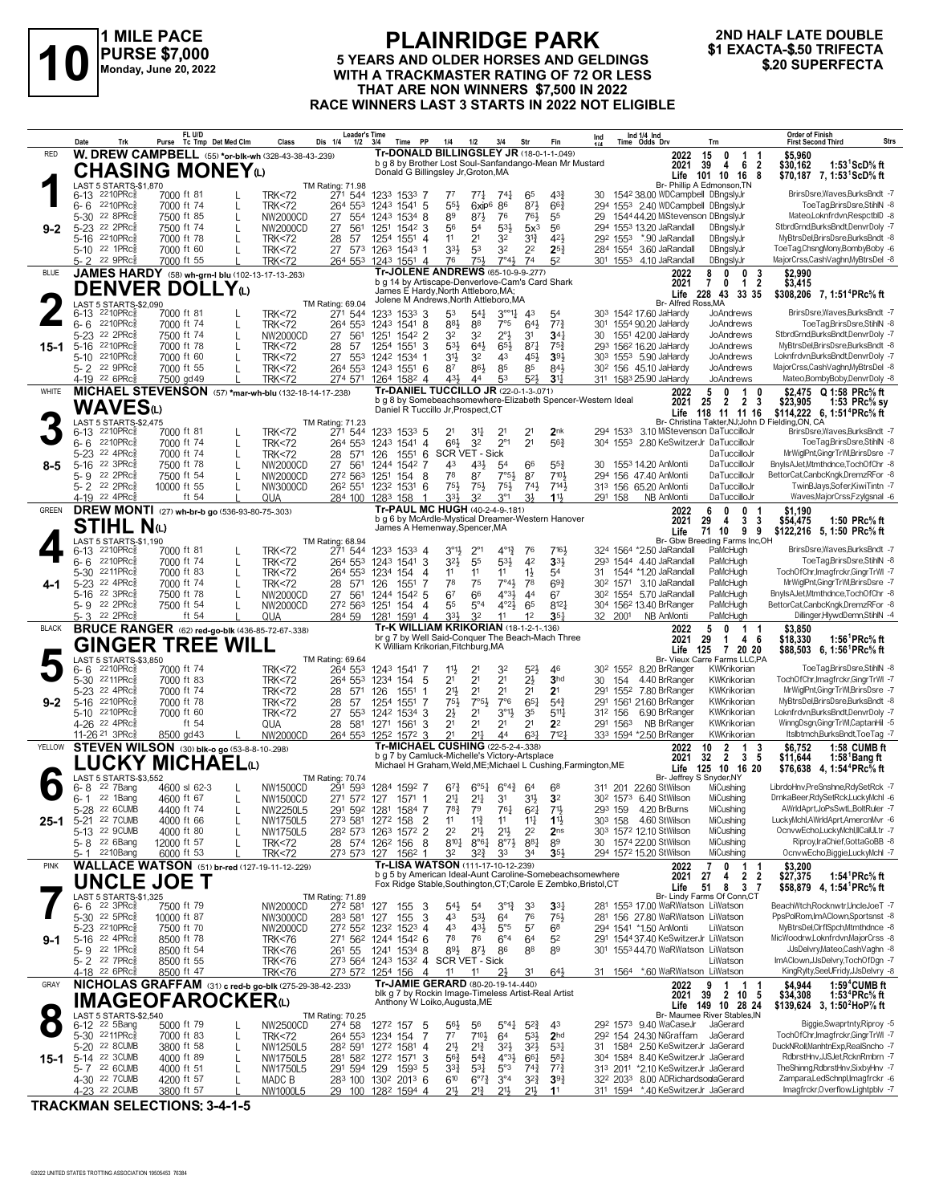# PLAINRIDGE PARK

**10** — 1 MILE PACE — PURSE $7,000 — Monday, June 20, 2022

**5 YEARS AND OLDER HORSES AND GELDINGS WITH A TRACKMASTER RATING OF 72 OR LESS THAT ARE NON WINNERS $7,500 IN 2022 RACE WINNERS LAST 3 STARTS IN 2022 NOT ELIGIBLE**

2ND HALF LATE DOUBLE — $1 EXACTA-$.50 TRIFECTA — $.20 SUPERFECTA

---

## 1 — RED — 9-2 — CHASING MONEY(L)
**W. DREW CAMPBELL** (55) *or-blk-wh (328-43-38-43-.239)
Tr-DONALD BILLINGSLEY JR (18-0-1-1-.049)
b g 8 by Brother Lost Soul-Sanfandango-Mean Mr Mustard
Donald G Billingsley Jr,Groton,MA
Br- Phillip A Edmonson,TN
LAST 5 STARTS-$1,870 — TM Rating: 71.98

| | Starts | 1st | 2nd | 3rd | Earnings | Record |
|---|---|---|---|---|---|---|
| 2022 | 15 | 0 | 1 | 1 | $5,960 | |
| 2021 | 39 | 4 | 6 | 2 | $30,162 | 1:53¹ScD⅝ ft |
| Life | 101 | 10 | 16 | 8 | $70,187 | 7, 1:53¹ScD⅝ ft |

| Date | Trk | Purse | Cond | Class | 1/4 | 1/2 | 3/4 | Time | PP | 1/4 | 1/2 | 3/4 | Str | Fin | Ind | Odds Drv | Trn | Order of Finish |
|---|---|---|---|---|---|---|---|---|---|---|---|---|---|---|---|---|---|---|
| 6-13 | 22 10PRc⅝ | 7000 | ft 81 | TRK<72 | 27¹ | 54⁴ | 123³ | 153³ 7 | | 7⁷ | 7⁷½ | 7⁴¾ | 6⁵ | 4³¾ | 30 154² 38.00 WDCampbell | DBngslyJr | BrirsDsre,Waves,BurksBndt -7 |
| 6-6 | 22 10PRc⅝ | 7000 | ft 74 | TRK<72 | 26⁴ | 55³ | 124³ | 154¹ 5 | | 5⁵½ | 6xip⁶ | 8⁶ | 8⁷½ | 6⁶¾ | 29⁴ 155³ 2.40 WDCampbell | DBngslyJr | ToeTag,BrirsDsre,StihlN -8 |
| 5-30 | 22 8PRc⅝ | 7500 | ft 85 | NW2000CD | 27 | 55⁴ | 124³ | 153⁴ 8 | | 8⁹ | 8⁷½ | 7⁶ | 7⁶½ | 5⁵ | 29 154⁴ 44.20 MiStevenson | DBngslyJr | Mateo,Loknfrdvn,RespctblD -8 |
| 5-23 | 22 2PRc⅝ | 7500 | ft 74 | NW2000CD | 27 | 56¹ | 125¹ | 154² 3 | | 5⁶ | 5⁴ | 5³½ | 5x³ | 5⁶ | 29⁴ 155³ 13.20 JaRandall | DBngslyJr | StbrdGrnd,BurksBndt,DenvrDoly -7 |
| 5-16 | 22 10PRc⅝ | 7000 | ft 78 | TRK<72 | 28 | 57 | 125⁴ | 155¹ 4 | | 1¹ | 2¹ | 3² | 3¹¾ | 4²½ | 29² 155³ *.90 JaRandall | DBngslyJr | MyBrtsDel,BrirsDsre,BurksBndt -8 |
| 5-10 | 22 1PRc⅝ | 7000 | ft 60 | TRK<72 | 27 | 57³ | 126³ | 154³ 1 | | 3³½ | 5³ | 3² | 2² | 2⁵¾ | 28⁴ 155⁴ 3.60 JaRandall | DBngslyJr | ToeTag,ChsngMony,BombyBoby -6 |
| 5-2 | 22 9PRc⅝ | 7000 | ft 55 | TRK<72 | 26⁴ | 55³ | 124³ | 155¹ 4 | | 7⁶ | 7⁵½ | 7°⁴¼ | 7⁴ | 5² | 30¹ 155³ 4.10 JaRandall | DBngslyJr | MajorCrss,CashVaghn,MyBtrsDel -8 |

## 2 — BLUE — 15-1 — DENVER DOLLY(L)
**JAMES HARDY** (58) wh-grn-l blu (102-13-17-13-.263)
Tr-JOLENE ANDREWS (65-10-9-9-.277)
b g 14 by Artiscape-Denverlove-Cam's Card Shark
James E Hardy,North Attleboro,MA; Jolene M Andrews,North Attleboro,MA
Br- Alfred Ross,MA
LAST 5 STARTS-$2,090 — TM Rating: 69.04

| | Starts | 1st | 2nd | 3rd | Earnings | Record |
|---|---|---|---|---|---|---|
| 2022 | 8 | 0 | 0 | 3 | $2,990 | |
| 2021 | 7 | 0 | 1 | 2 | $3,415 | |
| Life | 228 | 43 | 33 | 35 | $308,206 | 7, 1:51⁴PRc⅝ ft |

| Date | Trk | Purse | Cond | Class | 1/4 | 1/2 | 3/4 | Time | PP | 1/4 | 1/2 | 3/4 | Str | Fin | Ind | Odds Drv | Trn | Order of Finish |
|---|---|---|---|---|---|---|---|---|---|---|---|---|---|---|---|---|---|---|
| 6-13 | 22 10PRc⅝ | 7000 | ft 81 | TRK<72 | 27¹ | 54⁴ | 123³ | 153³ 3 | | 5³ | 5⁴¾ | 3°°1¾ | 4³ | 5⁴ | 30³ 154² 17.60 JaHardy | JoAndrews | BrirsDsre,Waves,BurksBndt -7 |
| 6-6 | 22 10PRc⅝ | 7000 | ft 74 | TRK<72 | 26⁴ | 55³ | 124³ | 154¹ 8 | | 8⁸½ | 8⁸ | 7°⁵ | 6⁴½ | 7⁷¾ | 30¹ 155⁴ 90.20 JaHardy | JoAndrews | ToeTag,BrirsDsre,StihlN -8 |
| 5-23 | 22 2PRc⅝ | 7500 | ft 74 | NW2000CD | 27 | 56¹ | 125¹ | 154² 2 | | 3² | 3² | 2°½ | 3¹ | 3⁴¾ | 30 155¹ 42.00 JaHardy | JoAndrews | StbrdGrnd,BurksBndt,DenvrDoly -7 |
| 5-16 | 22 10PRc⅝ | 7000 | ft 78 | TRK<72 | 28 | 57 | 125⁴ | 155¹ 3 | | 5³½ | 6⁴½ | 6⁵½ | 8⁷¼ | 7⁵¾ | 29³ 156² 16.20 JaHardy | JoAndrews | MyBrtsDel,BrirsDsre,BurksBndt -8 |
| 5-10 | 22 10PRc⅝ | 7000 | ft 60 | TRK<72 | 27 | 55³ | 124² | 153⁴ 1 | | 3¹½ | 3² | 4³ | 4⁵½ | 3⁹½ | 30³ 155³ 5.90 JaHardy | JoAndrews | Loknfrdvn,BurksBndt,DenvrDoly -7 |
| 5-2 | 22 9PRc⅝ | 7000 | ft 55 | TRK<72 | 26⁴ | 55³ | 124³ | 155¹ 6 | | 8⁷ | 8⁶½ | 8⁵ | 8⁵ | 8⁴½ | 30² 156 45.10 JaHardy | JoAndrews | MajorCrss,CashVaghn,MyBtrsDel -8 |
| 4-19 | 22 6PRc⅝ | 7500 | gd 49 | TRK<72 | 27⁴ | 57¹ | 126⁴ | 158² 4 | | 4³½ | 4⁴ | 5³ | 5²½ | 3¹¾ | 31¹ 158³ 25.90 JaHardy | JoAndrews | Mateo,BombyBoby,DenvrDoly -8 |

## 3 — WHITE — 8-5 — WAVES(L)
**MICHAEL STEVENSON** (57) *mar-wh-blu (132-18-14-17-.238)
Tr-DANIEL TUCCILLO JR (22-0-1-3-.071)
b g 8 by Somebeachsomewhere-Elizabeth Spencer-Western Ideal
Daniel R Tuccillo Jr,Prospect,CT
Br- Christina Takter,NJ;John D Fielding,ON,CA
LAST 5 STARTS-$2,475 — TM Rating: 71.23

| | Starts | 1st | 2nd | 3rd | Earnings | Record |
|---|---|---|---|---|---|---|
| 2022 | 5 | 0 | 1 | 0 | $2,475 | Q 1:58 PRc⅝ ft |
| 2021 | 25 | 2 | 2 | 3 | $23,905 | 1:53 PRc⅝ sy |
| Life | 118 | 11 | 11 | 16 | $114,222 | 6, 1:51⁴PRc⅝ ft |

| Date | Trk | Purse | Cond | Class | 1/4 | 1/2 | 3/4 | Time | PP | 1/4 | 1/2 | 3/4 | Str | Fin | Ind | Odds Drv | Trn | Order of Finish |
|---|---|---|---|---|---|---|---|---|---|---|---|---|---|---|---|---|---|---|
| 6-13 | 22 10PRc⅝ | 7000 | ft 81 | TRK<72 | 27¹ | 54⁴ | 123³ | 153³ 5 | | 2¹ | 3¹½ | 2¹ | 2¹ | 2nk | 29⁴ 153³ 3.10 MiStevenson | DaTuccilloJr | BrirsDsre,Waves,BurksBndt -7 |
| 6-6 | 22 10PRc⅝ | 7000 | ft 74 | TRK<72 | 26⁴ | 55³ | 124³ | 154¹ 4 | | 6⁶½ | 3² | 2°¹ | 2¹ | 5⁶¾ | 30⁴ 155³ 2.80 KeSwitzerJr | DaTuccilloJr | ToeTag,BrirsDsre,StihlN -8 |
| 5-23 | 22 4PRc⅝ | 7000 | ft 74 | TRK<72 | 28 | 57¹ | 126 | 155¹ 6 | | SCR VET - Sick | | | | | | DaTuccilloJr | MrWiglPnt,GingrTrWl,BrirsDsre -7 |
| 5-16 | 22 3PRc⅝ | 7500 | ft 78 | NW2000CD | 27 | 56¹ | 124⁴ | 154² 7 | | 4³ | 4³½ | 5⁴ | 6⁶ | 5⁵¾ | 30 155³ 14.20 AnMonti | DaTuccilloJr | BnylsAJet,Mtmthdnce,TochOfChr -8 |
| 5-9 | 22 3PRc⅝ | 7500 | ft 54 | NW2000CD | 27² | 56³ | 125¹ | 154 8 | | 7⁸ | 8⁷ | 7°⁵¾ | 8⁷ | 7¹⁰½ | 29⁴ 156 47.40 AnMonti | DaTuccilloJr | BettorCat,CanbcKngk,DremzRFor -8 |
| 5-2 | 22 2PRc⅝ | 10000 | ft 55 | NW3000CD | 26² | 55¹ | 123² | 153¹ 6 | | 7⁵½ | 7⁵½ | 7⁵½ | 7⁴½ | 7¹⁴½ | 31³ 156 65.20 AnMonti | DaTuccilloJr | TwinBJays,Sofer,KiwiTintn -7 |
| 4-19 | 22 4PRc⅝ | | ft 54 | QUA | 28⁴ | 100 | 128³ | 158 1 | | 3³½ | 3² | 3°¹ | 3½ | 1½ | 29¹ 158 NB AnMonti | DaTuccilloJr | Waves,MajorCrss,Fzylgsnal -6 |

## 4 — GREEN — 4-1 — STIHL N(L)
**DREW MONTI** (27) wh-br-b go (536-93-80-75-.303)
Tr-PAUL MC HUGH (40-2-4-9-.181)
b g 6 by McArdle-Mystical Dreamer-Western Hanover
James A Hemenway,Spencer,MA
Br- Gbw Breeding Farms Inc,OH
LAST 5 STARTS-$1,190 — TM Rating: 68.94

| | Starts | 1st | 2nd | 3rd | Earnings | Record |
|---|---|---|---|---|---|---|
| 2022 | 6 | 0 | 0 | 1 | $1,190 | |
| 2021 | 29 | 4 | 3 | 3 | $54,475 | 1:50 PRc⅝ ft |
| Life | 71 | 10 | 9 | 9 | $122,216 | 5, 1:50 PRc⅝ ft |

| Date | Trk | Purse | Cond | Class | 1/4 | 1/2 | 3/4 | Time | PP | 1/4 | 1/2 | 3/4 | Str | Fin | Ind | Odds Drv | Trn | Order of Finish |
|---|---|---|---|---|---|---|---|---|---|---|---|---|---|---|---|---|---|---|
| 6-13 | 22 10PRc⅝ | 7000 | ft 81 | TRK<72 | 27¹ | 54⁴ | 123³ | 153³ 4 | | 3°¹½ | 2°¹ | 4°¹¾ | 7⁶ | 7¹⁶½ | 32⁴ 156⁴ *2.50 JaRandall | PaMcHugh | BrirsDsre,Waves,BurksBndt -7 |
| 6-6 | 22 10PRc⅝ | 7000 | ft 74 | TRK<72 | 26⁴ | 55³ | 124³ | 154¹ 3 | | 3²½ | 5⁵ | 5³½ | 4² | 3³½ | 29³ 154⁴ 4.40 JaRandall | PaMcHugh | ToeTag,BrirsDsre,StihlN -8 |
| 5-30 | 22 11PRc⅝ | 7000 | ft 83 | TRK<72 | 26⁴ | 55³ | 123⁴ | 154 4 | | 1¹ | 1¹ | 1¹ | 1½ | 5⁴ | 31 154⁴ *1.20 JaRandall | PaMcHugh | TochOfChr,Imagfrckr,GingrTrWl -7 |
| 5-23 | 22 4PRc⅝ | 7000 | ft 74 | TRK<72 | 28 | 57¹ | 126 | 155¹ 7 | | 7⁸ | 7⁵ | 7°⁴¾ | 7⁸ | 6⁹¾ | 30² 157¹ 3.10 JaRandall | PaMcHugh | MrWiglPnt,GingrTrWl,BrirsDsre -7 |
| 5-16 | 22 3PRc⅝ | 7500 | ft 78 | NW2000CD | 27 | 56¹ | 124⁴ | 154² 5 | | 6⁷ | 6⁶ | 4°³½ | 4⁴ | 6⁷ | 30² 155⁴ 5.70 JaRandall | PaMcHugh | BnylsAJet,Mtmthdnce,TochOfChr -8 |
| 5-9 | 22 2PRc⅝ | 7500 | ft 54 | NW2000CD | 27² | 56³ | 125¹ | 154 4 | | 5⁵ | 5°⁴ | 4°²½ | 6⁵ | 8¹²½ | 30⁴ 156² 13.40 BrRanger | PaMcHugh | BettorCat,CanbcKngk,DremzRFor -8 |
| 5-3 | 22 2PRc⅝ | | ft 54 | QUA | 28⁴ | 59 | 128¹ | 159¹ 4 | | 3³½ | 3² | 1¹ | 1² | 3⁵¼ | 32 200¹ NB AnMonti | PaMcHugh | Dillinger,HlywdDemn,StihlN -4 |

## 5 — BLACK — 9-2 — GINGER TREE WILL
**BRUCE RANGER** (62) red-go-blk (436-85-72-67-.338)
Tr-K WILLIAM KRIKORIAN (18-1-2-1-.136)
br g 7 by Well Said-Conquer The Beach-Mach Three
K William Krikorian,Fitchburg,MA
Br- Vieux Carre Farms LLC,PA
LAST 5 STARTS-$3,850 — TM Rating: 69.64

| | Starts | 1st | 2nd | 3rd | Earnings | Record |
|---|---|---|---|---|---|---|
| 2022 | 5 | 0 | 1 | 1 | $3,850 | |
| 2021 | 29 | 1 | 4 | 6 | $18,330 | 1:56¹PRc⅝ ft |
| Life | 125 | 7 | 20 | 20 | $88,503 | 6, 1:56¹PRc⅝ ft |

| Date | Trk | Purse | Cond | Class | 1/4 | 1/2 | 3/4 | Time | PP | 1/4 | 1/2 | 3/4 | Str | Fin | Ind | Odds Drv | Trn | Order of Finish |
|---|---|---|---|---|---|---|---|---|---|---|---|---|---|---|---|---|---|---|
| 6-6 | 22 10PRc⅝ | 7000 | ft 74 | TRK<72 | 26⁴ | 55³ | 124³ | 154¹ 7 | | 1¹½ | 2¹ | 3² | 5²½ | 4⁶ | 30² 155² 8.20 BrRanger | KWKrikorian | ToeTag,BrirsDsre,StihlN -8 |
| 5-30 | 22 11PRc⅝ | 7000 | ft 83 | TRK<72 | 26⁴ | 55³ | 123⁴ | 154 5 | | 2¹ | 2¹ | 2¹ | 2½ | 3hd | 30 154 4.40 BrRanger | KWKrikorian | TochOfChr,Imagfrckr,GingrTrWl -7 |
| 5-23 | 22 4PRc⅝ | 7000 | ft 74 | TRK<72 | 28 | 57¹ | 126 | 155¹ 1 | | 2¹½ | 2¹ | 2¹ | 2¹ | 2¹ | 29¹ 155² 7.80 BrRanger | KWKrikorian | MrWiglPnt,GingrTrWl,BrirsDsre -7 |
| 5-16 | 22 10PRc⅝ | 7000 | ft 78 | TRK<72 | 28 | 57 | 125⁴ | 155¹ 7 | | 7⁵½ | 7°⁵½ | 7°⁶ | 6⁵½ | 5⁴¾ | 29¹ 156¹ 21.60 BrRanger | KWKrikorian | MyBrtsDel,BrirsDsre,BurksBndt -8 |
| 5-10 | 22 10PRc⅝ | 7000 | ft 60 | TRK<72 | 27 | 55³ | 124² | 153⁴ 3 | | 2½ | 2¹ | 3°¹½ | 3⁵ | 5¹¹¾ | 31² 156 6.90 BrRanger | KWKrikorian | Loknfrdvn,BurksBndt,DenvrDoly -7 |
| 4-26 | 22 4PRc⅝ | | ft 54 | QUA | 28 | 58¹ | 127¹ | 156¹ 3 | | 2¹ | 2¹ | 2¹ | 2¹ | 2² | 29¹ 156³ NB BrRanger | KWKrikorian | WinngDsgn,GingrTrWl,CaptanHil -5 |
| 11-26 | 21 3PRc⅝ | 8500 | gd 43 | NW2000CD | 26⁴ | 55³ | 125² | 157² 3 | | 2¹ | 2¹½ | 4⁴ | 6³½ | 7¹²½ | 33³ 159⁴ *2.50 BrRanger | KWKrikorian | Itsbtmch,BurksBndt,ToeTag -7 |

## 6 — YELLOW — 25-1 — LUCKY MICHAEL(L)
**STEVEN WILSON** (30) blk-o go (53-8-8-10-.298)
Tr-MICHAEL CUSHING (22-5-2-4-.338)
b g 7 by Camluck-Michelle's Victory-Artsplace
Michael H Graham,Weld,ME;Michael L Cushing,Farmington,ME
Br- Jeffrey S Snyder,NY
LAST 5 STARTS-$3,552 — TM Rating: 70.74

| | Starts | 1st | 2nd | 3rd | Earnings | Record |
|---|---|---|---|---|---|---|
| 2022 | 10 | 2 | 1 | 3 | $6,752 | 1:58 CUMB ft |
| 2021 | 32 | 2 | 3 | 5 | $11,644 | 1:58¹Bang ft |
| Life | 125 | 10 | 16 | 20 | $76,638 | 4, 1:54⁴PRc⅝ ft |

| Date | Trk | Purse | Cond | Class | 1/4 | 1/2 | 3/4 | Time | PP | 1/4 | 1/2 | 3/4 | Str | Fin | Ind | Odds Drv | Trn | Order of Finish |
|---|---|---|---|---|---|---|---|---|---|---|---|---|---|---|---|---|---|---|
| 6-8 | 22 7Bang | 4600 | sl 62-3 | NW1500CD | 29¹ | 59³ | 128⁴ | 159² 7 | | 6⁷½ | 6°⁶¼ | 6°⁴¾ | 6⁴ | 6⁸ | 31¹ 201 22.60 StWilson | MiCushing | LibrdoHnv,PreSnshne,RdySetRck -7 |
| 6-1 | 22 1Bang | 4600 | ft 67 | NW1500CD | 27¹ | 57² | 127 | 157¹ 1 | | 2¹½ | 2¹½ | 3¹ | 3¹½ | 3² | 30² 157³ 6.40 StWilson | MiCushing | DrnkaBeer,RdySetRck,LuckyMchl -6 |
| 5-28 | 22 6CUMB | 4400 | ft 74 | NW2250L5 | 29¹ | 59² | 128¹ | 158⁴ 7 | | 7⁸½ | 7⁹ | 7⁶½ | 6²¼ | 7¹½ | 29³ 159 4.20 BrBurns | MiCushing | AWrldAprt,JoPsSwtL,BoltRuler -7 |
| 5-21 | 22 7CUMB | 4000 | ft 66 | NW1750L5 | 27³ | 58¹ | 127² | 158 2 | | 1¹ | 1¹½ | 1¹ | 1¹½ | 1¹½ | 30³ 158 4.60 StWilson | MiCushing | LuckyMchl,AWrldAprt,AmercnMvr -6 |
| 5-13 | 22 9CUMB | 4000 | ft 80 | NW1750L5 | 28² | 57³ | 126³ | 157² 2 | | 2² | 2¹½ | 2¹½ | 2² | 2ns | 30³ 157² 12.10 StWilson | MiCushing | OcnvwEcho,LuckyMchl,IICallULtr -7 |
| 5-8 | 22 6Bang | 12000 | ft 57 | TRK<72 | 28 | 57⁴ | 126² | 156 8 | | 8¹⁰½ | 8°⁶½ | 8°⁷½ | 8⁸½ | 8⁹ | 30 157⁴ 22.00 StWilson | MiCushing | Riproy,IraChief,GottaGoBB -8 |
| 5-1 | 22 10Bang | 6000 | ft 53 | TRK<72 | 27³ | 57³ | 127 | 156² 1 | | 3² | 3²½ | 3³ | 3⁴ | 3⁵½ | 29⁴ 157² 15.20 StWilson | MiCushing | OcnvwEcho,Biggie,LuckyMchl -7 |

## 7 — PINK — 9-1 — UNCLE JOE T
**WALLACE WATSON** (51) br-red (127-19-11-12-.229)
Tr-LISA WATSON (111-17-10-12-.239)
b g 5 by American Ideal-Aunt Caroline-Somebeachsomewhere
Fox Ridge Stable,Southington,CT;Carole E Zembko,Bristol,CT
Br- Lindy Farms Of Conn,CT
LAST 5 STARTS-$1,325 — TM Rating: 71.89

| | Starts | 1st | 2nd | 3rd | Earnings | Record |
|---|---|---|---|---|---|---|
| 2022 | 7 | 0 | 1 | 1 | $3,200 | |
| 2021 | 27 | 4 | 2 | 2 | $27,375 | 1:54¹PRc⅝ ft |
| Life | 51 | 8 | 3 | 7 | $58,879 | 4, 1:54¹PRc⅝ ft |

| Date | Trk | Purse | Cond | Class | 1/4 | 1/2 | 3/4 | Time | PP | 1/4 | 1/2 | 3/4 | Str | Fin | Ind | Odds Drv | Trn | Order of Finish |
|---|---|---|---|---|---|---|---|---|---|---|---|---|---|---|---|---|---|---|
| 6-6 | 22 3PRc⅝ | 7500 | ft 79 | NW2000CD | 27² | 58¹ | 127 | 155 3 | | 5⁴½ | 5⁴ | 3°¹¾ | 3³ | 3³¼ | 28¹ 155³ 17.00 WaRWatson | LiWatson | BeachWtch,Rocknwtr,UncleJoeT -7 |
| 5-30 | 22 5PRc⅝ | 10000 | ft 87 | NW3000CD | 28³ | 58¹ | 127 | 155 3 | | 4³ | 5³½ | 6⁴ | 7⁶ | 7⁵½ | 28¹ 156 27.80 WaRWatson | LiWatson | PpsPolRom,ImAClown,Sportsnst -8 |
| 5-23 | 22 10PRc⅝ | 7500 | ft 70 | NW2000CD | 27² | 55² | 123² | 152³ 4 | | 4³ | 4³½ | 5°⁵ | 5⁷ | 6⁸ | 29⁴ 154¹ *1.50 AnMonti | LiWatson | MyBrtsDel,CrflSpch,Mtmthdnce -8 |
| 5-16 | 22 4PRc⅝ | 8500 | ft 78 | TRK<76 | 27¹ | 56² | 124⁴ | 154² 6 | | 7⁸ | 7⁶ | 6°⁴ | 6⁴ | 5² | 29¹ 154⁴ 37.40 KeSwitzerJr | LiWatson | MicWoodrw,Loknfrdvn,MajorCrss -8 |
| 5-9 | 22 1PRc⅝ | 8500 | ft 54 | TRK<76 | 26¹ | 55 | 124¹ | 153³ 8 | | 8⁹½ | 8⁷½ | 8⁶ | 8⁸ | 8⁹ | 30¹ 155³ 44.70 WaRWatson | LiWatson | JJsDelvry,Mateo,CashVaghn -8 |
| 5-2 | 22 7PRc⅝ | 8500 | ft 55 | TRK<76 | 27³ | 56⁴ | 124³ | 153² 4 | | SCR VET - Sick | | | | | | LiWatson | ImAClown,JJsDelvry,TochOfDgn -7 |
| 4-18 | 22 6PRc⅝ | 8500 | ft 47 | TRK<76 | 27³ | 57² | 125⁴ | 156 4 | | 1¹ | 1¹ | 2½ | 3¹ | 6⁴½ | 31 156⁴ *.60 WaRWatson | LiWatson | KingRylty,SeeUFridy,JJsDelvry -8 |

## 8 — GRAY — 15-1 — IMAGEOFAROCKER(L)
**NICHOLAS GRAFFAM** (31) c red-b go-blk (275-29-38-42-.233)
Tr-JAMIE GERARD (80-20-19-14-.440)
blk g 7 by Rockin Image-Timeless Artist-Real Artist
Anthony W Loiko,Augusta,ME
Br- Maumee River Stables,IN
LAST 5 STARTS-$2,540 — TM Rating: 70.25

| | Starts | 1st | 2nd | 3rd | Earnings | Record |
|---|---|---|---|---|---|---|
| 2022 | 9 | 1 | 1 | 1 | $4,994 | 1:59⁴CUMB ft |
| 2021 | 39 | 2 | 10 | 5 | $34,308 | 1:53⁴PRc⅝ ft |
| Life | 149 | 10 | 28 | 24 | $139,624 | 3, 1:50²HoP⅞ ft |

| Date | Trk | Purse | Cond | Class | 1/4 | 1/2 | 3/4 | Time | PP | 1/4 | 1/2 | 3/4 | Str | Fin | Ind | Odds Drv | Trn | Order of Finish |
|---|---|---|---|---|---|---|---|---|---|---|---|---|---|---|---|---|---|---|
| 6-12 | 22 5Bang | 5000 | ft 79 | NW2500CD | 27⁴ | 58 | 127² | 157 5 | | 5⁶½ | 5⁶ | 5°⁴¼ | 5²¾ | 4³ | 29² 157³ 9.40 WaCaseJr | JaGerard | Biggie,Swaprtnty,Riproy -5 |
| 5-30 | 22 11PRc⅝ | 7000 | ft 83 | TRK<72 | 26⁴ | 55³ | 123⁴ | 154 7 | | 7⁷ | 7¹⁰½ | 6⁴ | 5³½ | 2hd | 29² 154 24.30 NiGraffam | JaGerard | TochOfChr,Imagfrckr,GingrTrWl -7 |
| 5-20 | 22 8CUMB | 3800 | ft 58 | NW1250L5 | 28² | 59¹ | 127² | 158¹ 4 | | 2¹½ | 2¹¾ | 3²½ | 3²½ | 5³¼ | 31 158⁴ 2.50 KeSwitzerJr | JaGerard | DuckNRoll,ManhtnExp,RealSncho -7 |
| 5-14 | 22 3CUMB | 4000 | ft 89 | NW1750L5 | 28¹ | 58² | 127² | 157¹ 5 | | 5⁶¾ | 5⁴¾ | 4°³½ | 6⁶½ | 5⁸½ | 30⁴ 158⁴ 8.40 KeSwitzerJr | JaGerard | RdbrstHnv,JJsJet,RcknRmbrn -7 |
| 5-7 | 22 6CUMB | 4000 | ft 51 | NW1750L5 | 29¹ | 59⁴ | 129 | 159³ 5 | | 3³¾ | 5³½ | 5°³ | 7⁴¾ | 7⁷¾ | 31³ 201¹ *2.10 KeSwitzerJr | JaGerard | TheShinng,RdbrstHnv,SixbyHnv -7 |
| 4-30 | 22 7CUMB | 4200 | ft 57 | MADC B | 28³ | 100 | 130² | 201³ 6 | | 6¹⁰ | 6°⁷½ | 3°⁴ | 3²¾ | 3⁹¾ | 32² 203³ 8.00 ABRichardsonJa | JaGerard | Zampara,LedSchnpl,Imagfrckr -6 |
| 4-23 | 22 2CUMB | 3800 | ft 57 | NW1000L5 | 29 | 100 | 128² | 159⁴ 4 | | 2¹½ | 2¹¾ | 2¹½ | 2¹½ | 1¹ | 31¹ 159⁴ *.40 KeSwitzerJr | JaGerard | Imagfrckr,Overflow,Lightpblv -7 |

**TRACKMAN SELECTIONS: 3-4-1-5**